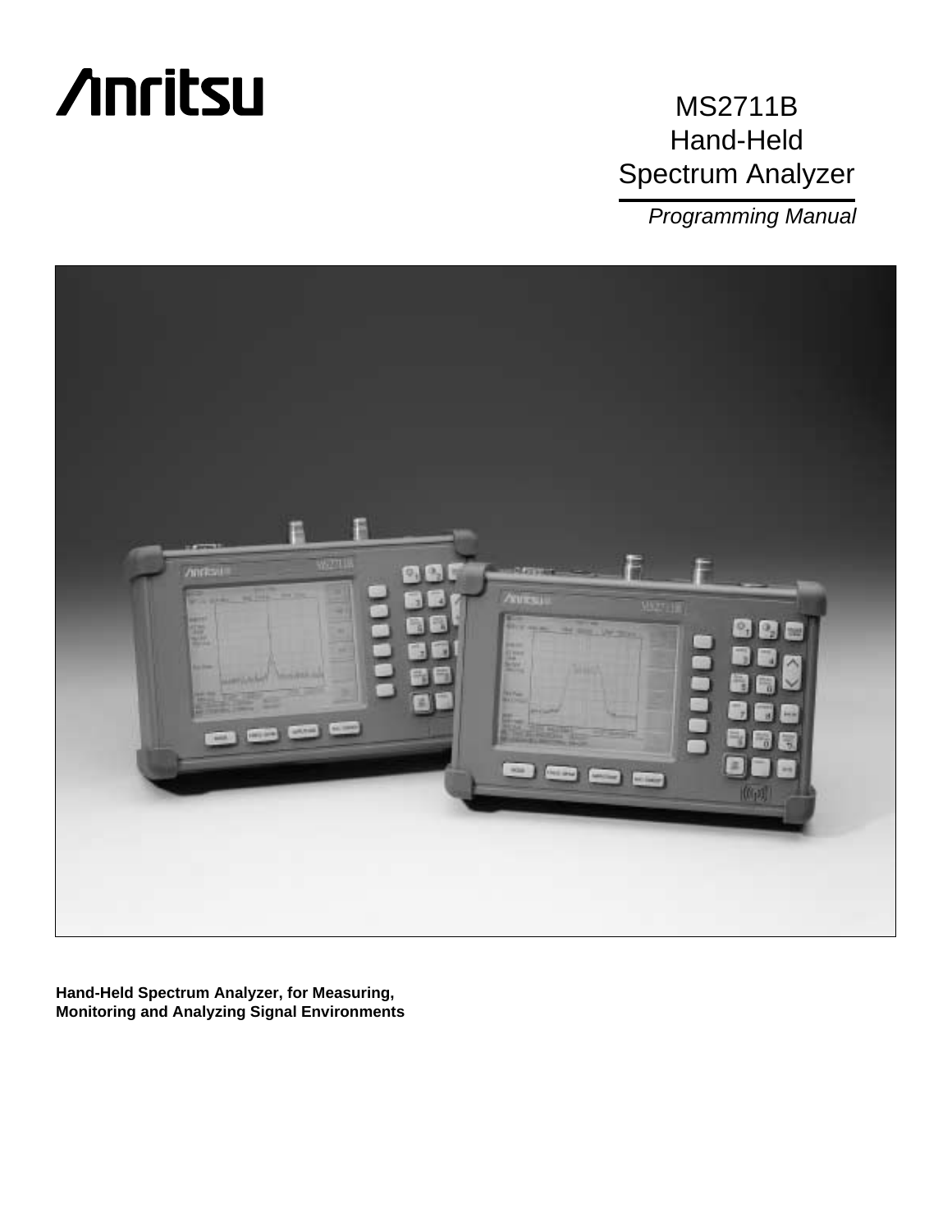Anritsu

# MS2711B
# Hand-Held
# Spectrum Analyzer

*Programming Manual*

**Hand-Held Spectrum Analyzer, for Measuring, Monitoring and Analyzing Signal Environments**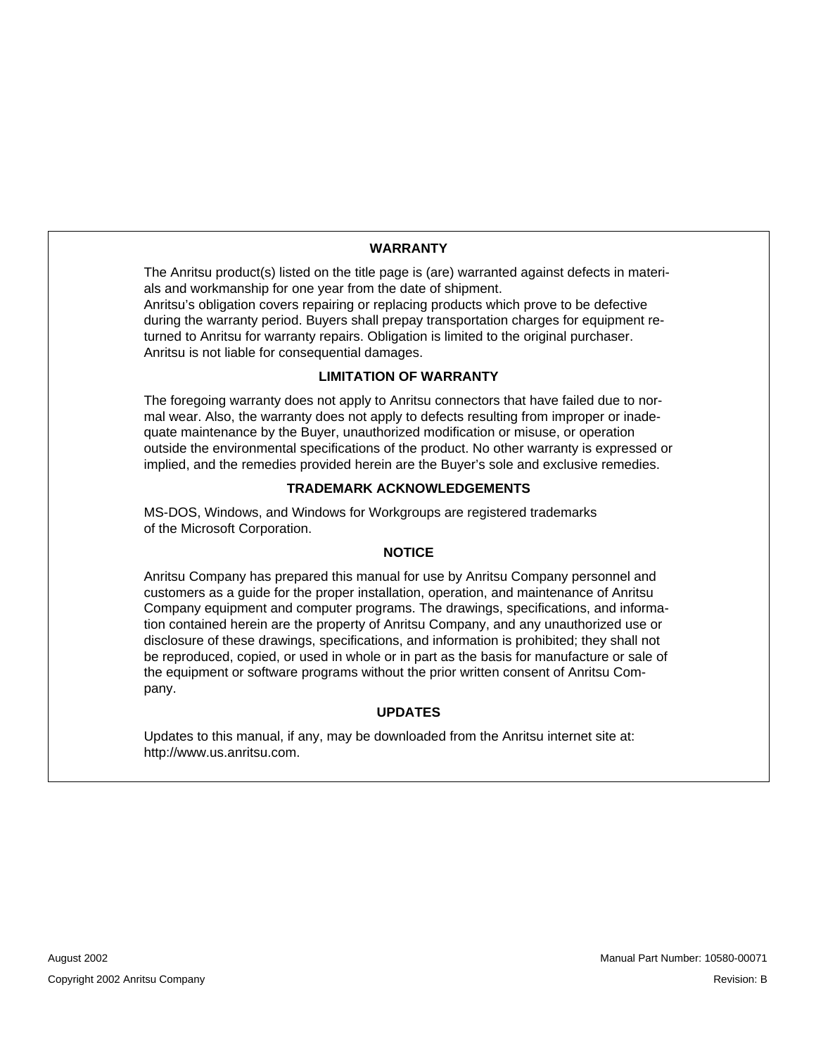## WARRANTY

The Anritsu product(s) listed on the title page is (are) warranted against defects in materials and workmanship for one year from the date of shipment.
Anritsu's obligation covers repairing or replacing products which prove to be defective during the warranty period. Buyers shall prepay transportation charges for equipment returned to Anritsu for warranty repairs. Obligation is limited to the original purchaser. Anritsu is not liable for consequential damages.

## LIMITATION OF WARRANTY

The foregoing warranty does not apply to Anritsu connectors that have failed due to normal wear. Also, the warranty does not apply to defects resulting from improper or inadequate maintenance by the Buyer, unauthorized modification or misuse, or operation outside the environmental specifications of the product. No other warranty is expressed or implied, and the remedies provided herein are the Buyer's sole and exclusive remedies.

## TRADEMARK ACKNOWLEDGEMENTS

MS-DOS, Windows, and Windows for Workgroups are registered trademarks of the Microsoft Corporation.

## NOTICE

Anritsu Company has prepared this manual for use by Anritsu Company personnel and customers as a guide for the proper installation, operation, and maintenance of Anritsu Company equipment and computer programs. The drawings, specifications, and information contained herein are the property of Anritsu Company, and any unauthorized use or disclosure of these drawings, specifications, and information is prohibited; they shall not be reproduced, copied, or used in whole or in part as the basis for manufacture or sale of the equipment or software programs without the prior written consent of Anritsu Company.

## UPDATES

Updates to this manual, if any, may be downloaded from the Anritsu internet site at: http://www.us.anritsu.com.

August 2002

Copyright 2002 Anritsu Company

Manual Part Number: 10580-00071

Revision: B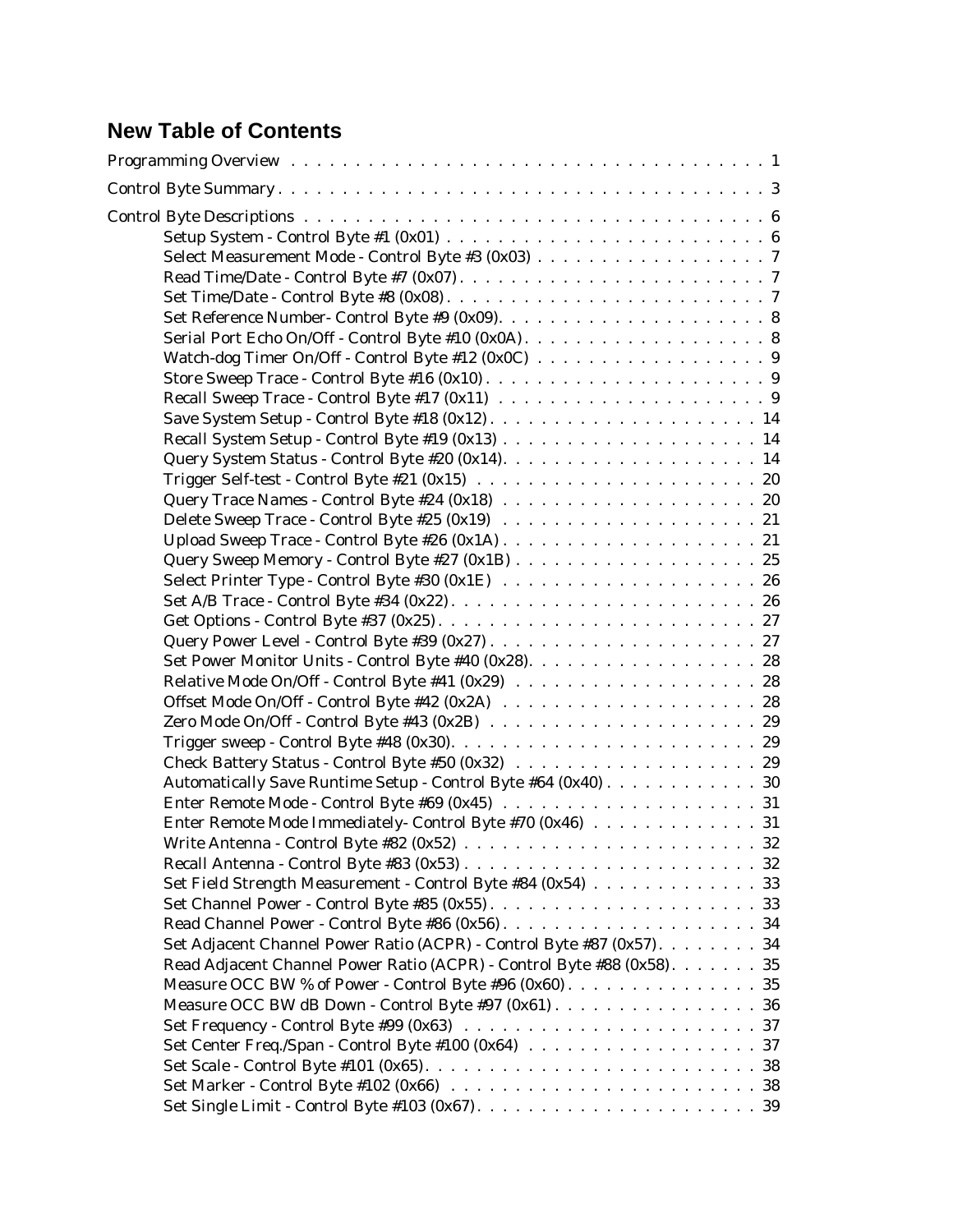## New Table of Contents

Programming Overview . . . . . . . . . . . . . . . . . . . . . . . . . . . . . . . . . . . . . . 1

Control Byte Summary . . . . . . . . . . . . . . . . . . . . . . . . . . . . . . . . . . . . . . 3

Control Byte Descriptions . . . . . . . . . . . . . . . . . . . . . . . . . . . . . . . . . . . . . . 6

- Setup System - Control Byte #1 (0x01) . . . . . . . . . . . . . . . . . . . . . . . . . 6
- Select Measurement Mode - Control Byte #3 (0x03) . . . . . . . . . . . . . . . . . . 7
- Read Time/Date - Control Byte #7 (0x07) . . . . . . . . . . . . . . . . . . . . . . . . 7
- Set Time/Date - Control Byte #8 (0x08) . . . . . . . . . . . . . . . . . . . . . . . . . 7
- Set Reference Number- Control Byte #9 (0x09) . . . . . . . . . . . . . . . . . . . . . 8
- Serial Port Echo On/Off - Control Byte #10 (0x0A) . . . . . . . . . . . . . . . . . . 8
- Watch-dog Timer On/Off - Control Byte #12 (0x0C) . . . . . . . . . . . . . . . . . . 9
- Store Sweep Trace - Control Byte #16 (0x10) . . . . . . . . . . . . . . . . . . . . . 9
- Recall Sweep Trace - Control Byte #17 (0x11) . . . . . . . . . . . . . . . . . . . . . 9
- Save System Setup - Control Byte #18 (0x12) . . . . . . . . . . . . . . . . . . . . . 14
- Recall System Setup - Control Byte #19 (0x13) . . . . . . . . . . . . . . . . . . . . 14
- Query System Status - Control Byte #20 (0x14) . . . . . . . . . . . . . . . . . . . . 14
- Trigger Self-test - Control Byte #21 (0x15) . . . . . . . . . . . . . . . . . . . . . . 20
- Query Trace Names - Control Byte #24 (0x18) . . . . . . . . . . . . . . . . . . . . 20
- Delete Sweep Trace - Control Byte #25 (0x19) . . . . . . . . . . . . . . . . . . . . 21
- Upload Sweep Trace - Control Byte #26 (0x1A) . . . . . . . . . . . . . . . . . . . . 21
- Query Sweep Memory - Control Byte #27 (0x1B) . . . . . . . . . . . . . . . . . . . 25
- Select Printer Type - Control Byte #30 (0x1E) . . . . . . . . . . . . . . . . . . . . 26
- Set A/B Trace - Control Byte #34 (0x22) . . . . . . . . . . . . . . . . . . . . . . . . 26
- Get Options - Control Byte #37 (0x25) . . . . . . . . . . . . . . . . . . . . . . . . . 27
- Query Power Level - Control Byte #39 (0x27) . . . . . . . . . . . . . . . . . . . . . 27
- Set Power Monitor Units - Control Byte #40 (0x28) . . . . . . . . . . . . . . . . . . 28
- Relative Mode On/Off - Control Byte #41 (0x29) . . . . . . . . . . . . . . . . . . . 28
- Offset Mode On/Off - Control Byte #42 (0x2A) . . . . . . . . . . . . . . . . . . . . 28
- Zero Mode On/Off - Control Byte #43 (0x2B) . . . . . . . . . . . . . . . . . . . . . 29
- Trigger sweep - Control Byte #48 (0x30) . . . . . . . . . . . . . . . . . . . . . . . . 29
- Check Battery Status - Control Byte #50 (0x32) . . . . . . . . . . . . . . . . . . . 29
- Automatically Save Runtime Setup - Control Byte #64 (0x40) . . . . . . . . . . . . 30
- Enter Remote Mode - Control Byte #69 (0x45) . . . . . . . . . . . . . . . . . . . . 31
- Enter Remote Mode Immediately- Control Byte #70 (0x46) . . . . . . . . . . . . . 31
- Write Antenna - Control Byte #82 (0x52) . . . . . . . . . . . . . . . . . . . . . . . 32
- Recall Antenna - Control Byte #83 (0x53) . . . . . . . . . . . . . . . . . . . . . . . 32
- Set Field Strength Measurement - Control Byte #84 (0x54) . . . . . . . . . . . . . 33
- Set Channel Power - Control Byte #85 (0x55) . . . . . . . . . . . . . . . . . . . . . 33
- Read Channel Power - Control Byte #86 (0x56) . . . . . . . . . . . . . . . . . . . . 34
- Set Adjacent Channel Power Ratio (ACPR) - Control Byte #87 (0x57) . . . . . . . . 34
- Read Adjacent Channel Power Ratio (ACPR) - Control Byte #88 (0x58) . . . . . . . 35
- Measure OCC BW % of Power - Control Byte #96 (0x60) . . . . . . . . . . . . . . . 35
- Measure OCC BW dB Down - Control Byte #97 (0x61) . . . . . . . . . . . . . . . . 36
- Set Frequency - Control Byte #99 (0x63) . . . . . . . . . . . . . . . . . . . . . . . 37
- Set Center Freq./Span - Control Byte #100 (0x64) . . . . . . . . . . . . . . . . . . 37
- Set Scale - Control Byte #101 (0x65) . . . . . . . . . . . . . . . . . . . . . . . . . 38
- Set Marker - Control Byte #102 (0x66) . . . . . . . . . . . . . . . . . . . . . . . . 38
- Set Single Limit - Control Byte #103 (0x67) . . . . . . . . . . . . . . . . . . . . . 39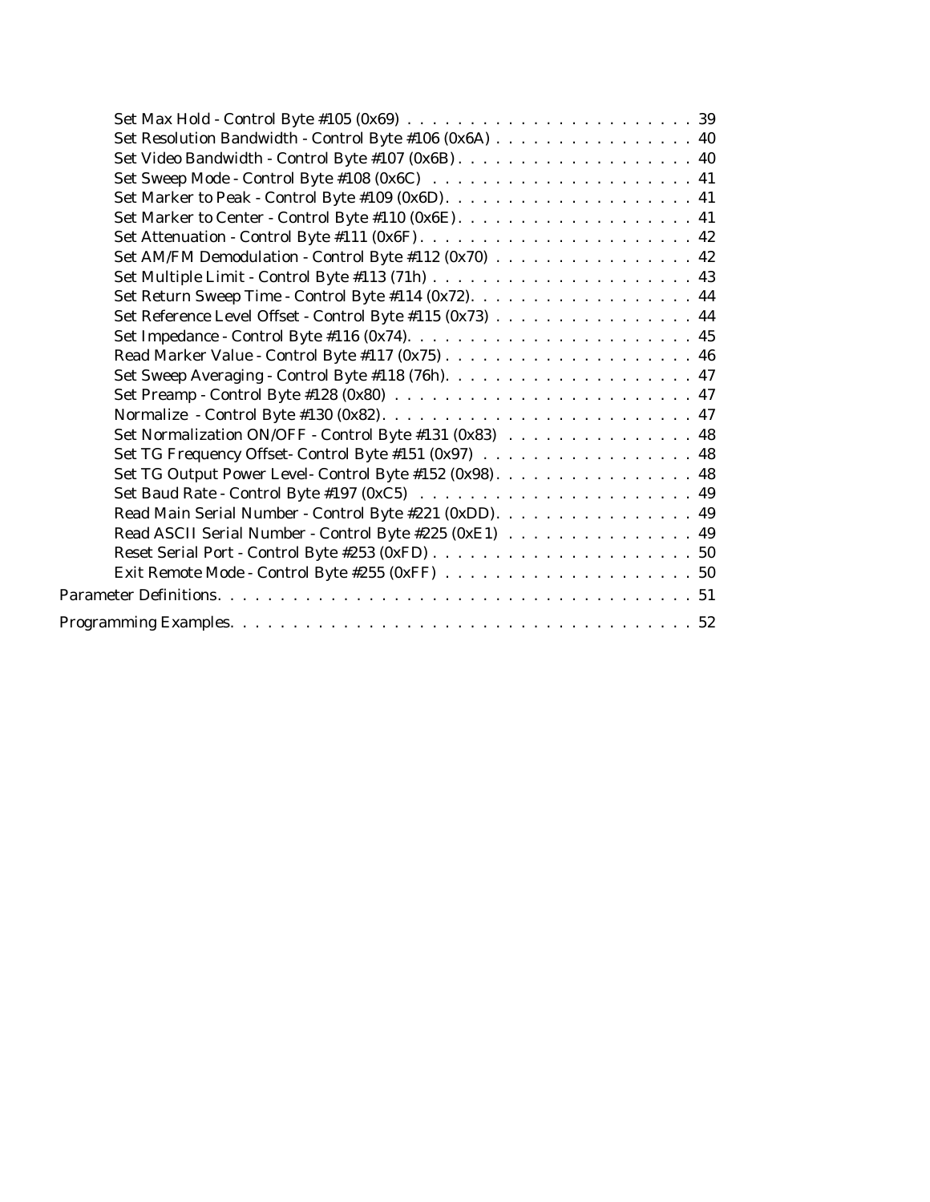Set Max Hold - Control Byte #105 (0x69) . . . . . . . . . . . . . . . . . . . . . . . . 39
Set Resolution Bandwidth - Control Byte #106 (0x6A) . . . . . . . . . . . . . . . . . 40
Set Video Bandwidth - Control Byte #107 (0x6B) . . . . . . . . . . . . . . . . . . . . 40
Set Sweep Mode - Control Byte #108 (0x6C) . . . . . . . . . . . . . . . . . . . . . . 41
Set Marker to Peak - Control Byte #109 (0x6D). . . . . . . . . . . . . . . . . . . . . 41
Set Marker to Center - Control Byte #110 (0x6E) . . . . . . . . . . . . . . . . . . . . 41
Set Attenuation - Control Byte #111 (0x6F) . . . . . . . . . . . . . . . . . . . . . . . 42
Set AM/FM Demodulation - Control Byte #112 (0x70) . . . . . . . . . . . . . . . . . 42
Set Multiple Limit - Control Byte #113 (71h) . . . . . . . . . . . . . . . . . . . . . . 43
Set Return Sweep Time - Control Byte #114 (0x72). . . . . . . . . . . . . . . . . . . 44
Set Reference Level Offset - Control Byte #115 (0x73) . . . . . . . . . . . . . . . . . 44
Set Impedance - Control Byte #116 (0x74). . . . . . . . . . . . . . . . . . . . . . . . 45
Read Marker Value - Control Byte #117 (0x75) . . . . . . . . . . . . . . . . . . . . . 46
Set Sweep Averaging - Control Byte #118 (76h). . . . . . . . . . . . . . . . . . . . . 47
Set Preamp - Control Byte #128 (0x80) . . . . . . . . . . . . . . . . . . . . . . . . . 47
Normalize - Control Byte #130 (0x82). . . . . . . . . . . . . . . . . . . . . . . . . . 47
Set Normalization ON/OFF - Control Byte #131 (0x83) . . . . . . . . . . . . . . . . 48
Set TG Frequency Offset- Control Byte #151 (0x97) . . . . . . . . . . . . . . . . . . 48
Set TG Output Power Level- Control Byte #152 (0x98). . . . . . . . . . . . . . . . . 48
Set Baud Rate - Control Byte #197 (0xC5) . . . . . . . . . . . . . . . . . . . . . . . 49
Read Main Serial Number - Control Byte #221 (0xDD). . . . . . . . . . . . . . . . . 49
Read ASCII Serial Number - Control Byte #225 (0xE1) . . . . . . . . . . . . . . . . 49
Reset Serial Port - Control Byte #253 (0xFD) . . . . . . . . . . . . . . . . . . . . . . 50
Exit Remote Mode - Control Byte #255 (0xFF) . . . . . . . . . . . . . . . . . . . . . 50

Parameter Definitions. . . . . . . . . . . . . . . . . . . . . . . . . . . . . . . . . . . . . 51

Programming Examples. . . . . . . . . . . . . . . . . . . . . . . . . . . . . . . . . . . . 52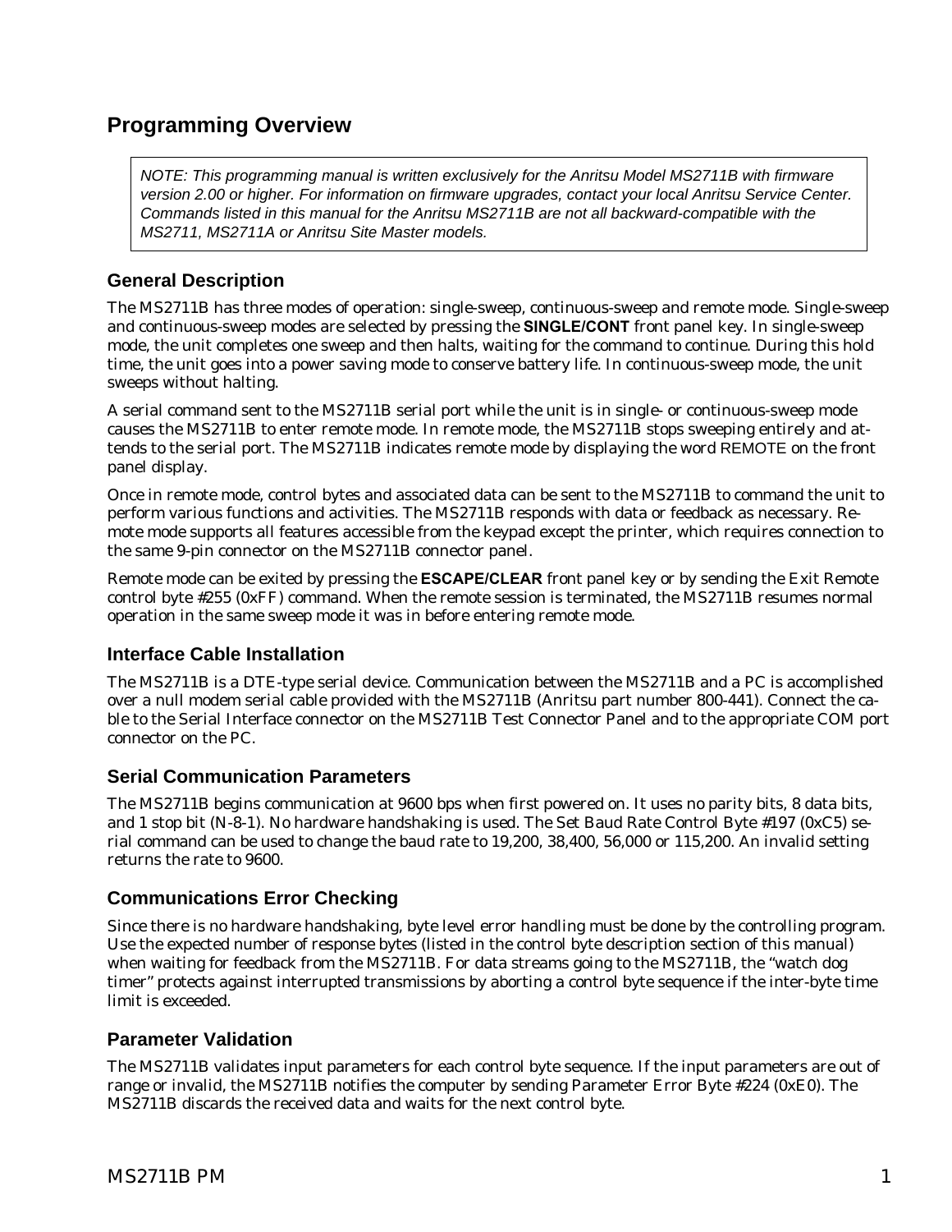# Programming Overview

> *NOTE: This programming manual is written exclusively for the Anritsu Model MS2711B with firmware version 2.00 or higher. For information on firmware upgrades, contact your local Anritsu Service Center. Commands listed in this manual for the Anritsu MS2711B are not all backward-compatible with the MS2711, MS2711A or Anritsu Site Master models.*

## General Description

The MS2711B has three modes of operation: single-sweep, continuous-sweep and remote mode. Single-sweep and continuous-sweep modes are selected by pressing the **SINGLE/CONT** front panel key. In single-sweep mode, the unit completes one sweep and then halts, waiting for the command to continue. During this hold time, the unit goes into a power saving mode to conserve battery life. In continuous-sweep mode, the unit sweeps without halting.

A serial command sent to the MS2711B serial port while the unit is in single- or continuous-sweep mode causes the MS2711B to enter remote mode. In remote mode, the MS2711B stops sweeping entirely and attends to the serial port. The MS2711B indicates remote mode by displaying the word REMOTE on the front panel display.

Once in remote mode, control bytes and associated data can be sent to the MS2711B to command the unit to perform various functions and activities. The MS2711B responds with data or feedback as necessary. Remote mode supports all features accessible from the keypad except the printer, which requires connection to the same 9-pin connector on the MS2711B connector panel.

Remote mode can be exited by pressing the **ESCAPE/CLEAR** front panel key or by sending the Exit Remote control byte #255 (0xFF) command. When the remote session is terminated, the MS2711B resumes normal operation in the same sweep mode it was in before entering remote mode.

## Interface Cable Installation

The MS2711B is a DTE-type serial device. Communication between the MS2711B and a PC is accomplished over a null modem serial cable provided with the MS2711B (Anritsu part number 800-441). Connect the cable to the Serial Interface connector on the MS2711B Test Connector Panel and to the appropriate COM port connector on the PC.

## Serial Communication Parameters

The MS2711B begins communication at 9600 bps when first powered on. It uses no parity bits, 8 data bits, and 1 stop bit (N-8-1). No hardware handshaking is used. The Set Baud Rate Control Byte #197 (0xC5) serial command can be used to change the baud rate to 19,200, 38,400, 56,000 or 115,200. An invalid setting returns the rate to 9600.

## Communications Error Checking

Since there is no hardware handshaking, byte level error handling must be done by the controlling program. Use the expected number of response bytes (listed in the control byte description section of this manual) when waiting for feedback from the MS2711B. For data streams going to the MS2711B, the "watch dog timer" protects against interrupted transmissions by aborting a control byte sequence if the inter-byte time limit is exceeded.

## Parameter Validation

The MS2711B validates input parameters for each control byte sequence. If the input parameters are out of range or invalid, the MS2711B notifies the computer by sending Parameter Error Byte #224 (0xE0). The MS2711B discards the received data and waits for the next control byte.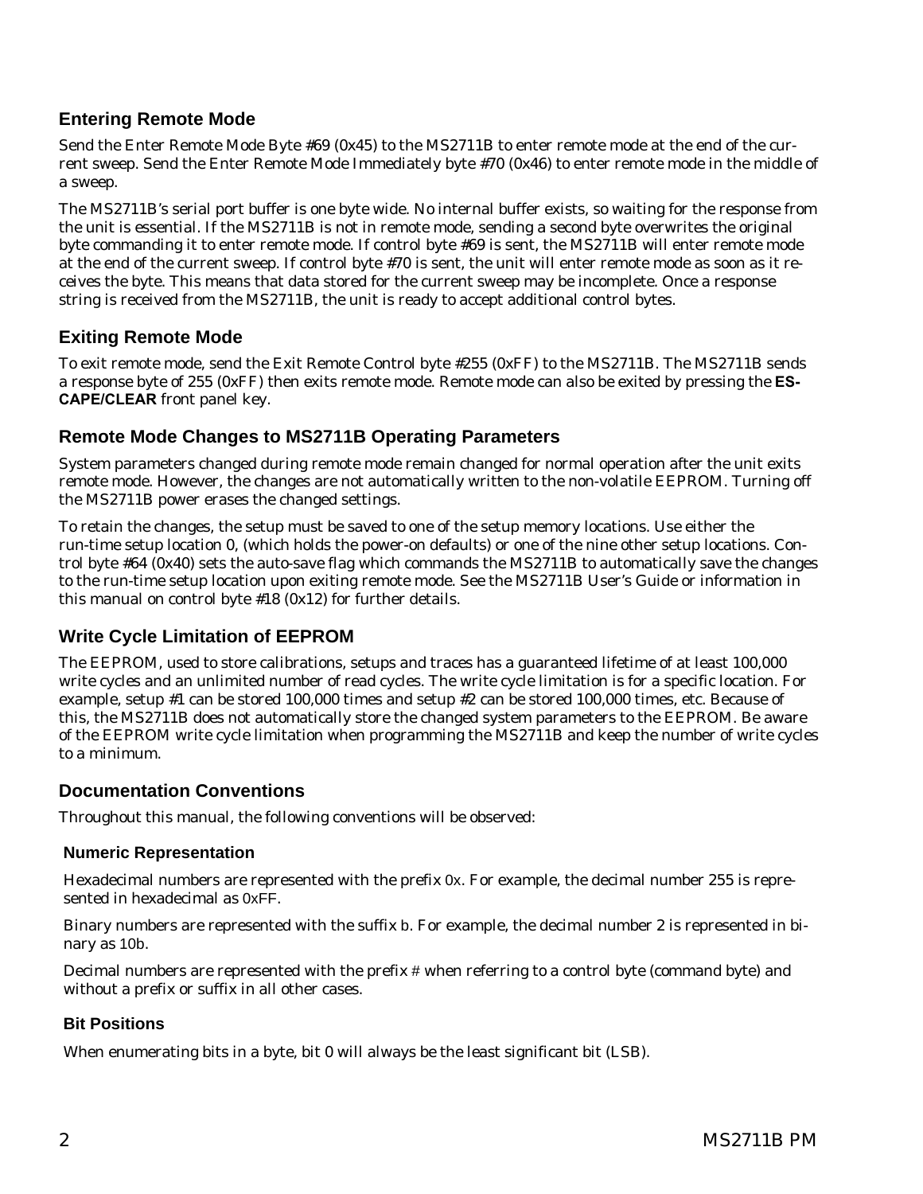## Entering Remote Mode

Send the Enter Remote Mode Byte #69 (0x45) to the MS2711B to enter remote mode at the end of the current sweep. Send the Enter Remote Mode Immediately byte #70 (0x46) to enter remote mode in the middle of a sweep.

The MS2711B's serial port buffer is one byte wide. No internal buffer exists, so waiting for the response from the unit is essential. If the MS2711B is not in remote mode, sending a second byte overwrites the original byte commanding it to enter remote mode. If control byte #69 is sent, the MS2711B will enter remote mode at the end of the current sweep. If control byte #70 is sent, the unit will enter remote mode as soon as it receives the byte. This means that data stored for the current sweep may be incomplete. Once a response string is received from the MS2711B, the unit is ready to accept additional control bytes.

## Exiting Remote Mode

To exit remote mode, send the Exit Remote Control byte #255 (0xFF) to the MS2711B. The MS2711B sends a response byte of 255 (0xFF) then exits remote mode. Remote mode can also be exited by pressing the **ESCAPE/CLEAR** front panel key.

## Remote Mode Changes to MS2711B Operating Parameters

System parameters changed during remote mode remain changed for normal operation after the unit exits remote mode. However, the changes are not automatically written to the non-volatile EEPROM. Turning off the MS2711B power erases the changed settings.

To retain the changes, the setup must be saved to one of the setup memory locations. Use either the run-time setup location 0, (which holds the power-on defaults) or one of the nine other setup locations. Control byte #64 (0x40) sets the auto-save flag which commands the MS2711B to automatically save the changes to the run-time setup location upon exiting remote mode. See the MS2711B User's Guide or information in this manual on control byte #18 (0x12) for further details.

## Write Cycle Limitation of EEPROM

The EEPROM, used to store calibrations, setups and traces has a guaranteed lifetime of at least 100,000 write cycles and an unlimited number of read cycles. The write cycle limitation is for a specific location. For example, setup #1 can be stored 100,000 times and setup #2 can be stored 100,000 times, etc. Because of this, the MS2711B does not automatically store the changed system parameters to the EEPROM. Be aware of the EEPROM write cycle limitation when programming the MS2711B and keep the number of write cycles to a minimum.

## Documentation Conventions

Throughout this manual, the following conventions will be observed:

### Numeric Representation

Hexadecimal numbers are represented with the prefix 0x. For example, the decimal number 255 is represented in hexadecimal as 0xFF.

Binary numbers are represented with the suffix b. For example, the decimal number 2 is represented in binary as 10b.

Decimal numbers are represented with the prefix # when referring to a control byte (command byte) and without a prefix or suffix in all other cases.

### Bit Positions

When enumerating bits in a byte, bit 0 will always be the least significant bit (LSB).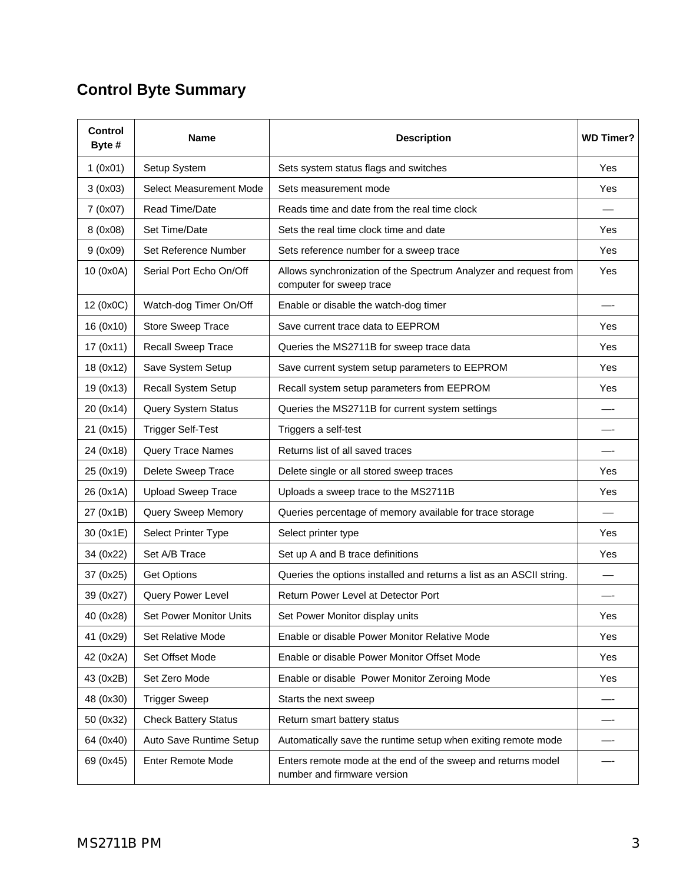## Control Byte Summary

| Control Byte # | Name | Description | WD Timer? |
|---|---|---|---|
| 1 (0x01) | Setup System | Sets system status flags and switches | Yes |
| 3 (0x03) | Select Measurement Mode | Sets measurement mode | Yes |
| 7 (0x07) | Read Time/Date | Reads time and date from the real time clock | — |
| 8 (0x08) | Set Time/Date | Sets the real time clock time and date | Yes |
| 9 (0x09) | Set Reference Number | Sets reference number for a sweep trace | Yes |
| 10 (0x0A) | Serial Port Echo On/Off | Allows synchronization of the Spectrum Analyzer and request from computer for sweep trace | Yes |
| 12 (0x0C) | Watch-dog Timer On/Off | Enable or disable the watch-dog timer | —- |
| 16 (0x10) | Store Sweep Trace | Save current trace data to EEPROM | Yes |
| 17 (0x11) | Recall Sweep Trace | Queries the MS2711B for sweep trace data | Yes |
| 18 (0x12) | Save System Setup | Save current system setup parameters to EEPROM | Yes |
| 19 (0x13) | Recall System Setup | Recall system setup parameters from EEPROM | Yes |
| 20 (0x14) | Query System Status | Queries the MS2711B for current system settings | —- |
| 21 (0x15) | Trigger Self-Test | Triggers a self-test | —- |
| 24 (0x18) | Query Trace Names | Returns list of all saved traces | —- |
| 25 (0x19) | Delete Sweep Trace | Delete single or all stored sweep traces | Yes |
| 26 (0x1A) | Upload Sweep Trace | Uploads a sweep trace to the MS2711B | Yes |
| 27 (0x1B) | Query Sweep Memory | Queries percentage of memory available for trace storage | — |
| 30 (0x1E) | Select Printer Type | Select printer type | Yes |
| 34 (0x22) | Set A/B Trace | Set up A and B trace definitions | Yes |
| 37 (0x25) | Get Options | Queries the options installed and returns a list as an ASCII string. | — |
| 39 (0x27) | Query Power Level | Return Power Level at Detector Port | —- |
| 40 (0x28) | Set Power Monitor Units | Set Power Monitor display units | Yes |
| 41 (0x29) | Set Relative Mode | Enable or disable Power Monitor Relative Mode | Yes |
| 42 (0x2A) | Set Offset Mode | Enable or disable Power Monitor Offset Mode | Yes |
| 43 (0x2B) | Set Zero Mode | Enable or disable Power Monitor Zeroing Mode | Yes |
| 48 (0x30) | Trigger Sweep | Starts the next sweep | —- |
| 50 (0x32) | Check Battery Status | Return smart battery status | —- |
| 64 (0x40) | Auto Save Runtime Setup | Automatically save the runtime setup when exiting remote mode | —- |
| 69 (0x45) | Enter Remote Mode | Enters remote mode at the end of the sweep and returns model number and firmware version | —- |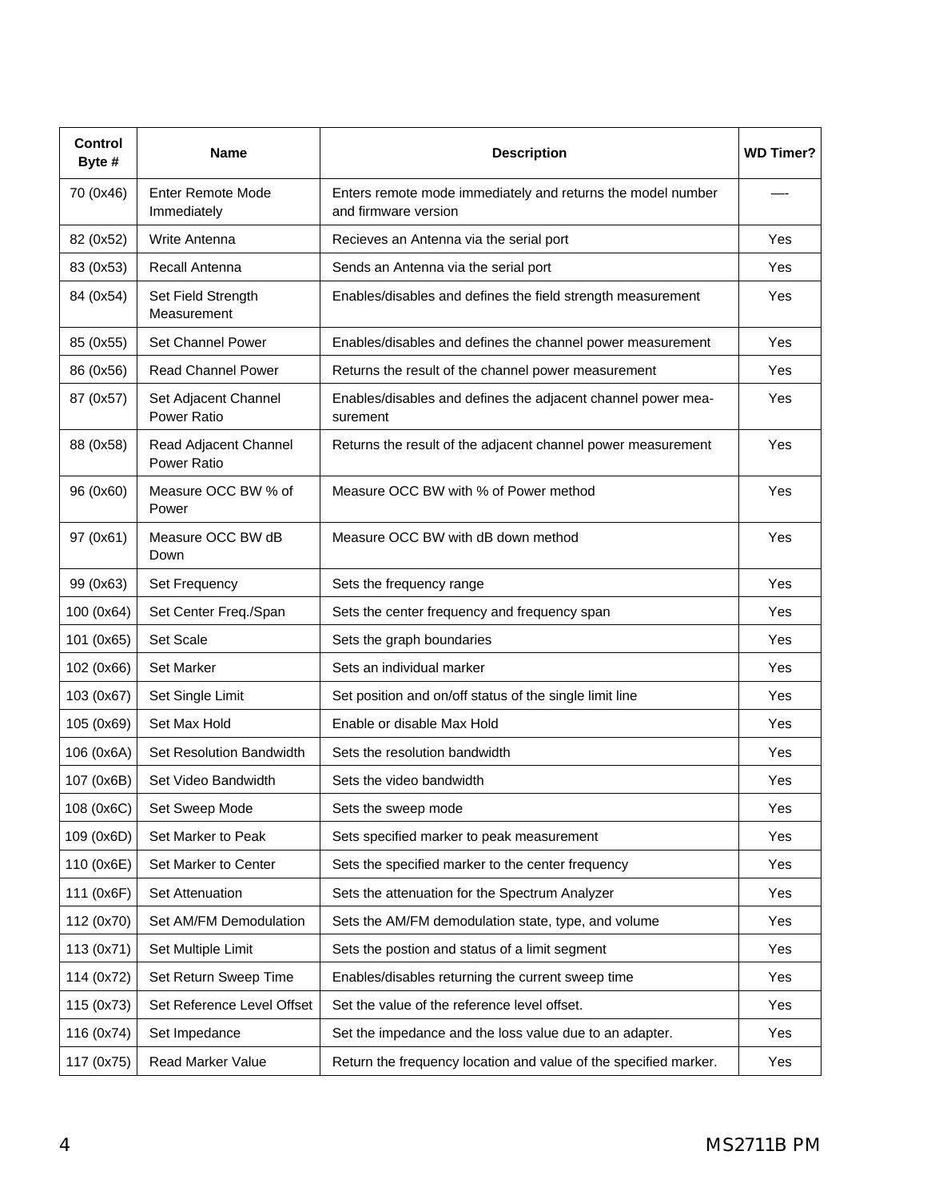| Control Byte # | Name | Description | WD Timer? |
|---|---|---|---|
| 70 (0x46) | Enter Remote Mode Immediately | Enters remote mode immediately and returns the model number and firmware version | —- |
| 82 (0x52) | Write Antenna | Recieves an Antenna via the serial port | Yes |
| 83 (0x53) | Recall Antenna | Sends an Antenna via the serial port | Yes |
| 84 (0x54) | Set Field Strength Measurement | Enables/disables and defines the field strength measurement | Yes |
| 85 (0x55) | Set Channel Power | Enables/disables and defines the channel power measurement | Yes |
| 86 (0x56) | Read Channel Power | Returns the result of the channel power measurement | Yes |
| 87 (0x57) | Set Adjacent Channel Power Ratio | Enables/disables and defines the adjacent channel power measurement | Yes |
| 88 (0x58) | Read Adjacent Channel Power Ratio | Returns the result of the adjacent channel power measurement | Yes |
| 96 (0x60) | Measure OCC BW % of Power | Measure OCC BW with % of Power method | Yes |
| 97 (0x61) | Measure OCC BW dB Down | Measure OCC BW with dB down method | Yes |
| 99 (0x63) | Set Frequency | Sets the frequency range | Yes |
| 100 (0x64) | Set Center Freq./Span | Sets the center frequency and frequency span | Yes |
| 101 (0x65) | Set Scale | Sets the graph boundaries | Yes |
| 102 (0x66) | Set Marker | Sets an individual marker | Yes |
| 103 (0x67) | Set Single Limit | Set position and on/off status of the single limit line | Yes |
| 105 (0x69) | Set Max Hold | Enable or disable Max Hold | Yes |
| 106 (0x6A) | Set Resolution Bandwidth | Sets the resolution bandwidth | Yes |
| 107 (0x6B) | Set Video Bandwidth | Sets the video bandwidth | Yes |
| 108 (0x6C) | Set Sweep Mode | Sets the sweep mode | Yes |
| 109 (0x6D) | Set Marker to Peak | Sets specified marker to peak measurement | Yes |
| 110 (0x6E) | Set Marker to Center | Sets the specified marker to the center frequency | Yes |
| 111 (0x6F) | Set Attenuation | Sets the attenuation for the Spectrum Analyzer | Yes |
| 112 (0x70) | Set AM/FM Demodulation | Sets the AM/FM demodulation state, type, and volume | Yes |
| 113 (0x71) | Set Multiple Limit | Sets the postion and status of a limit segment | Yes |
| 114 (0x72) | Set Return Sweep Time | Enables/disables returning the current sweep time | Yes |
| 115 (0x73) | Set Reference Level Offset | Set the value of the reference level offset. | Yes |
| 116 (0x74) | Set Impedance | Set the impedance and the loss value due to an adapter. | Yes |
| 117 (0x75) | Read Marker Value | Return the frequency location and value of the specified marker. | Yes |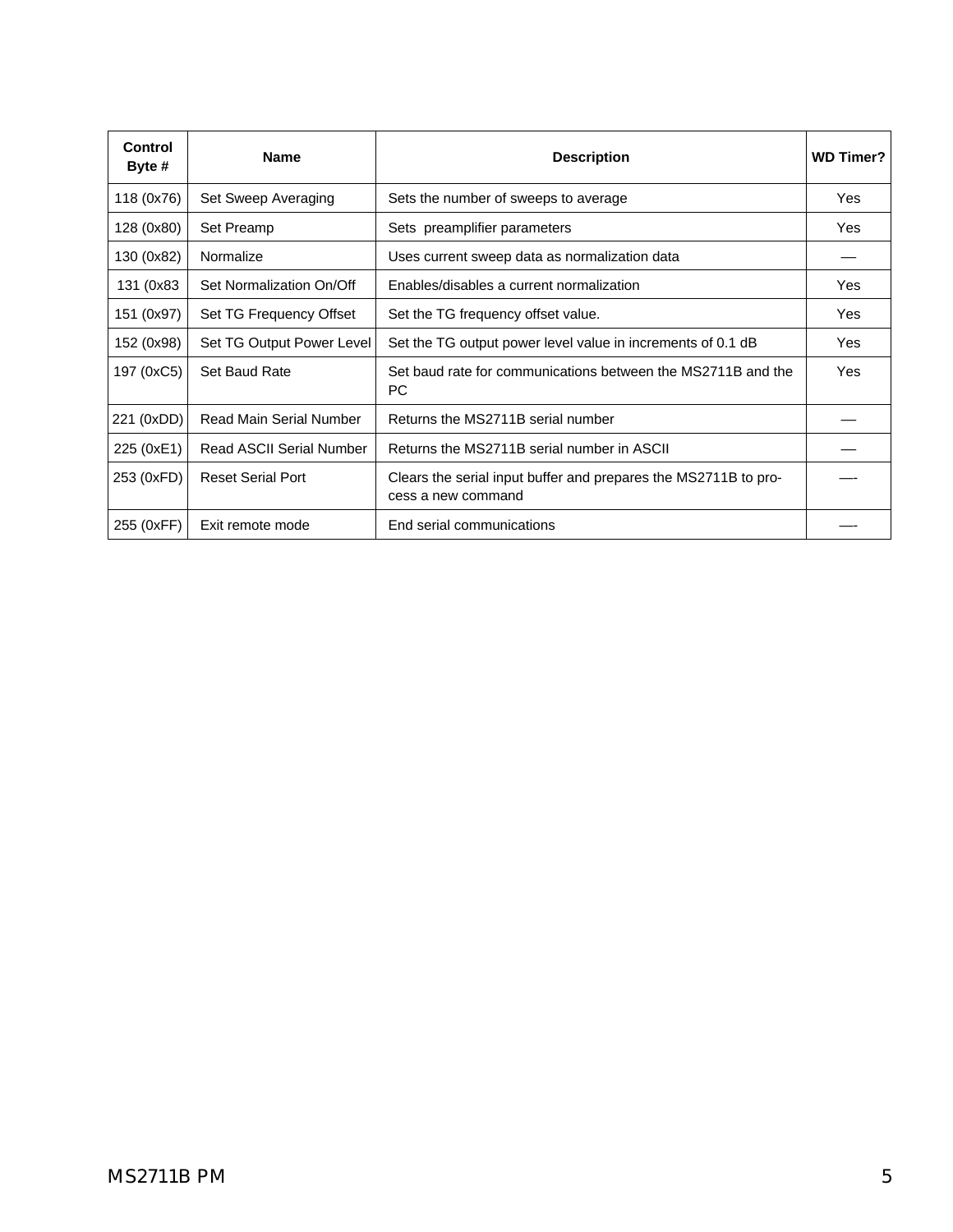| Control Byte # | Name | Description | WD Timer? |
|---|---|---|---|
| 118 (0x76) | Set Sweep Averaging | Sets the number of sweeps to average | Yes |
| 128 (0x80) | Set Preamp | Sets preamplifier parameters | Yes |
| 130 (0x82) | Normalize | Uses current sweep data as normalization data | — |
| 131 (0x83 | Set Normalization On/Off | Enables/disables a current normalization | Yes |
| 151 (0x97) | Set TG Frequency Offset | Set the TG frequency offset value. | Yes |
| 152 (0x98) | Set TG Output Power Level | Set the TG output power level value in increments of 0.1 dB | Yes |
| 197 (0xC5) | Set Baud Rate | Set baud rate for communications between the MS2711B and the PC | Yes |
| 221 (0xDD) | Read Main Serial Number | Returns the MS2711B serial number | — |
| 225 (0xE1) | Read ASCII Serial Number | Returns the MS2711B serial number in ASCII | — |
| 253 (0xFD) | Reset Serial Port | Clears the serial input buffer and prepares the MS2711B to process a new command | —- |
| 255 (0xFF) | Exit remote mode | End serial communications | —- |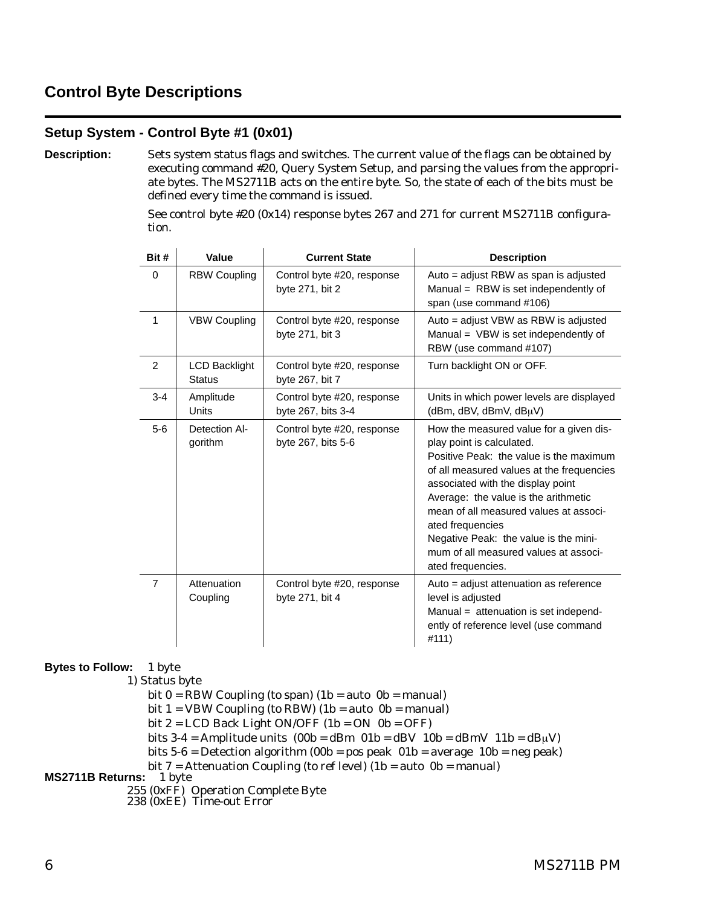## Control Byte Descriptions

### Setup System - Control Byte #1 (0x01)

**Description:** Sets system status flags and switches. The current value of the flags can be obtained by executing command #20, Query System Setup, and parsing the values from the appropriate bytes. The MS2711B acts on the entire byte. So, the state of each of the bits must be defined every time the command is issued.

See control byte #20 (0x14) response bytes 267 and 271 for current MS2711B configuration.

| Bit # | Value | Current State | Description |
|---|---|---|---|
| 0 | RBW Coupling | Control byte #20, response byte 271, bit 2 | Auto = adjust RBW as span is adjusted<br>Manual = RBW is set independently of span (use command #106) |
| 1 | VBW Coupling | Control byte #20, response byte 271, bit 3 | Auto = adjust VBW as RBW is adjusted<br>Manual = VBW is set independently of RBW (use command #107) |
| 2 | LCD Backlight Status | Control byte #20, response byte 267, bit 7 | Turn backlight ON or OFF. |
| 3-4 | Amplitude Units | Control byte #20, response byte 267, bits 3-4 | Units in which power levels are displayed (dBm, dBV, dBmV, dBμV) |
| 5-6 | Detection Algorithm | Control byte #20, response byte 267, bits 5-6 | How the measured value for a given display point is calculated.<br>Positive Peak: the value is the maximum of all measured values at the frequencies associated with the display point<br>Average: the value is the arithmetic mean of all measured values at associated frequencies<br>Negative Peak: the value is the minimum of all measured values at associated frequencies. |
| 7 | Attenuation Coupling | Control byte #20, response byte 271, bit 4 | Auto = adjust attenuation as reference level is adjusted<br>Manual = attenuation is set independently of reference level (use command #111) |

**Bytes to Follow:** 1 byte

1) Status byte
- bit 0 = RBW Coupling (to span) (1b = auto 0b = manual)
- bit 1 = VBW Coupling (to RBW) (1b = auto 0b = manual)
- bit 2 = LCD Back Light ON/OFF (1b = ON 0b = OFF)
- bits 3-4 = Amplitude units (00b = dBm 01b = dBV 10b = dBmV 11b = dBμV)
- bits 5-6 = Detection algorithm (00b = pos peak 01b = average 10b = neg peak)
- bit 7 = Attenuation Coupling (to ref level) (1b = auto 0b = manual)

**MS2711B Returns:** 1 byte

255 (0xFF) Operation Complete Byte
238 (0xEE) Time-out Error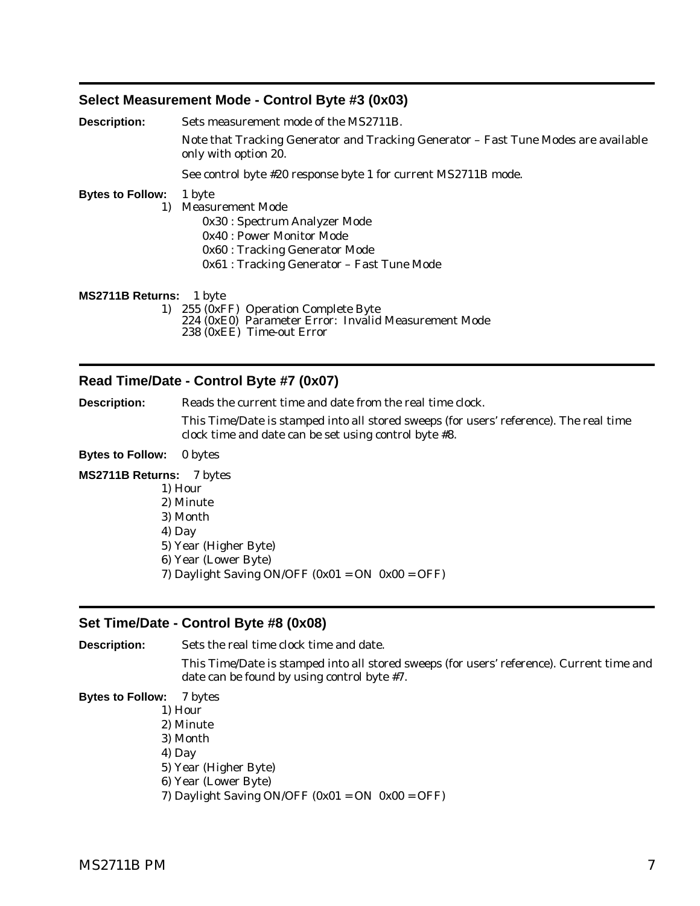## Select Measurement Mode - Control Byte #3 (0x03)

**Description:** Sets measurement mode of the MS2711B.

Note that Tracking Generator and Tracking Generator – Fast Tune Modes are available only with option 20.

See control byte #20 response byte 1 for current MS2711B mode.

**Bytes to Follow:** 1 byte

1) Measurement Mode
   - 0x30 : Spectrum Analyzer Mode
   - 0x40 : Power Monitor Mode
   - 0x60 : Tracking Generator Mode
   - 0x61 : Tracking Generator – Fast Tune Mode

**MS2711B Returns:** 1 byte

1) 255 (0xFF) Operation Complete Byte
   224 (0xE0) Parameter Error: Invalid Measurement Mode
   238 (0xEE) Time-out Error

## Read Time/Date - Control Byte #7 (0x07)

**Description:** Reads the current time and date from the real time clock.

This Time/Date is stamped into all stored sweeps (for users' reference). The real time clock time and date can be set using control byte #8.

**Bytes to Follow:** 0 bytes

**MS2711B Returns:** 7 bytes

1) Hour
2) Minute
3) Month
4) Day
5) Year (Higher Byte)
6) Year (Lower Byte)
7) Daylight Saving ON/OFF (0x01 = ON 0x00 = OFF)

## Set Time/Date - Control Byte #8 (0x08)

**Description:** Sets the real time clock time and date.

This Time/Date is stamped into all stored sweeps (for users' reference). Current time and date can be found by using control byte #7.

**Bytes to Follow:** 7 bytes

1) Hour
2) Minute
3) Month
4) Day
5) Year (Higher Byte)
6) Year (Lower Byte)
7) Daylight Saving ON/OFF (0x01 = ON 0x00 = OFF)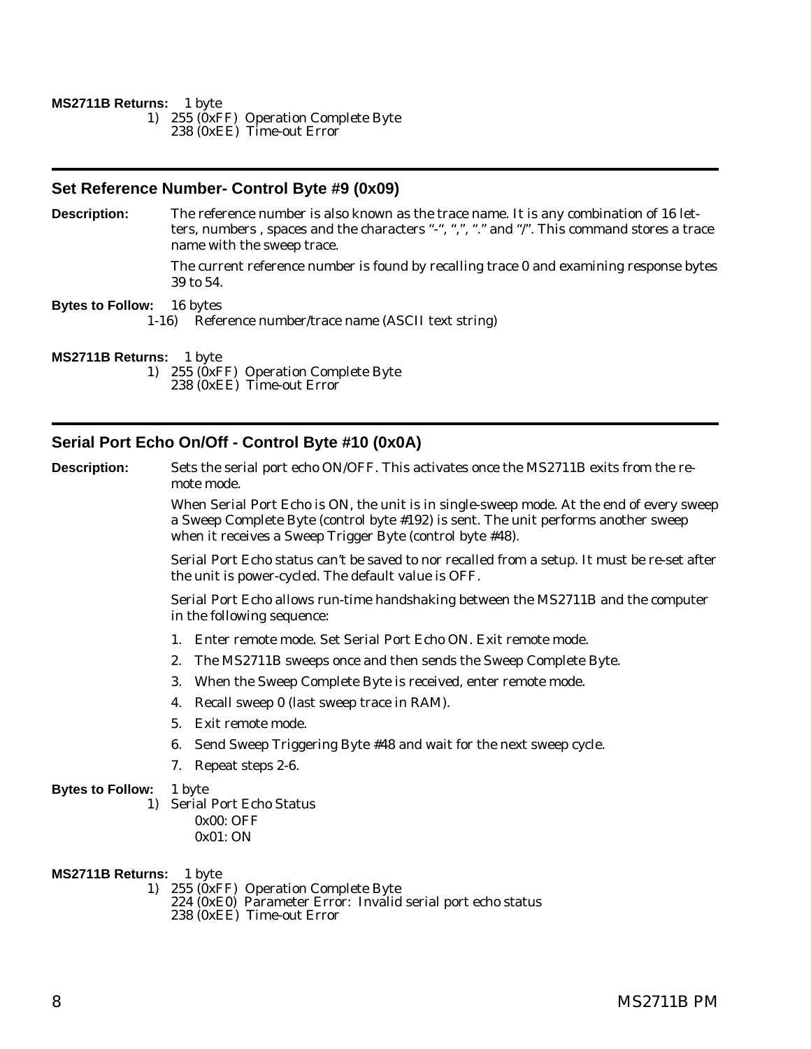**MS2711B Returns:** 1 byte

1) 255 (0xFF) Operation Complete Byte
   238 (0xEE) Time-out Error

## Set Reference Number- Control Byte #9 (0x09)

**Description:** The reference number is also known as the trace name. It is any combination of 16 letters, numbers , spaces and the characters "-", ",", "." and "/". This command stores a trace name with the sweep trace.

The current reference number is found by recalling trace 0 and examining response bytes 39 to 54.

**Bytes to Follow:** 16 bytes

1-16) Reference number/trace name (ASCII text string)

**MS2711B Returns:** 1 byte

1) 255 (0xFF) Operation Complete Byte
   238 (0xEE) Time-out Error

## Serial Port Echo On/Off - Control Byte #10 (0x0A)

**Description:** Sets the serial port echo ON/OFF. This activates once the MS2711B exits from the remote mode.

When Serial Port Echo is ON, the unit is in single-sweep mode. At the end of every sweep a Sweep Complete Byte (control byte #192) is sent. The unit performs another sweep when it receives a Sweep Trigger Byte (control byte #48).

Serial Port Echo status can't be saved to nor recalled from a setup. It must be re-set after the unit is power-cycled. The default value is OFF.

Serial Port Echo allows run-time handshaking between the MS2711B and the computer in the following sequence:

1. Enter remote mode. Set Serial Port Echo ON. Exit remote mode.
2. The MS2711B sweeps once and then sends the Sweep Complete Byte.
3. When the Sweep Complete Byte is received, enter remote mode.
4. Recall sweep 0 (last sweep trace in RAM).
5. Exit remote mode.
6. Send Sweep Triggering Byte #48 and wait for the next sweep cycle.
7. Repeat steps 2-6.

**Bytes to Follow:** 1 byte

1) Serial Port Echo Status
   0x00: OFF
   0x01: ON

**MS2711B Returns:** 1 byte

1) 255 (0xFF) Operation Complete Byte
   224 (0xE0) Parameter Error: Invalid serial port echo status
   238 (0xEE) Time-out Error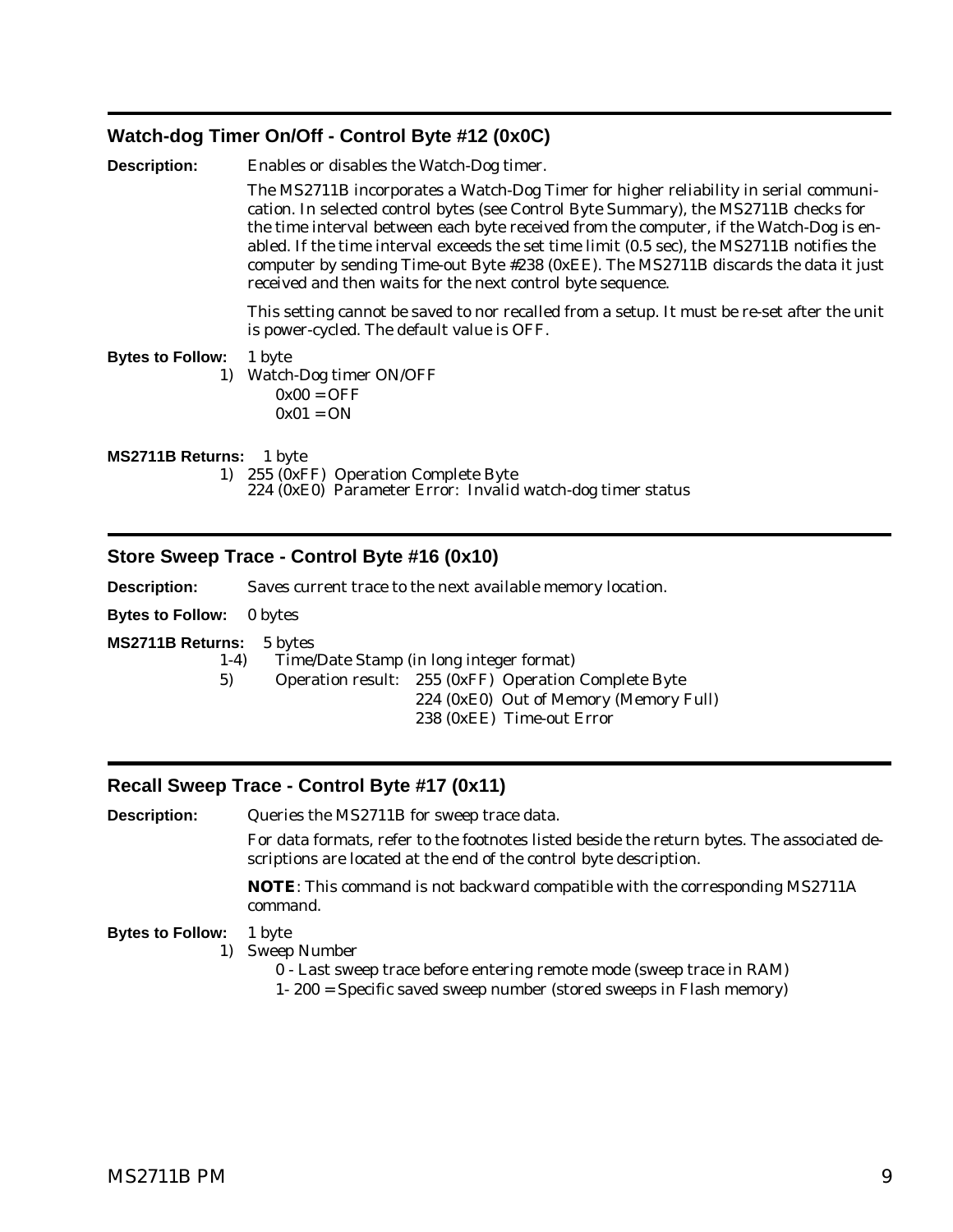## Watch-dog Timer On/Off - Control Byte #12 (0x0C)

**Description:** Enables or disables the Watch-Dog timer.

The MS2711B incorporates a Watch-Dog Timer for higher reliability in serial communication. In selected control bytes (see Control Byte Summary), the MS2711B checks for the time interval between each byte received from the computer, if the Watch-Dog is enabled. If the time interval exceeds the set time limit (0.5 sec), the MS2711B notifies the computer by sending Time-out Byte #238 (0xEE). The MS2711B discards the data it just received and then waits for the next control byte sequence.

This setting cannot be saved to nor recalled from a setup. It must be re-set after the unit is power-cycled. The default value is OFF.

**Bytes to Follow:** 1 byte

1) Watch-Dog timer ON/OFF
   - 0x00 = OFF
   - 0x01 = ON

**MS2711B Returns:** 1 byte

1) 255 (0xFF) Operation Complete Byte
   224 (0xE0) Parameter Error: Invalid watch-dog timer status

## Store Sweep Trace - Control Byte #16 (0x10)

**Description:** Saves current trace to the next available memory location.

**Bytes to Follow:** 0 bytes

**MS2711B Returns:** 5 bytes

1-4) Time/Date Stamp (in long integer format)

5) Operation result: 255 (0xFF) Operation Complete Byte
   224 (0xE0) Out of Memory (Memory Full)
   238 (0xEE) Time-out Error

## Recall Sweep Trace - Control Byte #17 (0x11)

**Description:** Queries the MS2711B for sweep trace data.

For data formats, refer to the footnotes listed beside the return bytes. The associated descriptions are located at the end of the control byte description.

**NOTE**: This command is not backward compatible with the corresponding MS2711A command.

**Bytes to Follow:** 1 byte

1) Sweep Number
   - 0 - Last sweep trace before entering remote mode (sweep trace in RAM)
   - 1- 200 = Specific saved sweep number (stored sweeps in Flash memory)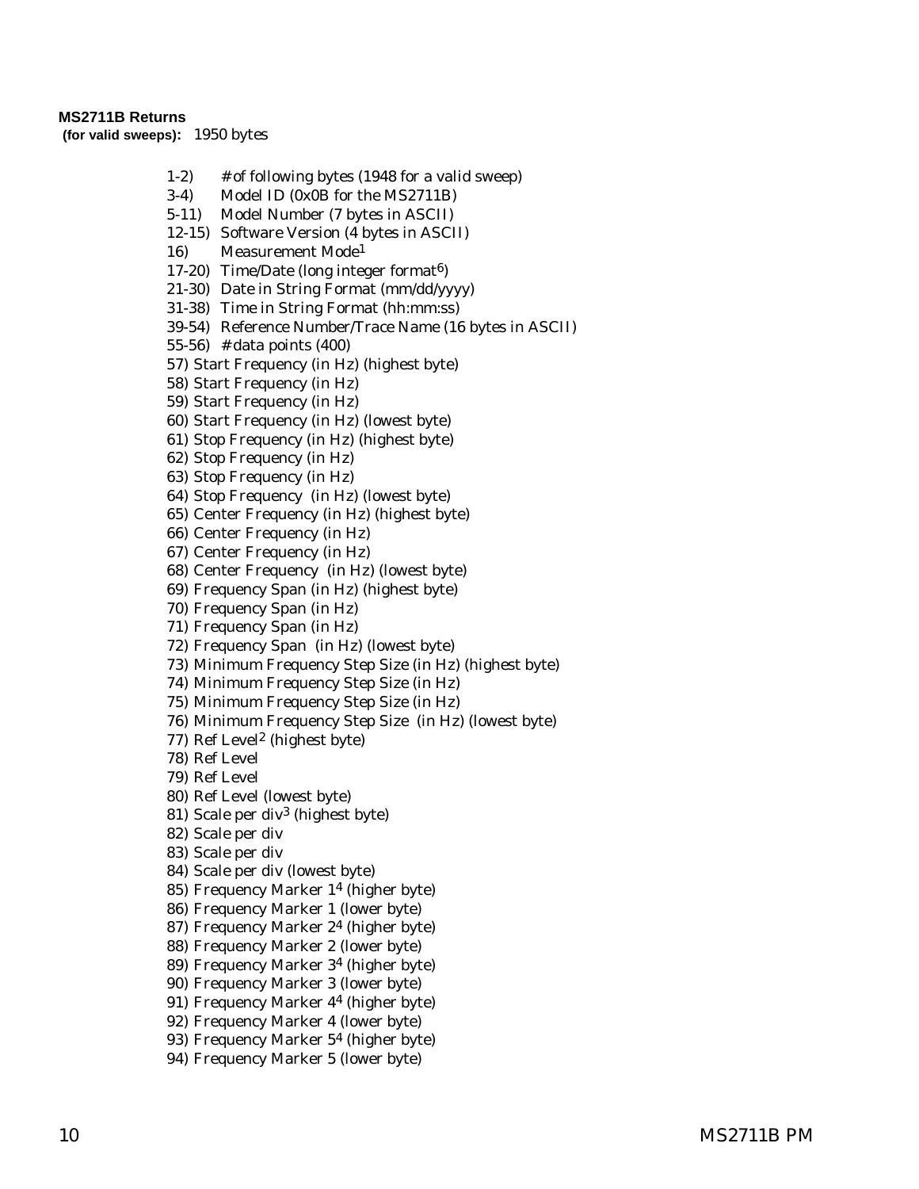**MS2711B Returns**
**(for valid sweeps):** 1950 bytes

1-2) # of following bytes (1948 for a valid sweep)
3-4) Model ID (0x0B for the MS2711B)
5-11) Model Number (7 bytes in ASCII)
12-15) Software Version (4 bytes in ASCII)
16) Measurement Mode[1]
17-20) Time/Date (long integer format[6])
21-30) Date in String Format (mm/dd/yyyy)
31-38) Time in String Format (hh:mm:ss)
39-54) Reference Number/Trace Name (16 bytes in ASCII)
55-56) # data points (400)
57) Start Frequency (in Hz) (highest byte)
58) Start Frequency (in Hz)
59) Start Frequency (in Hz)
60) Start Frequency (in Hz) (lowest byte)
61) Stop Frequency (in Hz) (highest byte)
62) Stop Frequency (in Hz)
63) Stop Frequency (in Hz)
64) Stop Frequency (in Hz) (lowest byte)
65) Center Frequency (in Hz) (highest byte)
66) Center Frequency (in Hz)
67) Center Frequency (in Hz)
68) Center Frequency (in Hz) (lowest byte)
69) Frequency Span (in Hz) (highest byte)
70) Frequency Span (in Hz)
71) Frequency Span (in Hz)
72) Frequency Span (in Hz) (lowest byte)
73) Minimum Frequency Step Size (in Hz) (highest byte)
74) Minimum Frequency Step Size (in Hz)
75) Minimum Frequency Step Size (in Hz)
76) Minimum Frequency Step Size (in Hz) (lowest byte)
77) Ref Level[2] (highest byte)
78) Ref Level
79) Ref Level
80) Ref Level (lowest byte)
81) Scale per div[3] (highest byte)
82) Scale per div
83) Scale per div
84) Scale per div (lowest byte)
85) Frequency Marker 1[4] (higher byte)
86) Frequency Marker 1 (lower byte)
87) Frequency Marker 2[4] (higher byte)
88) Frequency Marker 2 (lower byte)
89) Frequency Marker 3[4] (higher byte)
90) Frequency Marker 3 (lower byte)
91) Frequency Marker 4[4] (higher byte)
92) Frequency Marker 4 (lower byte)
93) Frequency Marker 5[4] (higher byte)
94) Frequency Marker 5 (lower byte)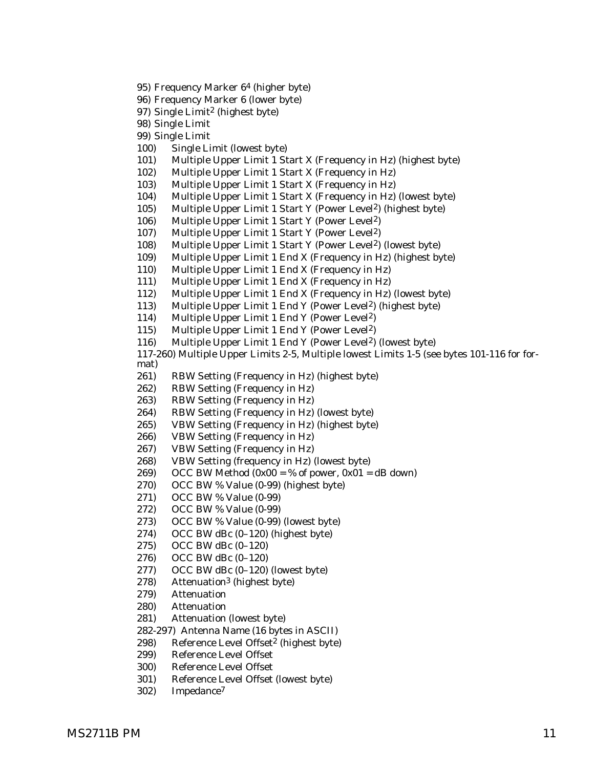95) Frequency Marker 6[4] (higher byte)
96) Frequency Marker 6 (lower byte)
97) Single Limit[2] (highest byte)
98) Single Limit
99) Single Limit
100) Single Limit (lowest byte)
101) Multiple Upper Limit 1 Start X (Frequency in Hz) (highest byte)
102) Multiple Upper Limit 1 Start X (Frequency in Hz)
103) Multiple Upper Limit 1 Start X (Frequency in Hz)
104) Multiple Upper Limit 1 Start X (Frequency in Hz) (lowest byte)
105) Multiple Upper Limit 1 Start Y (Power Level[2]) (highest byte)
106) Multiple Upper Limit 1 Start Y (Power Level[2])
107) Multiple Upper Limit 1 Start Y (Power Level[2])
108) Multiple Upper Limit 1 Start Y (Power Level[2]) (lowest byte)
109) Multiple Upper Limit 1 End X (Frequency in Hz) (highest byte)
110) Multiple Upper Limit 1 End X (Frequency in Hz)
111) Multiple Upper Limit 1 End X (Frequency in Hz)
112) Multiple Upper Limit 1 End X (Frequency in Hz) (lowest byte)
113) Multiple Upper Limit 1 End Y (Power Level[2]) (highest byte)
114) Multiple Upper Limit 1 End Y (Power Level[2])
115) Multiple Upper Limit 1 End Y (Power Level[2])
116) Multiple Upper Limit 1 End Y (Power Level[2]) (lowest byte)
117-260) Multiple Upper Limits 2-5, Multiple lowest Limits 1-5 (see bytes 101-116 for format)
261) RBW Setting (Frequency in Hz) (highest byte)
262) RBW Setting (Frequency in Hz)
263) RBW Setting (Frequency in Hz)
264) RBW Setting (Frequency in Hz) (lowest byte)
265) VBW Setting (Frequency in Hz) (highest byte)
266) VBW Setting (Frequency in Hz)
267) VBW Setting (Frequency in Hz)
268) VBW Setting (frequency in Hz) (lowest byte)
269) OCC BW Method (0x00 = % of power, 0x01 = dB down)
270) OCC BW % Value (0-99) (highest byte)
271) OCC BW % Value (0-99)
272) OCC BW % Value (0-99)
273) OCC BW % Value (0-99) (lowest byte)
274) OCC BW dBc (0–120) (highest byte)
275) OCC BW dBc (0–120)
276) OCC BW dBc (0–120)
277) OCC BW dBc (0–120) (lowest byte)
278) Attenuation[3] (highest byte)
279) Attenuation
280) Attenuation
281) Attenuation (lowest byte)
282-297) Antenna Name (16 bytes in ASCII)
298) Reference Level Offset[2] (highest byte)
299) Reference Level Offset
300) Reference Level Offset
301) Reference Level Offset (lowest byte)
302) Impedance[7]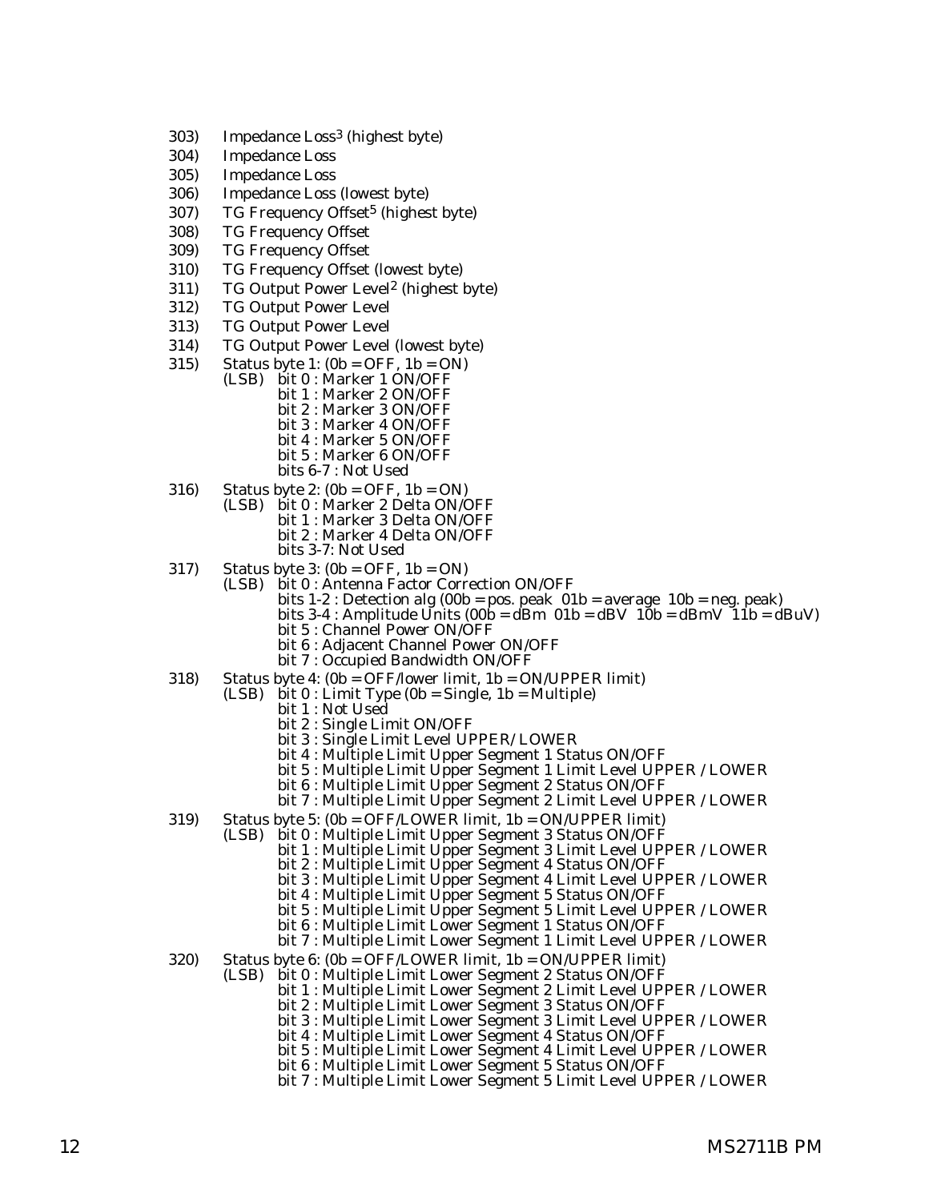303) Impedance Loss[3] (highest byte)
304) Impedance Loss
305) Impedance Loss
306) Impedance Loss (lowest byte)
307) TG Frequency Offset[5] (highest byte)
308) TG Frequency Offset
309) TG Frequency Offset
310) TG Frequency Offset (lowest byte)
311) TG Output Power Level[2] (highest byte)
312) TG Output Power Level
313) TG Output Power Level
314) TG Output Power Level (lowest byte)
315) Status byte 1: (0b = OFF, 1b = ON)
   (LSB) bit 0 : Marker 1 ON/OFF
   bit 1 : Marker 2 ON/OFF
   bit 2 : Marker 3 ON/OFF
   bit 3 : Marker 4 ON/OFF
   bit 4 : Marker 5 ON/OFF
   bit 5 : Marker 6 ON/OFF
   bits 6-7 : Not Used
316) Status byte 2: (0b = OFF, 1b = ON)
   (LSB) bit 0 : Marker 2 Delta ON/OFF
   bit 1 : Marker 3 Delta ON/OFF
   bit 2 : Marker 4 Delta ON/OFF
   bits 3-7: Not Used
317) Status byte 3: (0b = OFF, 1b = ON)
   (LSB) bit 0 : Antenna Factor Correction ON/OFF
   bits 1-2 : Detection alg (00b = pos. peak 01b = average 10b = neg. peak)
   bits 3-4 : Amplitude Units (00b = dBm 01b = dBV 10b = dBmV 11b = dBuV)
   bit 5 : Channel Power ON/OFF
   bit 6 : Adjacent Channel Power ON/OFF
   bit 7 : Occupied Bandwidth ON/OFF
318) Status byte 4: (0b = OFF/lower limit, 1b = ON/UPPER limit)
   (LSB) bit 0 : Limit Type (0b = Single, 1b = Multiple)
   bit 1 : Not Used
   bit 2 : Single Limit ON/OFF
   bit 3 : Single Limit Level UPPER/ LOWER
   bit 4 : Multiple Limit Upper Segment 1 Status ON/OFF
   bit 5 : Multiple Limit Upper Segment 1 Limit Level UPPER / LOWER
   bit 6 : Multiple Limit Upper Segment 2 Status ON/OFF
   bit 7 : Multiple Limit Upper Segment 2 Limit Level UPPER / LOWER
319) Status byte 5: (0b = OFF/LOWER limit, 1b = ON/UPPER limit)
   (LSB) bit 0 : Multiple Limit Upper Segment 3 Status ON/OFF
   bit 1 : Multiple Limit Upper Segment 3 Limit Level UPPER / LOWER
   bit 2 : Multiple Limit Upper Segment 4 Status ON/OFF
   bit 3 : Multiple Limit Upper Segment 4 Limit Level UPPER / LOWER
   bit 4 : Multiple Limit Upper Segment 5 Status ON/OFF
   bit 5 : Multiple Limit Upper Segment 5 Limit Level UPPER / LOWER
   bit 6 : Multiple Limit Lower Segment 1 Status ON/OFF
   bit 7 : Multiple Limit Lower Segment 1 Limit Level UPPER / LOWER
320) Status byte 6: (0b = OFF/LOWER limit, 1b = ON/UPPER limit)
   (LSB) bit 0 : Multiple Limit Lower Segment 2 Status ON/OFF
   bit 1 : Multiple Limit Lower Segment 2 Limit Level UPPER / LOWER
   bit 2 : Multiple Limit Lower Segment 3 Status ON/OFF
   bit 3 : Multiple Limit Lower Segment 3 Limit Level UPPER / LOWER
   bit 4 : Multiple Limit Lower Segment 4 Status ON/OFF
   bit 5 : Multiple Limit Lower Segment 4 Limit Level UPPER / LOWER
   bit 6 : Multiple Limit Lower Segment 5 Status ON/OFF
   bit 7 : Multiple Limit Lower Segment 5 Limit Level UPPER / LOWER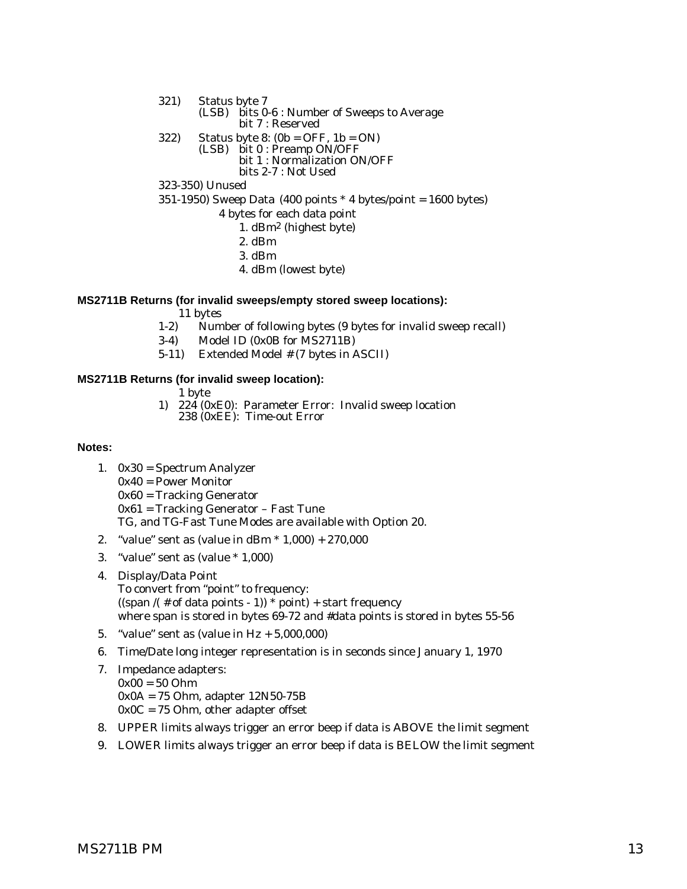321) Status byte 7
  (LSB) bits 0-6 : Number of Sweeps to Average
    bit 7 : Reserved

322) Status byte 8: (0b = OFF, 1b = ON)
  (LSB) bit 0 : Preamp ON/OFF
    bit 1 : Normalization ON/OFF
    bits 2-7 : Not Used

323-350) Unused

351-1950) Sweep Data (400 points * 4 bytes/point = 1600 bytes)
  4 bytes for each data point
  1. dBm[2] (highest byte)
  2. dBm
  3. dBm
  4. dBm (lowest byte)

**MS2711B Returns (for invalid sweeps/empty stored sweep locations):**

11 bytes

- 1-2) Number of following bytes (9 bytes for invalid sweep recall)
- 3-4) Model ID (0x0B for MS2711B)
- 5-11) Extended Model # (7 bytes in ASCII)

**MS2711B Returns (for invalid sweep location):**

1 byte

1) 224 (0xE0): Parameter Error: Invalid sweep location
   238 (0xEE): Time-out Error

**Notes:**

1. 0x30 = Spectrum Analyzer
   0x40 = Power Monitor
   0x60 = Tracking Generator
   0x61 = Tracking Generator – Fast Tune
   TG, and TG-Fast Tune Modes are available with Option 20.
2. "value" sent as (value in dBm * 1,000) + 270,000
3. "value" sent as (value * 1,000)
4. Display/Data Point
   To convert from "point" to frequency:
   ((span /( # of data points - 1)) * point) + start frequency
   where span is stored in bytes 69-72 and #data points is stored in bytes 55-56
5. "value" sent as (value in Hz + 5,000,000)
6. Time/Date long integer representation is in seconds since January 1, 1970
7. Impedance adapters:
   0x00 = 50 Ohm
   0x0A = 75 Ohm, adapter 12N50-75B
   0x0C = 75 Ohm, other adapter offset
8. UPPER limits always trigger an error beep if data is ABOVE the limit segment
9. LOWER limits always trigger an error beep if data is BELOW the limit segment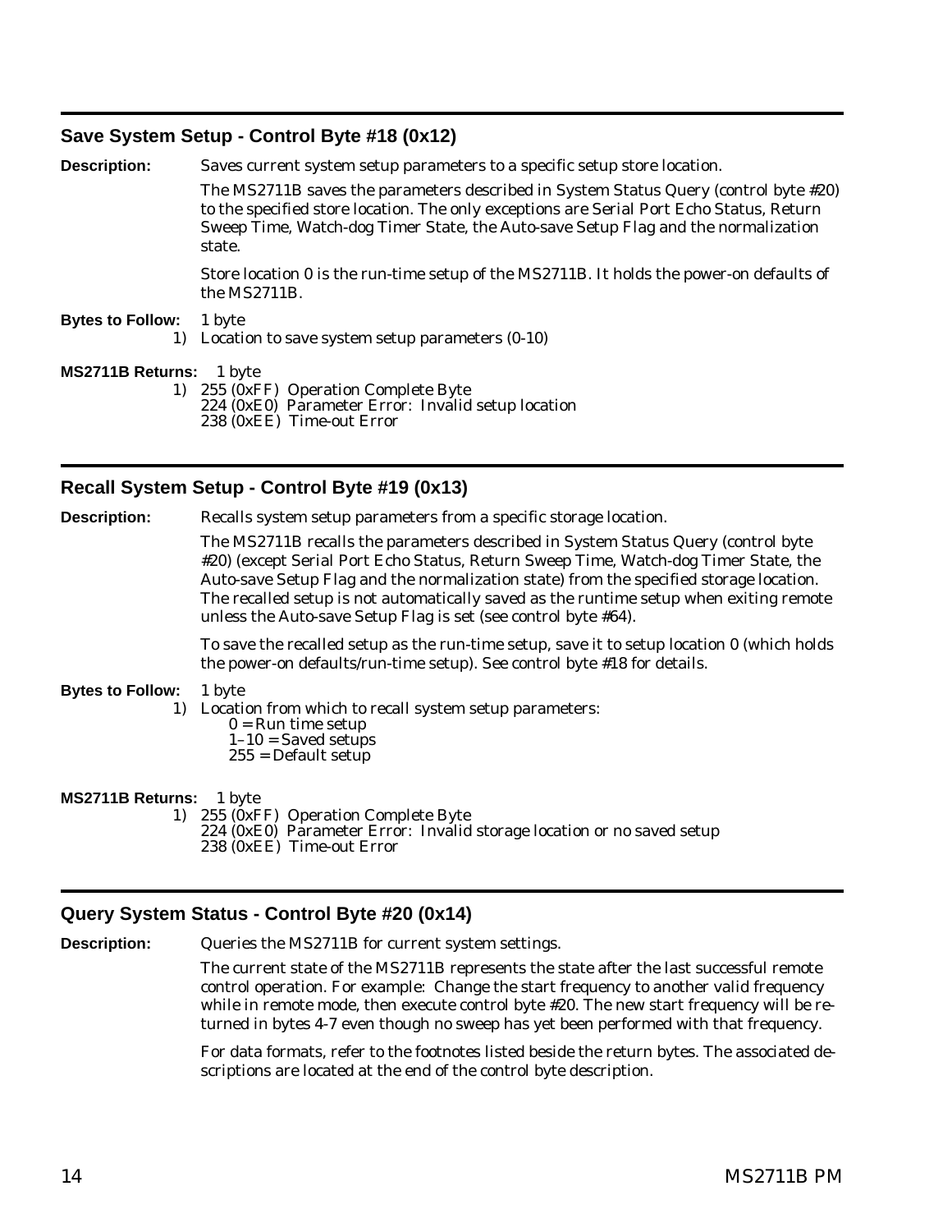## Save System Setup - Control Byte #18 (0x12)

**Description:** Saves current system setup parameters to a specific setup store location.

The MS2711B saves the parameters described in System Status Query (control byte #20) to the specified store location. The only exceptions are Serial Port Echo Status, Return Sweep Time, Watch-dog Timer State, the Auto-save Setup Flag and the normalization state.

Store location 0 is the run-time setup of the MS2711B. It holds the power-on defaults of the MS2711B.

**Bytes to Follow:** 1 byte

1) Location to save system setup parameters (0-10)

**MS2711B Returns:** 1 byte

1) 255 (0xFF) Operation Complete Byte
   224 (0xE0) Parameter Error: Invalid setup location
   238 (0xEE) Time-out Error

## Recall System Setup - Control Byte #19 (0x13)

**Description:** Recalls system setup parameters from a specific storage location.

The MS2711B recalls the parameters described in System Status Query (control byte #20) (except Serial Port Echo Status, Return Sweep Time, Watch-dog Timer State, the Auto-save Setup Flag and the normalization state) from the specified storage location. The recalled setup is not automatically saved as the runtime setup when exiting remote unless the Auto-save Setup Flag is set (see control byte #64).

To save the recalled setup as the run-time setup, save it to setup location 0 (which holds the power-on defaults/run-time setup). See control byte #18 for details.

**Bytes to Follow:** 1 byte

1) Location from which to recall system setup parameters:
   0 = Run time setup
   1–10 = Saved setups
   255 = Default setup

**MS2711B Returns:** 1 byte

1) 255 (0xFF) Operation Complete Byte
   224 (0xE0) Parameter Error: Invalid storage location or no saved setup
   238 (0xEE) Time-out Error

## Query System Status - Control Byte #20 (0x14)

**Description:** Queries the MS2711B for current system settings.

The current state of the MS2711B represents the state after the last successful remote control operation. For example: Change the start frequency to another valid frequency while in remote mode, then execute control byte #20. The new start frequency will be returned in bytes 4-7 even though no sweep has yet been performed with that frequency.

For data formats, refer to the footnotes listed beside the return bytes. The associated descriptions are located at the end of the control byte description.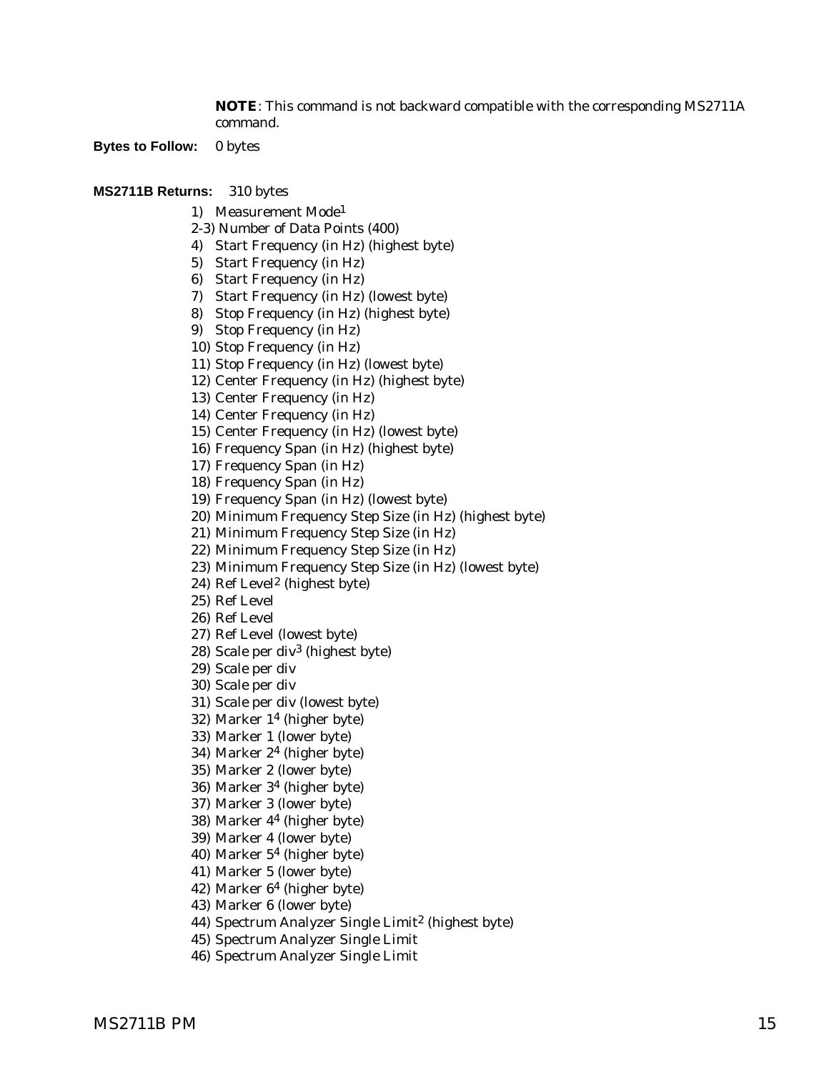**NOTE**: This command is not backward compatible with the corresponding MS2711A command.

**Bytes to Follow:** 0 bytes

**MS2711B Returns:** 310 bytes

1) Measurement Mode[1]
2-3) Number of Data Points (400)
4) Start Frequency (in Hz) (highest byte)
5) Start Frequency (in Hz)
6) Start Frequency (in Hz)
7) Start Frequency (in Hz) (lowest byte)
8) Stop Frequency (in Hz) (highest byte)
9) Stop Frequency (in Hz)
10) Stop Frequency (in Hz)
11) Stop Frequency (in Hz) (lowest byte)
12) Center Frequency (in Hz) (highest byte)
13) Center Frequency (in Hz)
14) Center Frequency (in Hz)
15) Center Frequency (in Hz) (lowest byte)
16) Frequency Span (in Hz) (highest byte)
17) Frequency Span (in Hz)
18) Frequency Span (in Hz)
19) Frequency Span (in Hz) (lowest byte)
20) Minimum Frequency Step Size (in Hz) (highest byte)
21) Minimum Frequency Step Size (in Hz)
22) Minimum Frequency Step Size (in Hz)
23) Minimum Frequency Step Size (in Hz) (lowest byte)
24) Ref Level[2] (highest byte)
25) Ref Level
26) Ref Level
27) Ref Level (lowest byte)
28) Scale per div[3] (highest byte)
29) Scale per div
30) Scale per div
31) Scale per div (lowest byte)
32) Marker 1[4] (higher byte)
33) Marker 1 (lower byte)
34) Marker 2[4] (higher byte)
35) Marker 2 (lower byte)
36) Marker 3[4] (higher byte)
37) Marker 3 (lower byte)
38) Marker 4[4] (higher byte)
39) Marker 4 (lower byte)
40) Marker 5[4] (higher byte)
41) Marker 5 (lower byte)
42) Marker 6[4] (higher byte)
43) Marker 6 (lower byte)
44) Spectrum Analyzer Single Limit[2] (highest byte)
45) Spectrum Analyzer Single Limit
46) Spectrum Analyzer Single Limit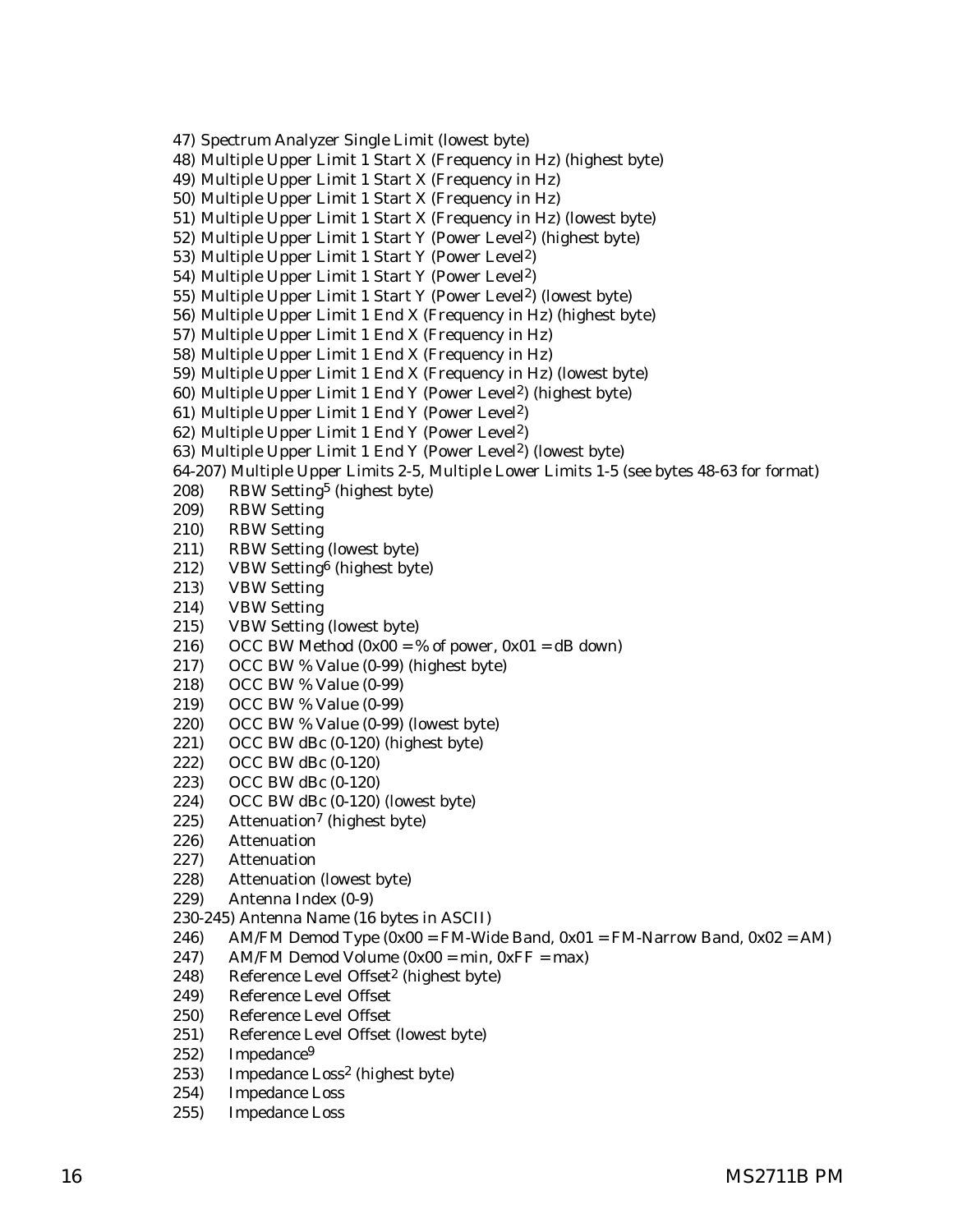47) Spectrum Analyzer Single Limit (lowest byte)
48) Multiple Upper Limit 1 Start X (Frequency in Hz) (highest byte)
49) Multiple Upper Limit 1 Start X (Frequency in Hz)
50) Multiple Upper Limit 1 Start X (Frequency in Hz)
51) Multiple Upper Limit 1 Start X (Frequency in Hz) (lowest byte)
52) Multiple Upper Limit 1 Start Y (Power Level[2]) (highest byte)
53) Multiple Upper Limit 1 Start Y (Power Level[2])
54) Multiple Upper Limit 1 Start Y (Power Level[2])
55) Multiple Upper Limit 1 Start Y (Power Level[2]) (lowest byte)
56) Multiple Upper Limit 1 End X (Frequency in Hz) (highest byte)
57) Multiple Upper Limit 1 End X (Frequency in Hz)
58) Multiple Upper Limit 1 End X (Frequency in Hz)
59) Multiple Upper Limit 1 End X (Frequency in Hz) (lowest byte)
60) Multiple Upper Limit 1 End Y (Power Level[2]) (highest byte)
61) Multiple Upper Limit 1 End Y (Power Level[2])
62) Multiple Upper Limit 1 End Y (Power Level[2])
63) Multiple Upper Limit 1 End Y (Power Level[2]) (lowest byte)
64-207) Multiple Upper Limits 2-5, Multiple Lower Limits 1-5 (see bytes 48-63 for format)
208) RBW Setting[5] (highest byte)
209) RBW Setting
210) RBW Setting
211) RBW Setting (lowest byte)
212) VBW Setting[6] (highest byte)
213) VBW Setting
214) VBW Setting
215) VBW Setting (lowest byte)
216) OCC BW Method (0x00 = % of power, 0x01 = dB down)
217) OCC BW % Value (0-99) (highest byte)
218) OCC BW % Value (0-99)
219) OCC BW % Value (0-99)
220) OCC BW % Value (0-99) (lowest byte)
221) OCC BW dBc (0-120) (highest byte)
222) OCC BW dBc (0-120)
223) OCC BW dBc (0-120)
224) OCC BW dBc (0-120) (lowest byte)
225) Attenuation[7] (highest byte)
226) Attenuation
227) Attenuation
228) Attenuation (lowest byte)
229) Antenna Index (0-9)
230-245) Antenna Name (16 bytes in ASCII)
246) AM/FM Demod Type (0x00 = FM-Wide Band, 0x01 = FM-Narrow Band, 0x02 = AM)
247) AM/FM Demod Volume (0x00 = min, 0xFF = max)
248) Reference Level Offset[2] (highest byte)
249) Reference Level Offset
250) Reference Level Offset
251) Reference Level Offset (lowest byte)
252) Impedance[9]
253) Impedance Loss[2] (highest byte)
254) Impedance Loss
255) Impedance Loss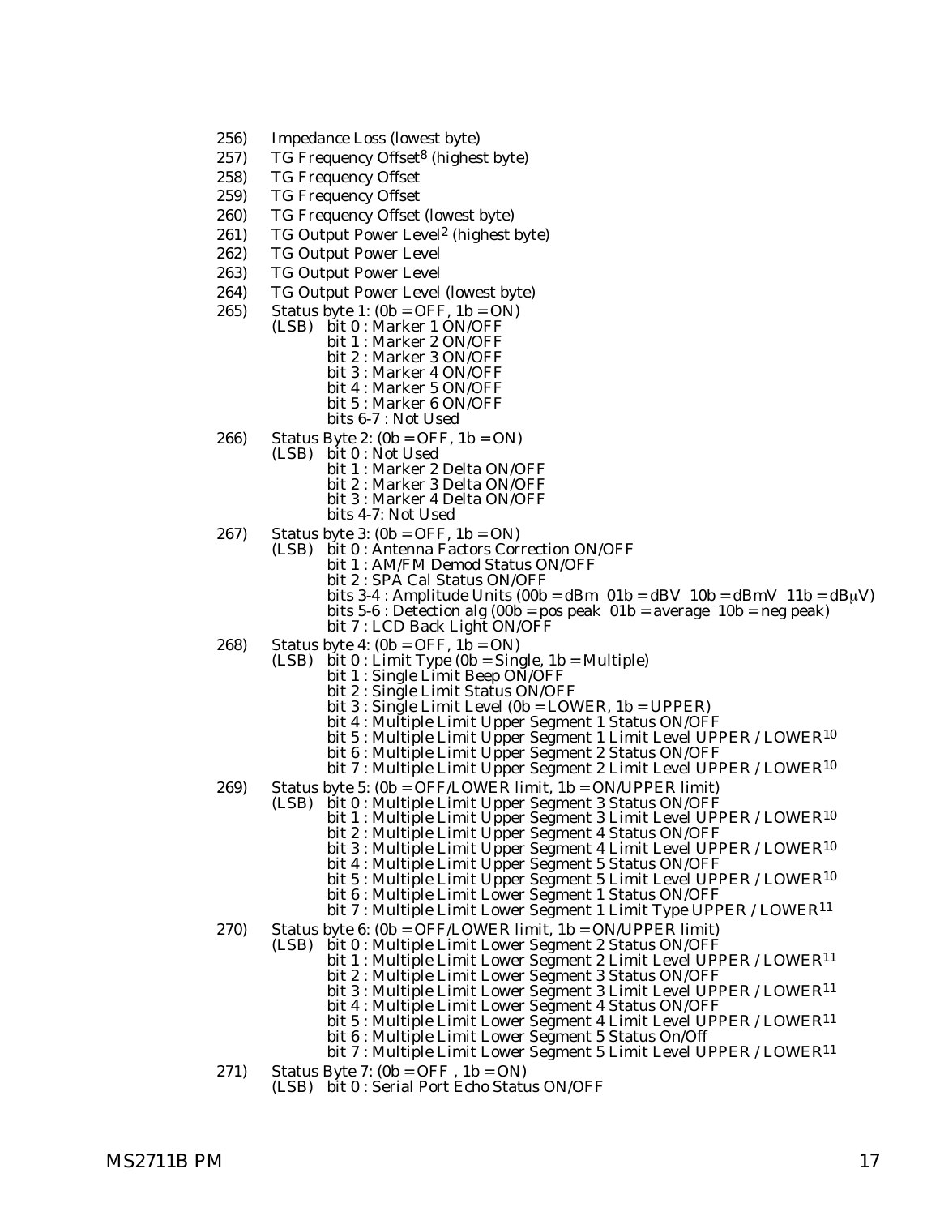256) Impedance Loss (lowest byte)
257) TG Frequency Offset[8] (highest byte)
258) TG Frequency Offset
259) TG Frequency Offset
260) TG Frequency Offset (lowest byte)
261) TG Output Power Level[2] (highest byte)
262) TG Output Power Level
263) TG Output Power Level
264) TG Output Power Level (lowest byte)
265) Status byte 1: (0b = OFF, 1b = ON)
    (LSB) bit 0 : Marker 1 ON/OFF
    bit 1 : Marker 2 ON/OFF
    bit 2 : Marker 3 ON/OFF
    bit 3 : Marker 4 ON/OFF
    bit 4 : Marker 5 ON/OFF
    bit 5 : Marker 6 ON/OFF
    bits 6-7 : Not Used
266) Status Byte 2: (0b = OFF, 1b = ON)
    (LSB) bit 0 : Not Used
    bit 1 : Marker 2 Delta ON/OFF
    bit 2 : Marker 3 Delta ON/OFF
    bit 3 : Marker 4 Delta ON/OFF
    bits 4-7: Not Used
267) Status byte 3: (0b = OFF, 1b = ON)
    (LSB) bit 0 : Antenna Factors Correction ON/OFF
    bit 1 : AM/FM Demod Status ON/OFF
    bit 2 : SPA Cal Status ON/OFF
    bits 3-4 : Amplitude Units (00b = dBm 01b = dBV 10b = dBmV 11b = dBμV)
    bits 5-6 : Detection alg (00b = pos peak 01b = average 10b = neg peak)
    bit 7 : LCD Back Light ON/OFF
268) Status byte 4: (0b = OFF, 1b = ON)
    (LSB) bit 0 : Limit Type (0b = Single, 1b = Multiple)
    bit 1 : Single Limit Beep ON/OFF
    bit 2 : Single Limit Status ON/OFF
    bit 3 : Single Limit Level (0b = LOWER, 1b = UPPER)
    bit 4 : Multiple Limit Upper Segment 1 Status ON/OFF
    bit 5 : Multiple Limit Upper Segment 1 Limit Level UPPER / LOWER[10]
    bit 6 : Multiple Limit Upper Segment 2 Status ON/OFF
    bit 7 : Multiple Limit Upper Segment 2 Limit Level UPPER / LOWER[10]
269) Status byte 5: (0b = OFF/LOWER limit, 1b = ON/UPPER limit)
    (LSB) bit 0 : Multiple Limit Upper Segment 3 Status ON/OFF
    bit 1 : Multiple Limit Upper Segment 3 Limit Level UPPER / LOWER[10]
    bit 2 : Multiple Limit Upper Segment 4 Status ON/OFF
    bit 3 : Multiple Limit Upper Segment 4 Limit Level UPPER / LOWER[10]
    bit 4 : Multiple Limit Upper Segment 5 Status ON/OFF
    bit 5 : Multiple Limit Upper Segment 5 Limit Level UPPER / LOWER[10]
    bit 6 : Multiple Limit Lower Segment 1 Status ON/OFF
    bit 7 : Multiple Limit Lower Segment 1 Limit Type UPPER / LOWER[11]
270) Status byte 6: (0b = OFF/LOWER limit, 1b = ON/UPPER limit)
    (LSB) bit 0 : Multiple Limit Lower Segment 2 Status ON/OFF
    bit 1 : Multiple Limit Lower Segment 2 Limit Level UPPER / LOWER[11]
    bit 2 : Multiple Limit Lower Segment 3 Status ON/OFF
    bit 3 : Multiple Limit Lower Segment 3 Limit Level UPPER / LOWER[11]
    bit 4 : Multiple Limit Lower Segment 4 Status ON/OFF
    bit 5 : Multiple Limit Lower Segment 4 Limit Level UPPER / LOWER[11]
    bit 6 : Multiple Limit Lower Segment 5 Status On/Off
    bit 7 : Multiple Limit Lower Segment 5 Limit Level UPPER / LOWER[11]
271) Status Byte 7: (0b = OFF , 1b = ON)
    (LSB) bit 0 : Serial Port Echo Status ON/OFF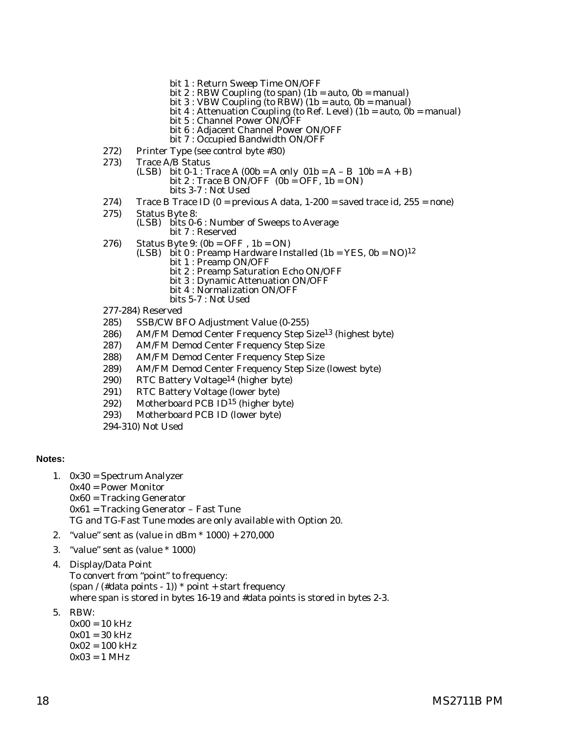bit 1 : Return Sweep Time ON/OFF
bit 2 : RBW Coupling (to span) (1b = auto, 0b = manual)
bit 3 : VBW Coupling (to RBW) (1b = auto, 0b = manual)
bit 4 : Attenuation Coupling (to Ref. Level) (1b = auto, 0b = manual)
bit 5 : Channel Power ON/OFF
bit 6 : Adjacent Channel Power ON/OFF
bit 7 : Occupied Bandwidth ON/OFF

272) Printer Type (see control byte #30)

273) Trace A/B Status
(LSB) bit 0-1 : Trace A (00b = A only 01b = A – B 10b = A + B)
bit 2 : Trace B ON/OFF (0b = OFF, 1b = ON)
bits 3-7 : Not Used

274) Trace B Trace ID (0 = previous A data, 1-200 = saved trace id, 255 = none)

275) Status Byte 8:
(LSB) bits 0-6 : Number of Sweeps to Average
bit 7 : Reserved

276) Status Byte 9: (0b = OFF , 1b = ON)
(LSB) bit 0 : Preamp Hardware Installed (1b = YES, 0b = NO)[12]
bit 1 : Preamp ON/OFF
bit 2 : Preamp Saturation Echo ON/OFF
bit 3 : Dynamic Attenuation ON/OFF
bit 4 : Normalization ON/OFF
bits 5-7 : Not Used

277-284) Reserved

285) SSB/CW BFO Adjustment Value (0-255)

286) AM/FM Demod Center Frequency Step Size[13] (highest byte)

287) AM/FM Demod Center Frequency Step Size

288) AM/FM Demod Center Frequency Step Size

289) AM/FM Demod Center Frequency Step Size (lowest byte)

290) RTC Battery Voltage[14] (higher byte)

291) RTC Battery Voltage (lower byte)

292) Motherboard PCB ID[15] (higher byte)

293) Motherboard PCB ID (lower byte)

294-310) Not Used

**Notes:**

1. 0x30 = Spectrum Analyzer
   0x40 = Power Monitor
   0x60 = Tracking Generator
   0x61 = Tracking Generator – Fast Tune
   TG and TG-Fast Tune modes are only available with Option 20.
2. "value" sent as (value in dBm * 1000) + 270,000
3. "value" sent as (value * 1000)
4. Display/Data Point
   To convert from "point" to frequency:
   (span / (#data points - 1)) * point + start frequency
   where span is stored in bytes 16-19 and #data points is stored in bytes 2-3.
5. RBW:
   0x00 = 10 kHz
   0x01 = 30 kHz
   0x02 = 100 kHz
   0x03 = 1 MHz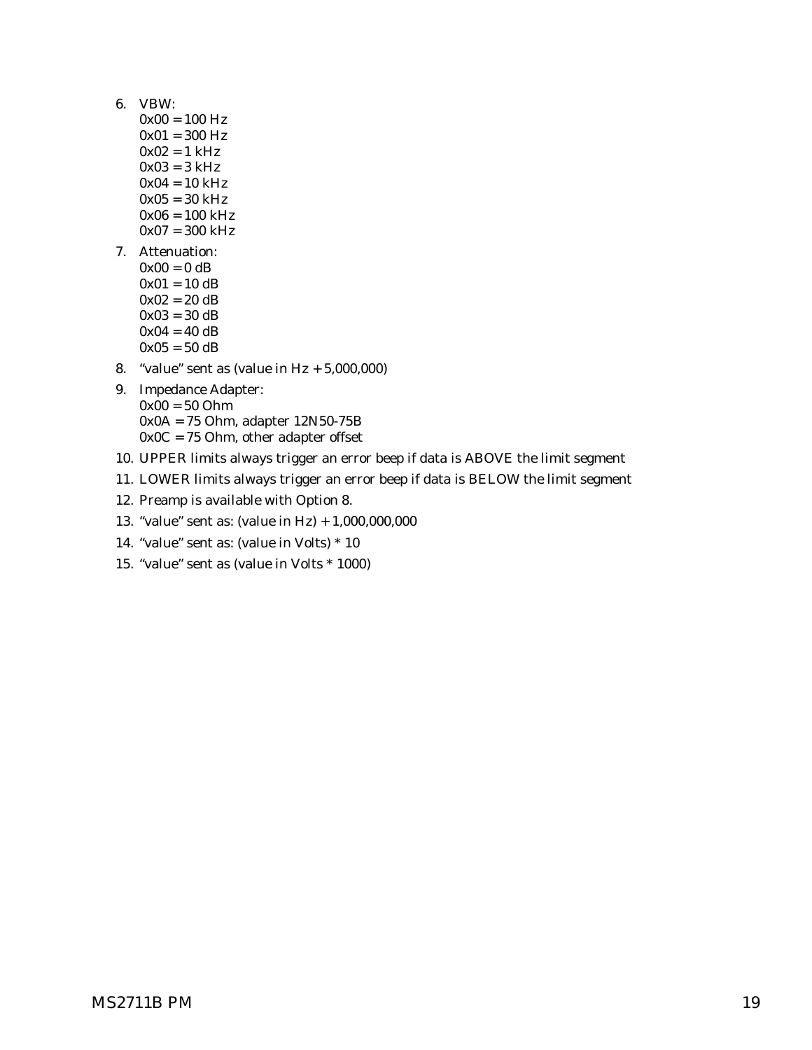6. VBW:
   0x00 = 100 Hz
   0x01 = 300 Hz
   0x02 = 1 kHz
   0x03 = 3 kHz
   0x04 = 10 kHz
   0x05 = 30 kHz
   0x06 = 100 kHz
   0x07 = 300 kHz
7. Attenuation:
   0x00 = 0 dB
   0x01 = 10 dB
   0x02 = 20 dB
   0x03 = 30 dB
   0x04 = 40 dB
   0x05 = 50 dB
8. "value" sent as (value in Hz + 5,000,000)
9. Impedance Adapter:
   0x00 = 50 Ohm
   0x0A = 75 Ohm, adapter 12N50-75B
   0x0C = 75 Ohm, other adapter offset
10. UPPER limits always trigger an error beep if data is ABOVE the limit segment
11. LOWER limits always trigger an error beep if data is BELOW the limit segment
12. Preamp is available with Option 8.
13. "value" sent as: (value in Hz) + 1,000,000,000
14. "value" sent as: (value in Volts) * 10
15. "value" sent as (value in Volts * 1000)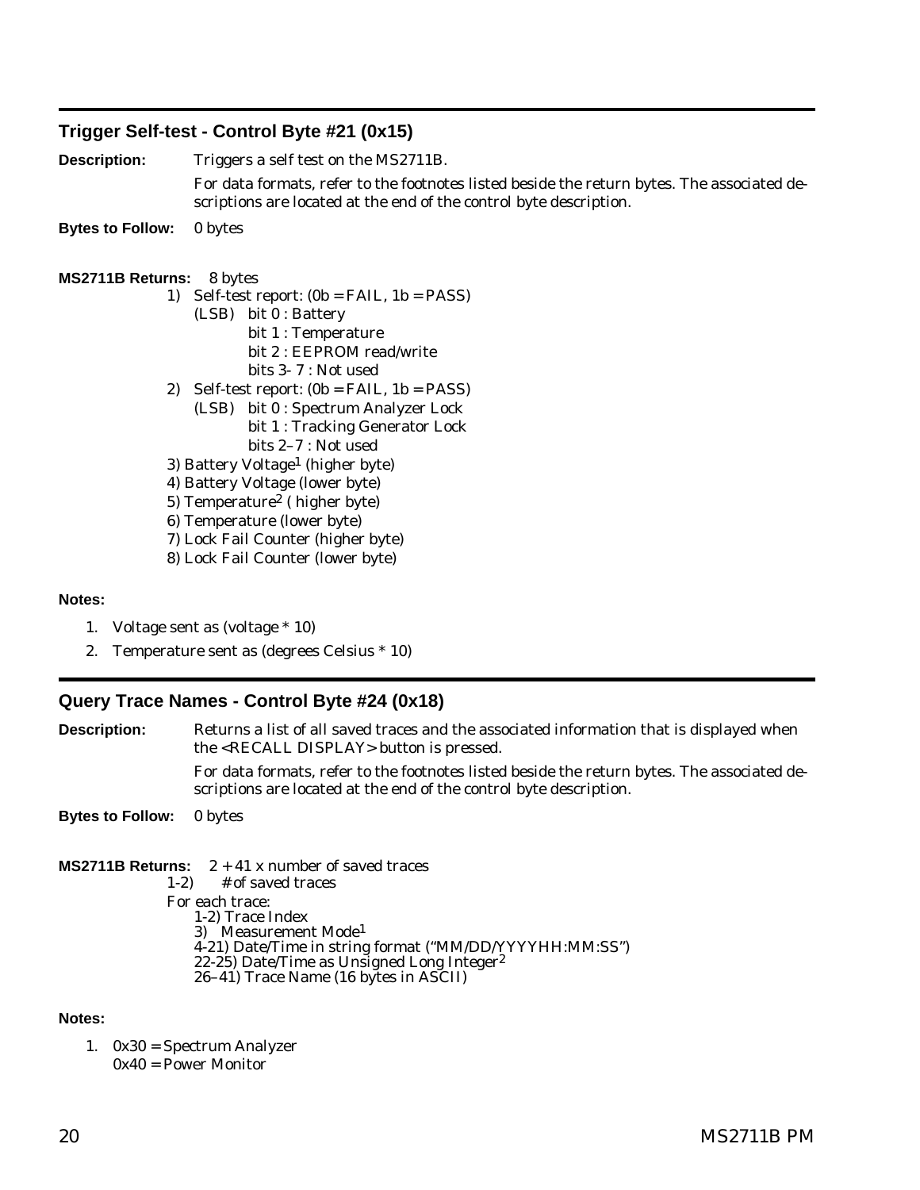## Trigger Self-test - Control Byte #21 (0x15)

**Description:** Triggers a self test on the MS2711B.

For data formats, refer to the footnotes listed beside the return bytes. The associated descriptions are located at the end of the control byte description.

**Bytes to Follow:** 0 bytes

**MS2711B Returns:** 8 bytes

1) Self-test report: (0b = FAIL, 1b = PASS)
   - (LSB) bit 0 : Battery
   - bit 1 : Temperature
   - bit 2 : EEPROM read/write
   - bits 3- 7 : Not used
2) Self-test report: (0b = FAIL, 1b = PASS)
   - (LSB) bit 0 : Spectrum Analyzer Lock
   - bit 1 : Tracking Generator Lock
   - bits 2–7 : Not used
3) Battery Voltage[1] (higher byte)
4) Battery Voltage (lower byte)
5) Temperature[2] ( higher byte)
6) Temperature (lower byte)
7) Lock Fail Counter (higher byte)
8) Lock Fail Counter (lower byte)

**Notes:**

1. Voltage sent as (voltage * 10)
2. Temperature sent as (degrees Celsius * 10)

## Query Trace Names - Control Byte #24 (0x18)

**Description:** Returns a list of all saved traces and the associated information that is displayed when the <RECALL DISPLAY> button is pressed.

For data formats, refer to the footnotes listed beside the return bytes. The associated descriptions are located at the end of the control byte description.

**Bytes to Follow:** 0 bytes

**MS2711B Returns:** 2 + 41 x number of saved traces

1-2) # of saved traces

For each trace:

- 1-2) Trace Index
- 3) Measurement Mode[1]
- 4-21) Date/Time in string format ("MM/DD/YYYYHH:MM:SS")
- 22-25) Date/Time as Unsigned Long Integer[2]
- 26–41) Trace Name (16 bytes in ASCII)

**Notes:**

1. 0x30 = Spectrum Analyzer
   0x40 = Power Monitor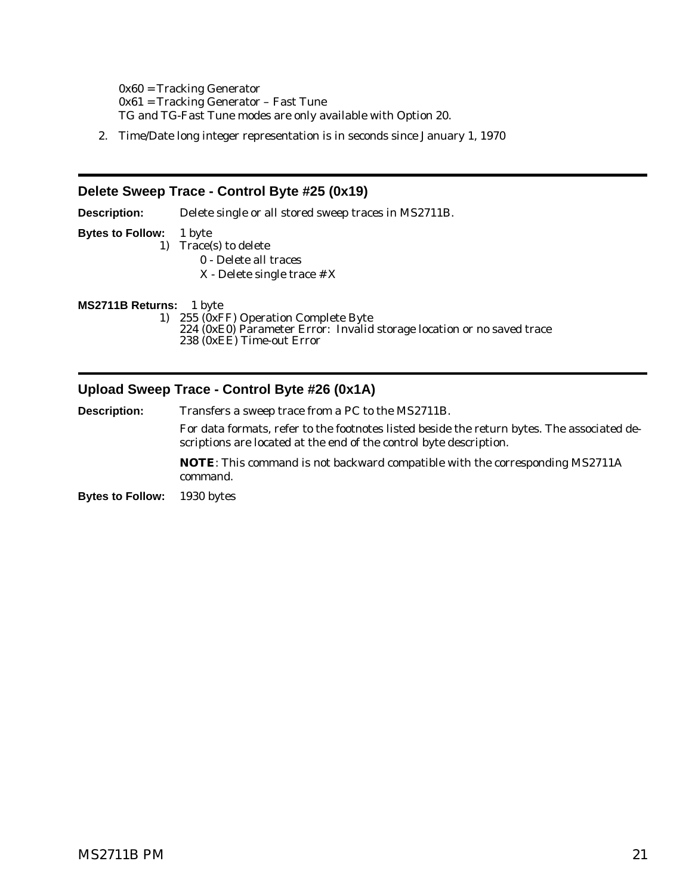0x60 = Tracking Generator
0x61 = Tracking Generator – Fast Tune
TG and TG-Fast Tune modes are only available with Option 20.

2. Time/Date long integer representation is in seconds since January 1, 1970

---

## Delete Sweep Trace - Control Byte #25 (0x19)

**Description:** Delete single or all stored sweep traces in MS2711B.

**Bytes to Follow:** 1 byte

1) Trace(s) to delete
   - 0 - Delete all traces
   - X - Delete single trace # X

**MS2711B Returns:** 1 byte

1) 255 (0xFF) Operation Complete Byte
   224 (0xE0) Parameter Error: Invalid storage location or no saved trace
   238 (0xEE) Time-out Error

---

## Upload Sweep Trace - Control Byte #26 (0x1A)

**Description:** Transfers a sweep trace from a PC to the MS2711B.

For data formats, refer to the footnotes listed beside the return bytes. The associated descriptions are located at the end of the control byte description.

**NOTE**: This command is not backward compatible with the corresponding MS2711A command.

**Bytes to Follow:** 1930 bytes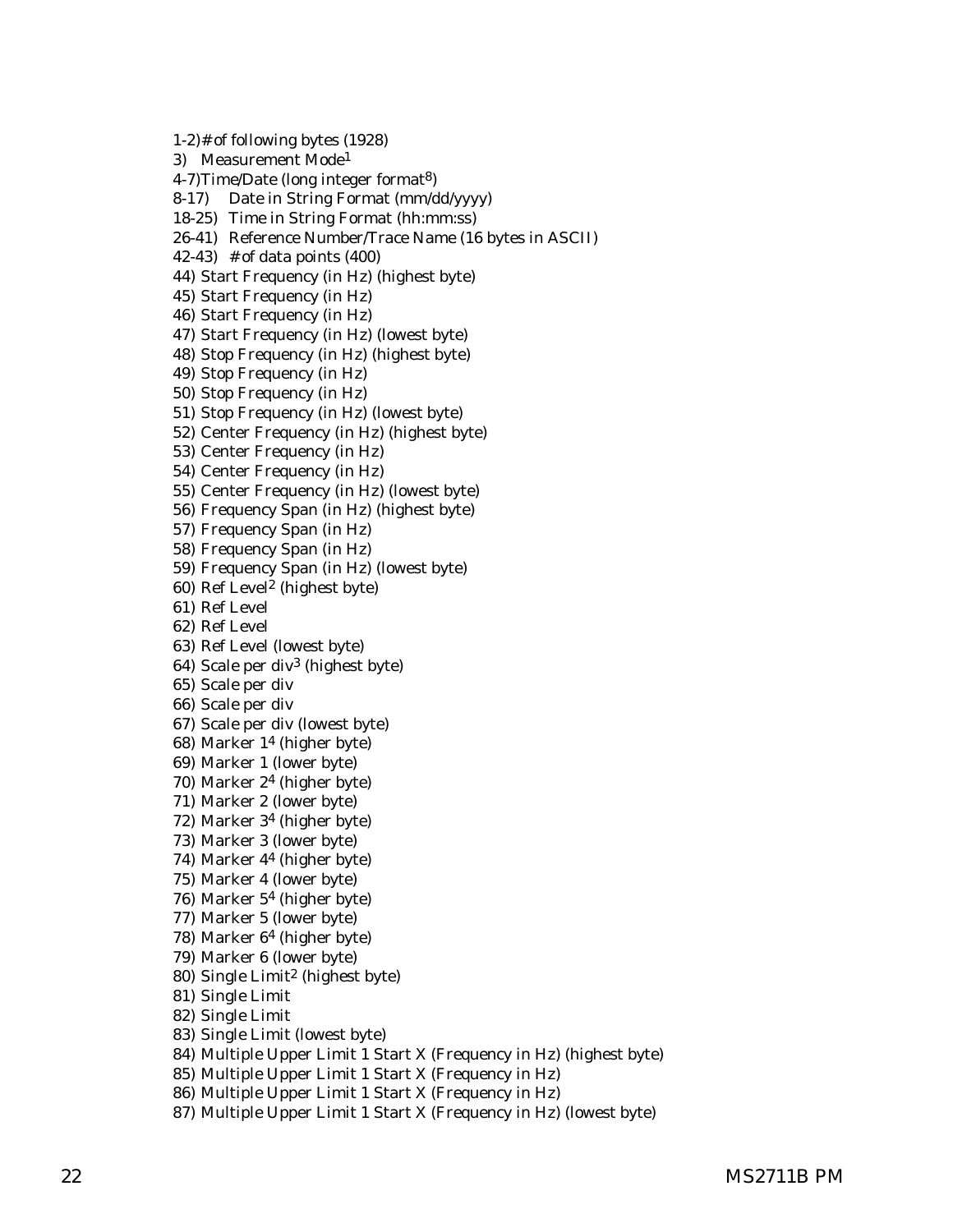1-2)# of following bytes (1928)

3) Measurement Mode[1]

4-7)Time/Date (long integer format[8])

8-17) Date in String Format (mm/dd/yyyy)

18-25) Time in String Format (hh:mm:ss)

26-41) Reference Number/Trace Name (16 bytes in ASCII)

42-43) # of data points (400)

44) Start Frequency (in Hz) (highest byte)

45) Start Frequency (in Hz)

46) Start Frequency (in Hz)

47) Start Frequency (in Hz) (lowest byte)

48) Stop Frequency (in Hz) (highest byte)

49) Stop Frequency (in Hz)

50) Stop Frequency (in Hz)

51) Stop Frequency (in Hz) (lowest byte)

52) Center Frequency (in Hz) (highest byte)

53) Center Frequency (in Hz)

54) Center Frequency (in Hz)

55) Center Frequency (in Hz) (lowest byte)

56) Frequency Span (in Hz) (highest byte)

57) Frequency Span (in Hz)

58) Frequency Span (in Hz)

59) Frequency Span (in Hz) (lowest byte)

60) Ref Level[2] (highest byte)

61) Ref Level

62) Ref Level

63) Ref Level (lowest byte)

64) Scale per div[3] (highest byte)

65) Scale per div

66) Scale per div

67) Scale per div (lowest byte)

68) Marker 1[4] (higher byte)

69) Marker 1 (lower byte)

70) Marker 2[4] (higher byte)

71) Marker 2 (lower byte)

72) Marker 3[4] (higher byte)

73) Marker 3 (lower byte)

74) Marker 4[4] (higher byte)

75) Marker 4 (lower byte)

76) Marker 5[4] (higher byte)

77) Marker 5 (lower byte)

78) Marker 6[4] (higher byte)

79) Marker 6 (lower byte)

80) Single Limit[2] (highest byte)

81) Single Limit

82) Single Limit

83) Single Limit (lowest byte)

84) Multiple Upper Limit 1 Start X (Frequency in Hz) (highest byte)

85) Multiple Upper Limit 1 Start X (Frequency in Hz)

86) Multiple Upper Limit 1 Start X (Frequency in Hz)

87) Multiple Upper Limit 1 Start X (Frequency in Hz) (lowest byte)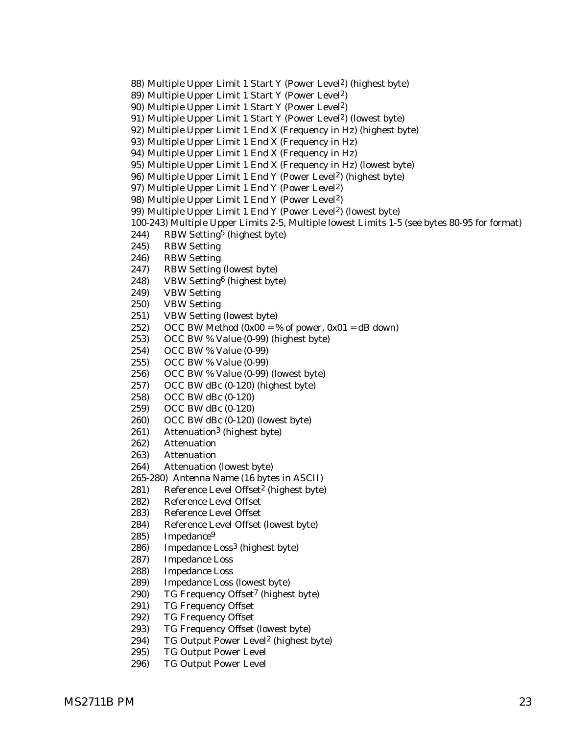88) Multiple Upper Limit 1 Start Y (Power Level[2]) (highest byte)
89) Multiple Upper Limit 1 Start Y (Power Level[2])
90) Multiple Upper Limit 1 Start Y (Power Level[2])
91) Multiple Upper Limit 1 Start Y (Power Level[2]) (lowest byte)
92) Multiple Upper Limit 1 End X (Frequency in Hz) (highest byte)
93) Multiple Upper Limit 1 End X (Frequency in Hz)
94) Multiple Upper Limit 1 End X (Frequency in Hz)
95) Multiple Upper Limit 1 End X (Frequency in Hz) (lowest byte)
96) Multiple Upper Limit 1 End Y (Power Level[2]) (highest byte)
97) Multiple Upper Limit 1 End Y (Power Level[2])
98) Multiple Upper Limit 1 End Y (Power Level[2])
99) Multiple Upper Limit 1 End Y (Power Level[2]) (lowest byte)
100-243) Multiple Upper Limits 2-5, Multiple lowest Limits 1-5 (see bytes 80-95 for format)
244) RBW Setting[5] (highest byte)
245) RBW Setting
246) RBW Setting
247) RBW Setting (lowest byte)
248) VBW Setting[6] (highest byte)
249) VBW Setting
250) VBW Setting
251) VBW Setting (lowest byte)
252) OCC BW Method (0x00 = % of power, 0x01 = dB down)
253) OCC BW % Value (0-99) (highest byte)
254) OCC BW % Value (0-99)
255) OCC BW % Value (0-99)
256) OCC BW % Value (0-99) (lowest byte)
257) OCC BW dBc (0-120) (highest byte)
258) OCC BW dBc (0-120)
259) OCC BW dBc (0-120)
260) OCC BW dBc (0-120) (lowest byte)
261) Attenuation[3] (highest byte)
262) Attenuation
263) Attenuation
264) Attenuation (lowest byte)
265-280) Antenna Name (16 bytes in ASCII)
281) Reference Level Offset[2] (highest byte)
282) Reference Level Offset
283) Reference Level Offset
284) Reference Level Offset (lowest byte)
285) Impedance[9]
286) Impedance Loss[3] (highest byte)
287) Impedance Loss
288) Impedance Loss
289) Impedance Loss (lowest byte)
290) TG Frequency Offset[7] (highest byte)
291) TG Frequency Offset
292) TG Frequency Offset
293) TG Frequency Offset (lowest byte)
294) TG Output Power Level[2] (highest byte)
295) TG Output Power Level
296) TG Output Power Level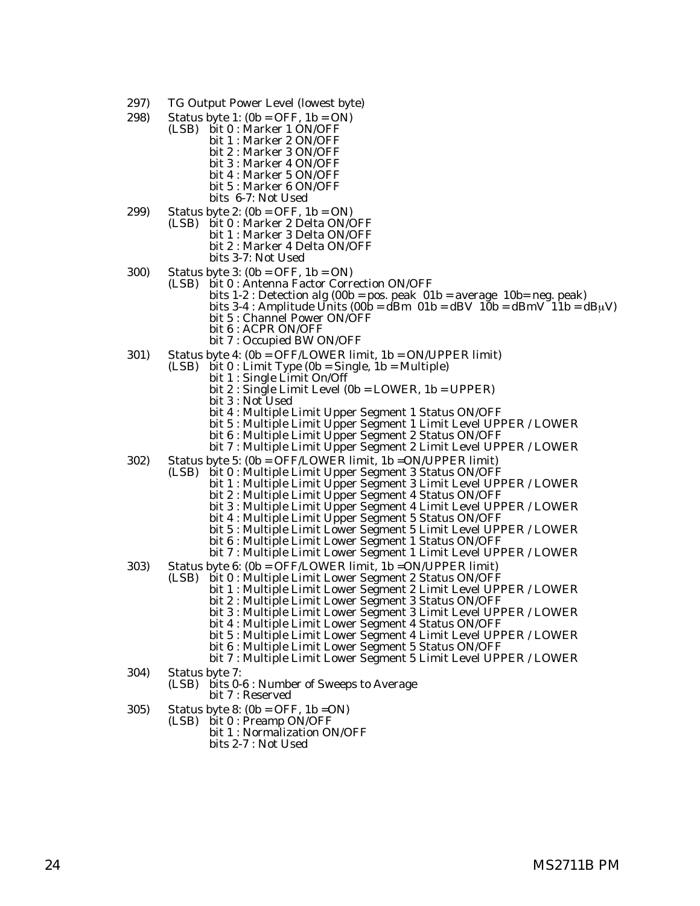297) TG Output Power Level (lowest byte)

298) Status byte 1: (0b = OFF, 1b = ON)
- (LSB) bit 0 : Marker 1 ON/OFF
- bit 1 : Marker 2 ON/OFF
- bit 2 : Marker 3 ON/OFF
- bit 3 : Marker 4 ON/OFF
- bit 4 : Marker 5 ON/OFF
- bit 5 : Marker 6 ON/OFF
- bits 6-7: Not Used

299) Status byte 2: (0b = OFF, 1b = ON)
- (LSB) bit 0 : Marker 2 Delta ON/OFF
- bit 1 : Marker 3 Delta ON/OFF
- bit 2 : Marker 4 Delta ON/OFF
- bits 3-7: Not Used

300) Status byte 3: (0b = OFF, 1b = ON)
- (LSB) bit 0 : Antenna Factor Correction ON/OFF
- bits 1-2 : Detection alg (00b = pos. peak 01b = average 10b= neg. peak)
- bits 3-4 : Amplitude Units (00b = dBm 01b = dBV 10b = dBmV 11b = dBμV)
- bit 5 : Channel Power ON/OFF
- bit 6 : ACPR ON/OFF
- bit 7 : Occupied BW ON/OFF

301) Status byte 4: (0b = OFF/LOWER limit, 1b = ON/UPPER limit)
- (LSB) bit 0 : Limit Type (0b = Single, 1b = Multiple)
- bit 1 : Single Limit On/Off
- bit 2 : Single Limit Level (0b = LOWER, 1b = UPPER)
- bit 3 : Not Used
- bit 4 : Multiple Limit Upper Segment 1 Status ON/OFF
- bit 5 : Multiple Limit Upper Segment 1 Limit Level UPPER / LOWER
- bit 6 : Multiple Limit Upper Segment 2 Status ON/OFF
- bit 7 : Multiple Limit Upper Segment 2 Limit Level UPPER / LOWER

302) Status byte 5: (0b = OFF/LOWER limit, 1b =ON/UPPER limit)
- (LSB) bit 0 : Multiple Limit Upper Segment 3 Status ON/OFF
- bit 1 : Multiple Limit Upper Segment 3 Limit Level UPPER / LOWER
- bit 2 : Multiple Limit Upper Segment 4 Status ON/OFF
- bit 3 : Multiple Limit Upper Segment 4 Limit Level UPPER / LOWER
- bit 4 : Multiple Limit Upper Segment 5 Status ON/OFF
- bit 5 : Multiple Limit Lower Segment 5 Limit Level UPPER / LOWER
- bit 6 : Multiple Limit Lower Segment 1 Status ON/OFF
- bit 7 : Multiple Limit Lower Segment 1 Limit Level UPPER / LOWER

303) Status byte 6: (0b = OFF/LOWER limit, 1b =ON/UPPER limit)
- (LSB) bit 0 : Multiple Limit Lower Segment 2 Status ON/OFF
- bit 1 : Multiple Limit Lower Segment 2 Limit Level UPPER / LOWER
- bit 2 : Multiple Limit Lower Segment 3 Status ON/OFF
- bit 3 : Multiple Limit Lower Segment 3 Limit Level UPPER / LOWER
- bit 4 : Multiple Limit Lower Segment 4 Status ON/OFF
- bit 5 : Multiple Limit Lower Segment 4 Limit Level UPPER / LOWER
- bit 6 : Multiple Limit Lower Segment 5 Status ON/OFF
- bit 7 : Multiple Limit Lower Segment 5 Limit Level UPPER / LOWER

304) Status byte 7:
- (LSB) bits 0-6 : Number of Sweeps to Average
- bit 7 : Reserved

305) Status byte 8: (0b = OFF, 1b =ON)
- (LSB) bit 0 : Preamp ON/OFF
- bit 1 : Normalization ON/OFF
- bits 2-7 : Not Used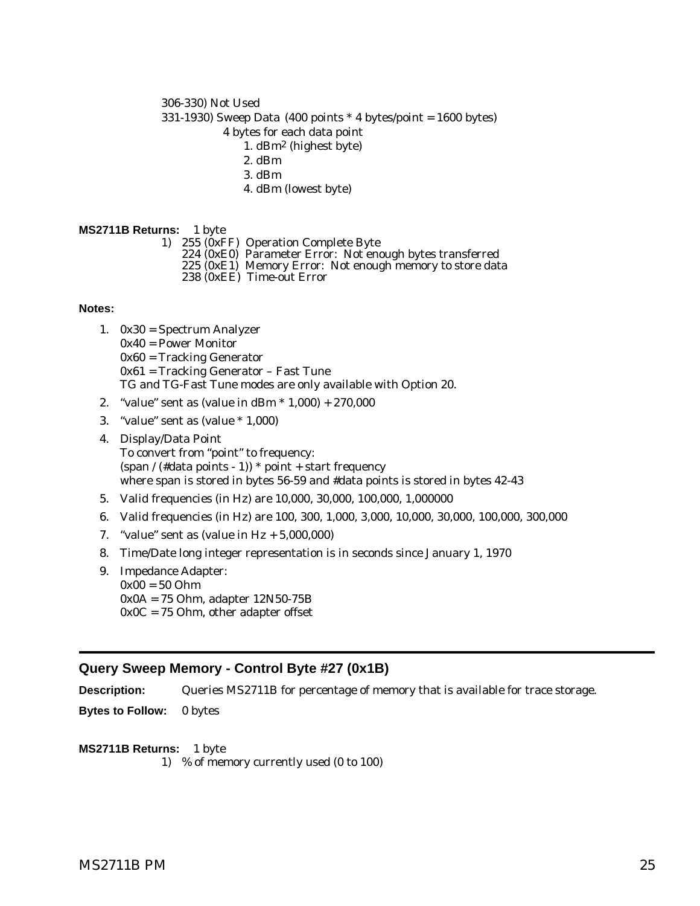306-330) Not Used

331-1930) Sweep Data (400 points * 4 bytes/point = 1600 bytes)

4 bytes for each data point

1. dBm[2] (highest byte)
2. dBm
3. dBm
4. dBm (lowest byte)

**MS2711B Returns:** 1 byte

1) 255 (0xFF) Operation Complete Byte
   224 (0xE0) Parameter Error: Not enough bytes transferred
   225 (0xE1) Memory Error: Not enough memory to store data
   238 (0xEE) Time-out Error

**Notes:**

1. 0x30 = Spectrum Analyzer
   0x40 = Power Monitor
   0x60 = Tracking Generator
   0x61 = Tracking Generator – Fast Tune
   TG and TG-Fast Tune modes are only available with Option 20.
2. "value" sent as (value in dBm * 1,000) + 270,000
3. "value" sent as (value * 1,000)
4. Display/Data Point
   To convert from "point" to frequency:
   (span / (#data points - 1)) * point + start frequency
   where span is stored in bytes 56-59 and #data points is stored in bytes 42-43
5. Valid frequencies (in Hz) are 10,000, 30,000, 100,000, 1,000000
6. Valid frequencies (in Hz) are 100, 300, 1,000, 3,000, 10,000, 30,000, 100,000, 300,000
7. "value" sent as (value in Hz + 5,000,000)
8. Time/Date long integer representation is in seconds since January 1, 1970
9. Impedance Adapter:
   0x00 = 50 Ohm
   0x0A = 75 Ohm, adapter 12N50-75B
   0x0C = 75 Ohm, other adapter offset

## Query Sweep Memory - Control Byte #27 (0x1B)

**Description:** Queries MS2711B for percentage of memory that is available for trace storage.

**Bytes to Follow:** 0 bytes

**MS2711B Returns:** 1 byte

1) % of memory currently used (0 to 100)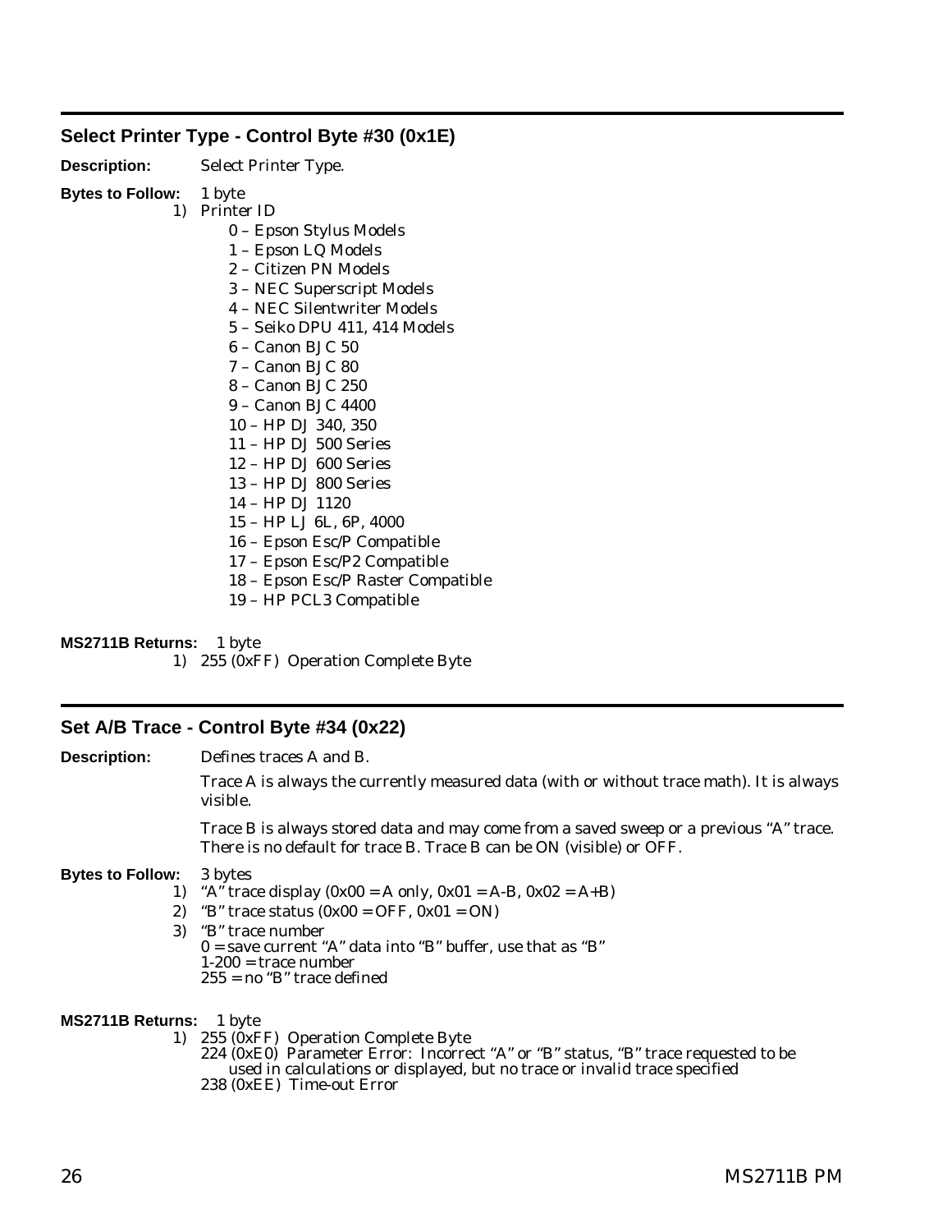## Select Printer Type - Control Byte #30 (0x1E)

**Description:** Select Printer Type.

**Bytes to Follow:** 1 byte

1) Printer ID
   - 0 – Epson Stylus Models
   - 1 – Epson LQ Models
   - 2 – Citizen PN Models
   - 3 – NEC Superscript Models
   - 4 – NEC Silentwriter Models
   - 5 – Seiko DPU 411, 414 Models
   - 6 – Canon BJC 50
   - 7 – Canon BJC 80
   - 8 – Canon BJC 250
   - 9 – Canon BJC 4400
   - 10 – HP DJ 340, 350
   - 11 – HP DJ 500 Series
   - 12 – HP DJ 600 Series
   - 13 – HP DJ 800 Series
   - 14 – HP DJ 1120
   - 15 – HP LJ 6L, 6P, 4000
   - 16 – Epson Esc/P Compatible
   - 17 – Epson Esc/P2 Compatible
   - 18 – Epson Esc/P Raster Compatible
   - 19 – HP PCL3 Compatible

**MS2711B Returns:** 1 byte

1) 255 (0xFF) Operation Complete Byte

## Set A/B Trace - Control Byte #34 (0x22)

**Description:** Defines traces A and B.

Trace A is always the currently measured data (with or without trace math). It is always visible.

Trace B is always stored data and may come from a saved sweep or a previous "A" trace. There is no default for trace B. Trace B can be ON (visible) or OFF.

**Bytes to Follow:** 3 bytes

1) "A" trace display (0x00 = A only, 0x01 = A-B, 0x02 = A+B)
2) "B" trace status (0x00 = OFF, 0x01 = ON)
3) "B" trace number
   0 = save current "A" data into "B" buffer, use that as "B"
   1-200 = trace number
   255 = no "B" trace defined

**MS2711B Returns:** 1 byte

1) 255 (0xFF) Operation Complete Byte
   224 (0xE0) Parameter Error: Incorrect "A" or "B" status, "B" trace requested to be used in calculations or displayed, but no trace or invalid trace specified
   238 (0xEE) Time-out Error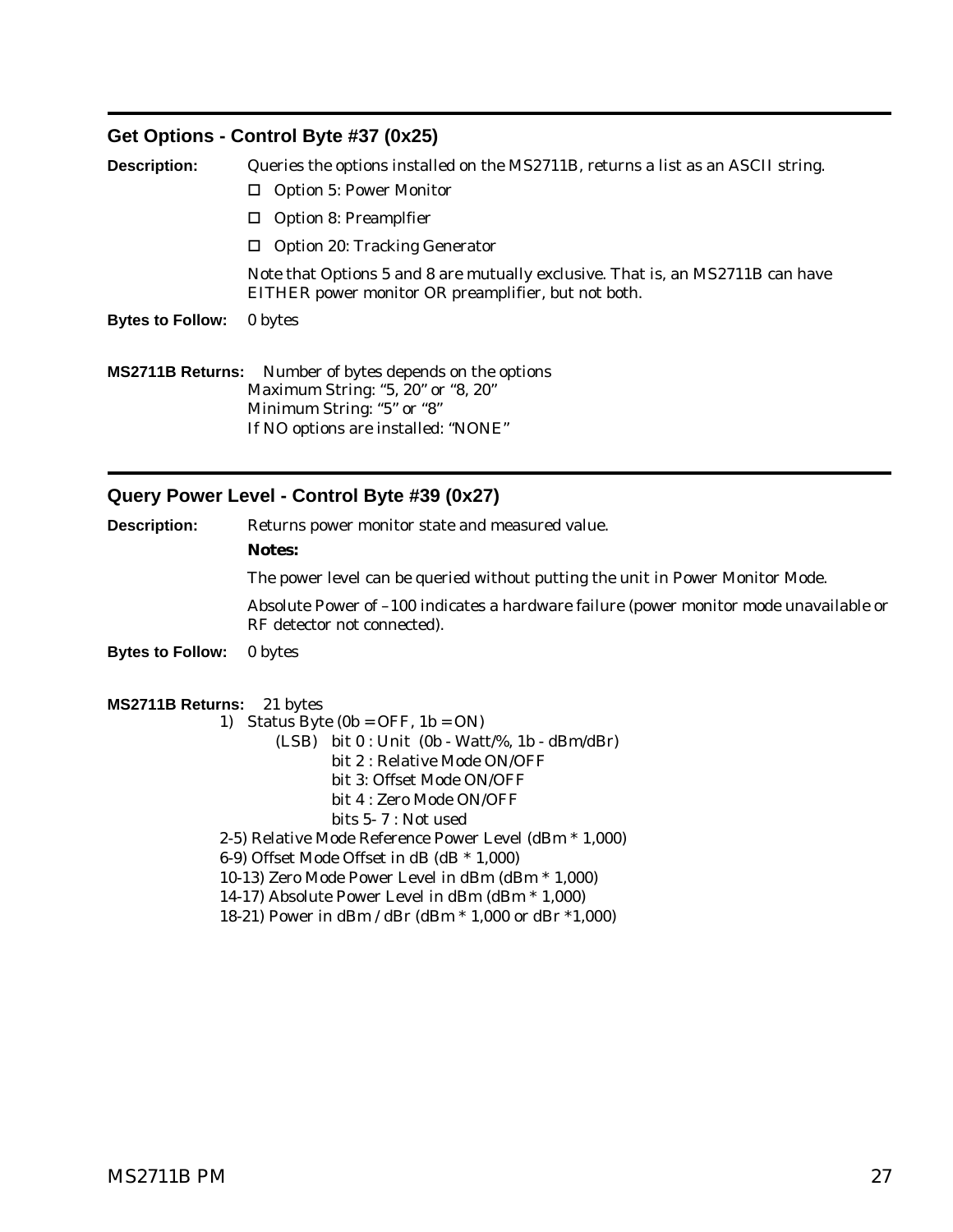## Get Options - Control Byte #37 (0x25)

**Description:** Queries the options installed on the MS2711B, returns a list as an ASCII string.

- Option 5: Power Monitor
- Option 8: Preamplfier
- Option 20: Tracking Generator

Note that Options 5 and 8 are mutually exclusive. That is, an MS2711B can have EITHER power monitor OR preamplifier, but not both.

**Bytes to Follow:** 0 bytes

**MS2711B Returns:** Number of bytes depends on the options
Maximum String: "5, 20" or "8, 20"
Minimum String: "5" or "8"
If NO options are installed: "NONE"

## Query Power Level - Control Byte #39 (0x27)

**Description:** Returns power monitor state and measured value.

**Notes:**

The power level can be queried without putting the unit in Power Monitor Mode.

Absolute Power of –100 indicates a hardware failure (power monitor mode unavailable or RF detector not connected).

**Bytes to Follow:** 0 bytes

**MS2711B Returns:** 21 bytes

1) Status Byte (0b = OFF, 1b = ON)
   - (LSB) bit 0 : Unit (0b - Watt/%, 1b - dBm/dBr)
   - bit 2 : Relative Mode ON/OFF
   - bit 3: Offset Mode ON/OFF
   - bit 4 : Zero Mode ON/OFF
   - bits 5- 7 : Not used

2-5) Relative Mode Reference Power Level (dBm * 1,000)
6-9) Offset Mode Offset in dB (dB * 1,000)
10-13) Zero Mode Power Level in dBm (dBm * 1,000)
14-17) Absolute Power Level in dBm (dBm * 1,000)
18-21) Power in dBm / dBr (dBm * 1,000 or dBr *1,000)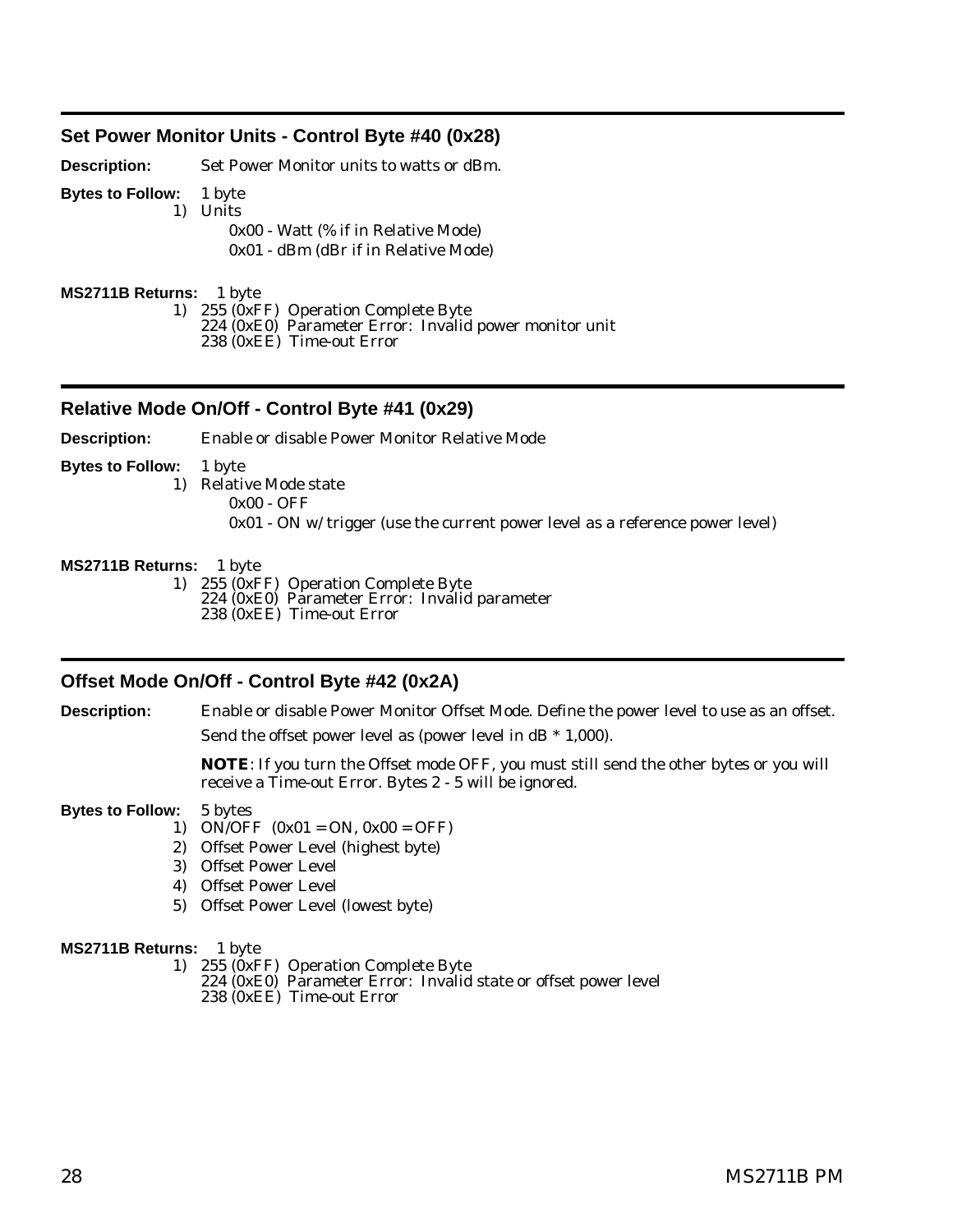## Set Power Monitor Units - Control Byte #40 (0x28)

**Description:** Set Power Monitor units to watts or dBm.

**Bytes to Follow:** 1 byte

1) Units
   - 0x00 - Watt (% if in Relative Mode)
   - 0x01 - dBm (dBr if in Relative Mode)

**MS2711B Returns:** 1 byte

1) 255 (0xFF) Operation Complete Byte
   224 (0xE0) Parameter Error: Invalid power monitor unit
   238 (0xEE) Time-out Error

## Relative Mode On/Off - Control Byte #41 (0x29)

**Description:** Enable or disable Power Monitor Relative Mode

**Bytes to Follow:** 1 byte

1) Relative Mode state
   - 0x00 - OFF
   - 0x01 - ON w/trigger (use the current power level as a reference power level)

**MS2711B Returns:** 1 byte

1) 255 (0xFF) Operation Complete Byte
   224 (0xE0) Parameter Error: Invalid parameter
   238 (0xEE) Time-out Error

## Offset Mode On/Off - Control Byte #42 (0x2A)

**Description:** Enable or disable Power Monitor Offset Mode. Define the power level to use as an offset. Send the offset power level as (power level in dB * 1,000).

**NOTE**: If you turn the Offset mode OFF, you must still send the other bytes or you will receive a Time-out Error. Bytes 2 - 5 will be ignored.

**Bytes to Follow:** 5 bytes

1) ON/OFF (0x01 = ON, 0x00 = OFF)
2) Offset Power Level (highest byte)
3) Offset Power Level
4) Offset Power Level
5) Offset Power Level (lowest byte)

**MS2711B Returns:** 1 byte

1) 255 (0xFF) Operation Complete Byte
   224 (0xE0) Parameter Error: Invalid state or offset power level
   238 (0xEE) Time-out Error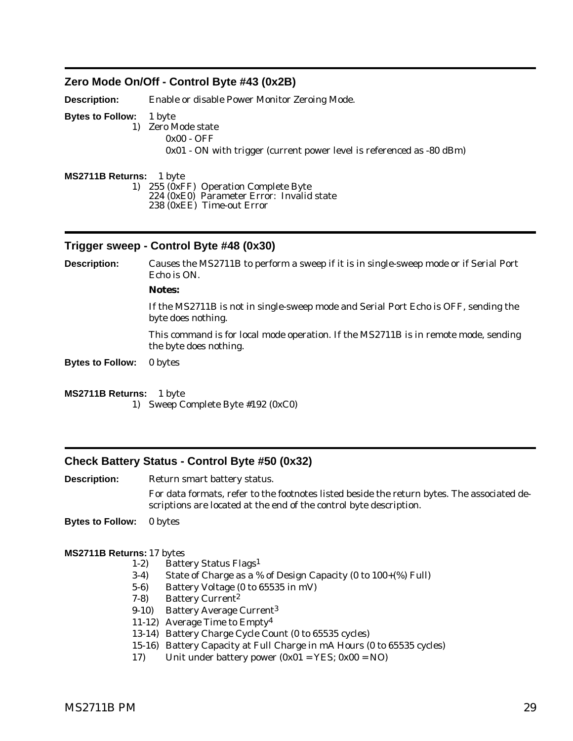## Zero Mode On/Off - Control Byte #43 (0x2B)

**Description:** Enable or disable Power Monitor Zeroing Mode.

**Bytes to Follow:** 1 byte

1) Zero Mode state
   - 0x00 - OFF
   - 0x01 - ON with trigger (current power level is referenced as -80 dBm)

**MS2711B Returns:** 1 byte

1) 255 (0xFF) Operation Complete Byte
   224 (0xE0) Parameter Error: Invalid state
   238 (0xEE) Time-out Error

## Trigger sweep - Control Byte #48 (0x30)

**Description:** Causes the MS2711B to perform a sweep if it is in single-sweep mode or if Serial Port Echo is ON.

***Notes:***

If the MS2711B is not in single-sweep mode and Serial Port Echo is OFF, sending the byte does nothing.

This command is for local mode operation. If the MS2711B is in remote mode, sending the byte does nothing.

**Bytes to Follow:** 0 bytes

**MS2711B Returns:** 1 byte

1) Sweep Complete Byte #192 (0xC0)

## Check Battery Status - Control Byte #50 (0x32)

**Description:** Return smart battery status.

For data formats, refer to the footnotes listed beside the return bytes. The associated descriptions are located at the end of the control byte description.

**Bytes to Follow:** 0 bytes

**MS2711B Returns:** 17 bytes

- 1-2) Battery Status Flags[1]
- 3-4) State of Charge as a % of Design Capacity (0 to 100+(%) Full)
- 5-6) Battery Voltage (0 to 65535 in mV)
- 7-8) Battery Current[2]
- 9-10) Battery Average Current[3]
- 11-12) Average Time to Empty[4]
- 13-14) Battery Charge Cycle Count (0 to 65535 cycles)
- 15-16) Battery Capacity at Full Charge in mA Hours (0 to 65535 cycles)
- 17) Unit under battery power (0x01 = YES; 0x00 = NO)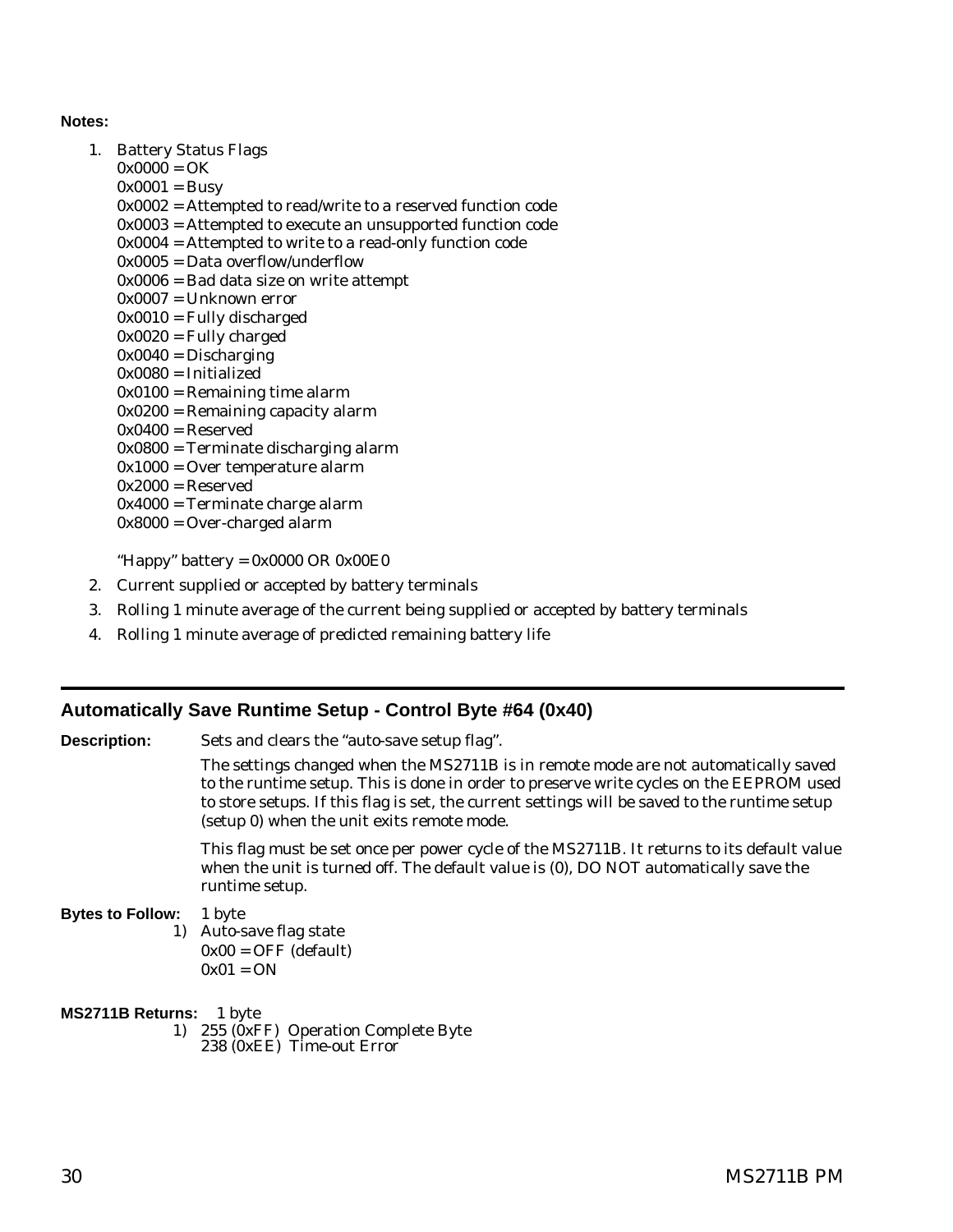**Notes:**

1. Battery Status Flags
   0x0000 = OK
   0x0001 = Busy
   0x0002 = Attempted to read/write to a reserved function code
   0x0003 = Attempted to execute an unsupported function code
   0x0004 = Attempted to write to a read-only function code
   0x0005 = Data overflow/underflow
   0x0006 = Bad data size on write attempt
   0x0007 = Unknown error
   0x0010 = Fully discharged
   0x0020 = Fully charged
   0x0040 = Discharging
   0x0080 = Initialized
   0x0100 = Remaining time alarm
   0x0200 = Remaining capacity alarm
   0x0400 = Reserved
   0x0800 = Terminate discharging alarm
   0x1000 = Over temperature alarm
   0x2000 = Reserved
   0x4000 = Terminate charge alarm
   0x8000 = Over-charged alarm

   "Happy" battery = 0x0000 OR 0x00E0
2. Current supplied or accepted by battery terminals
3. Rolling 1 minute average of the current being supplied or accepted by battery terminals
4. Rolling 1 minute average of predicted remaining battery life

---

## Automatically Save Runtime Setup - Control Byte #64 (0x40)

**Description:** Sets and clears the "auto-save setup flag".

The settings changed when the MS2711B is in remote mode are not automatically saved to the runtime setup. This is done in order to preserve write cycles on the EEPROM used to store setups. If this flag is set, the current settings will be saved to the runtime setup (setup 0) when the unit exits remote mode.

This flag must be set once per power cycle of the MS2711B. It returns to its default value when the unit is turned off. The default value is (0), DO NOT automatically save the runtime setup.

**Bytes to Follow:** 1 byte

1) Auto-save flag state
   0x00 = OFF (default)
   0x01 = ON

**MS2711B Returns:** 1 byte

1) 255 (0xFF) Operation Complete Byte
   238 (0xEE) Time-out Error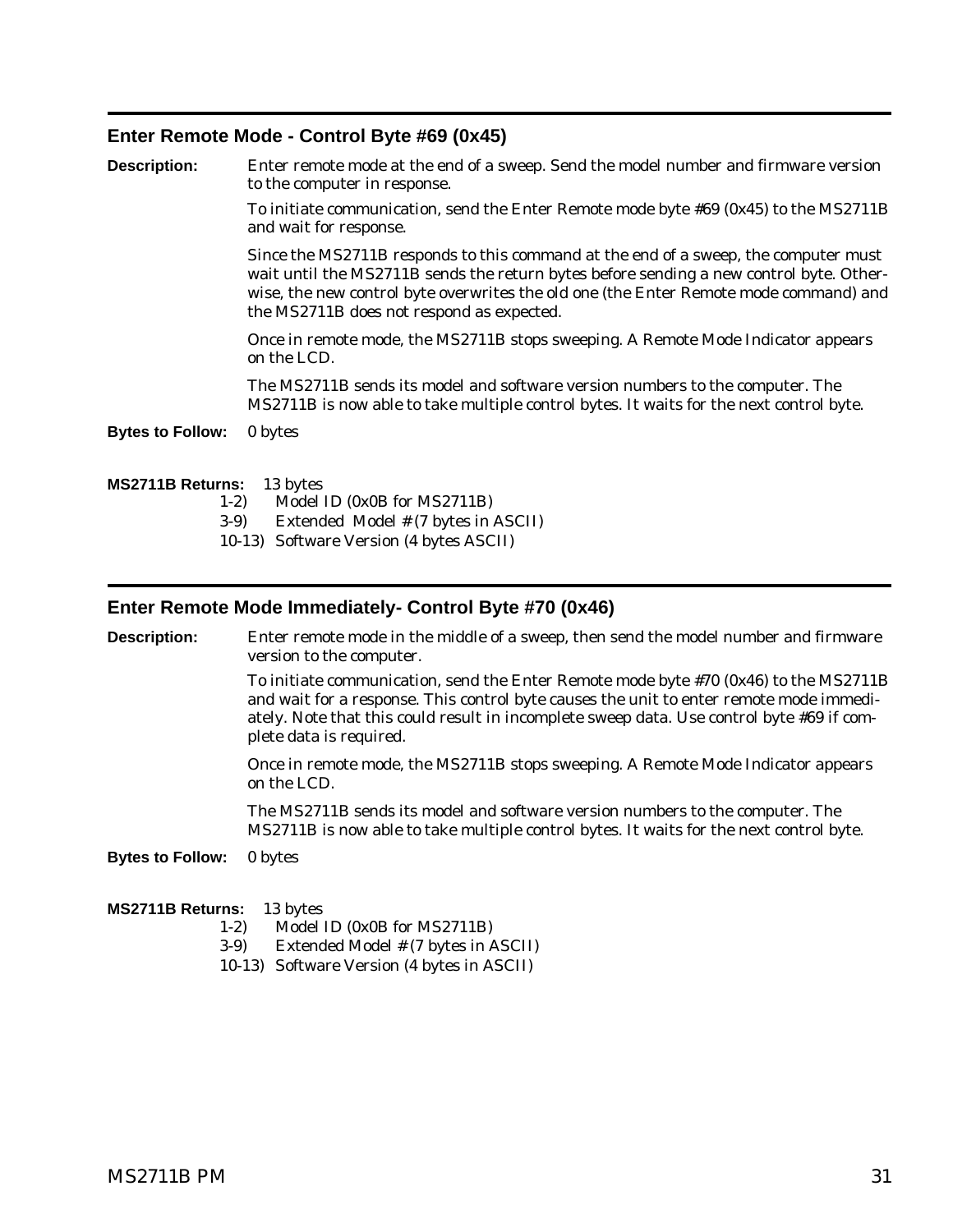## Enter Remote Mode - Control Byte #69 (0x45)

**Description:** Enter remote mode at the end of a sweep. Send the model number and firmware version to the computer in response.

To initiate communication, send the Enter Remote mode byte #69 (0x45) to the MS2711B and wait for response.

Since the MS2711B responds to this command at the end of a sweep, the computer must wait until the MS2711B sends the return bytes before sending a new control byte. Otherwise, the new control byte overwrites the old one (the Enter Remote mode command) and the MS2711B does not respond as expected.

Once in remote mode, the MS2711B stops sweeping. A Remote Mode Indicator appears on the LCD.

The MS2711B sends its model and software version numbers to the computer. The MS2711B is now able to take multiple control bytes. It waits for the next control byte.

**Bytes to Follow:** 0 bytes

**MS2711B Returns:** 13 bytes

1-2) Model ID (0x0B for MS2711B)
3-9) Extended Model # (7 bytes in ASCII)
10-13) Software Version (4 bytes ASCII)

## Enter Remote Mode Immediately- Control Byte #70 (0x46)

**Description:** Enter remote mode in the middle of a sweep, then send the model number and firmware version to the computer.

To initiate communication, send the Enter Remote mode byte #70 (0x46) to the MS2711B and wait for a response. This control byte causes the unit to enter remote mode immediately. Note that this could result in incomplete sweep data. Use control byte #69 if complete data is required.

Once in remote mode, the MS2711B stops sweeping. A Remote Mode Indicator appears on the LCD.

The MS2711B sends its model and software version numbers to the computer. The MS2711B is now able to take multiple control bytes. It waits for the next control byte.

**Bytes to Follow:** 0 bytes

**MS2711B Returns:** 13 bytes

1-2) Model ID (0x0B for MS2711B)
3-9) Extended Model # (7 bytes in ASCII)
10-13) Software Version (4 bytes in ASCII)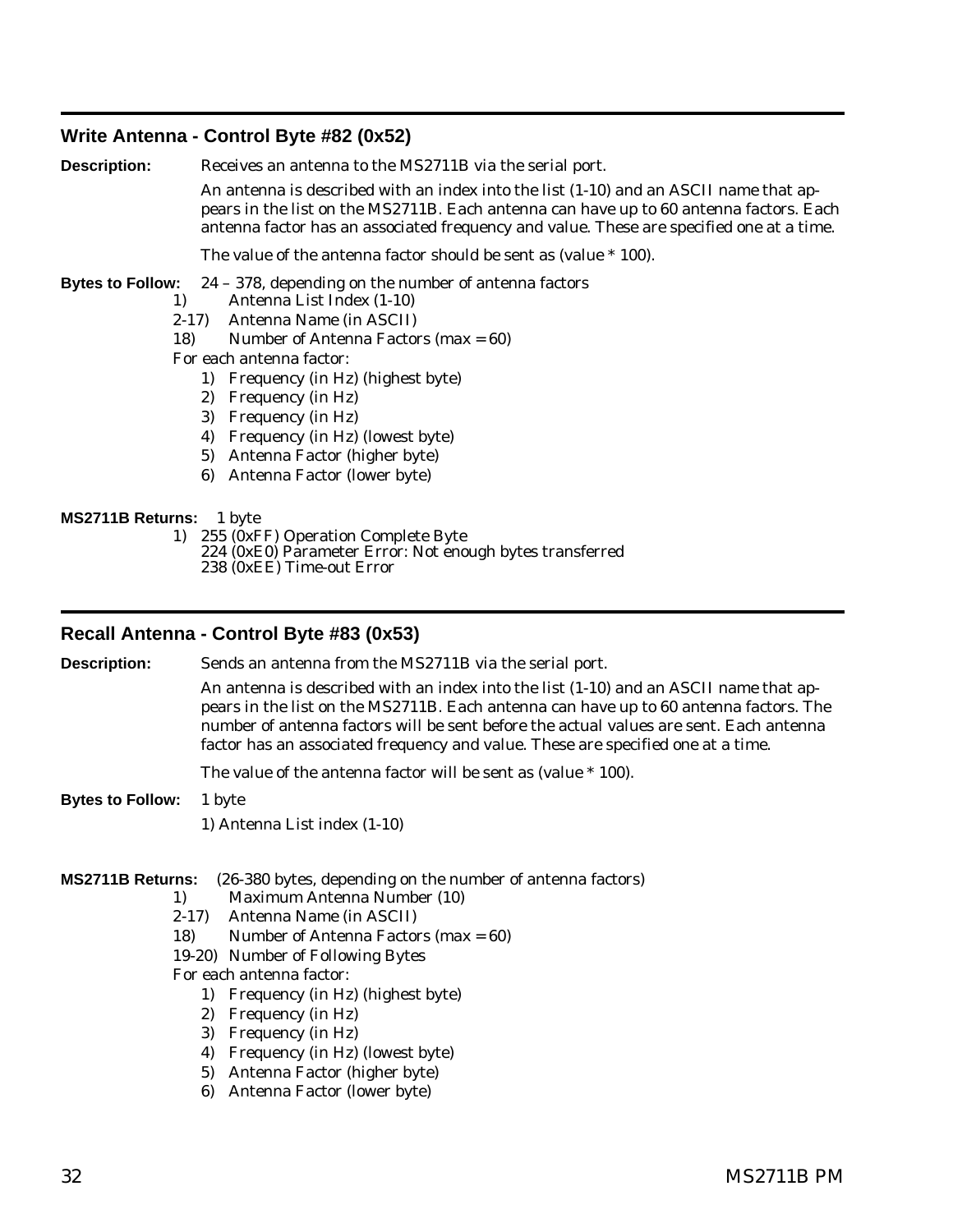## Write Antenna - Control Byte #82 (0x52)

**Description:** Receives an antenna to the MS2711B via the serial port.

An antenna is described with an index into the list (1-10) and an ASCII name that appears in the list on the MS2711B. Each antenna can have up to 60 antenna factors. Each antenna factor has an associated frequency and value. These are specified one at a time.

The value of the antenna factor should be sent as (value * 100).

**Bytes to Follow:** 24 – 378, depending on the number of antenna factors

- 1) Antenna List Index (1-10)
- 2-17) Antenna Name (in ASCII)
- 18) Number of Antenna Factors (max = 60)

For each antenna factor:

1) Frequency (in Hz) (highest byte)
2) Frequency (in Hz)
3) Frequency (in Hz)
4) Frequency (in Hz) (lowest byte)
5) Antenna Factor (higher byte)
6) Antenna Factor (lower byte)

**MS2711B Returns:** 1 byte

1) 255 (0xFF) Operation Complete Byte
   224 (0xE0) Parameter Error: Not enough bytes transferred
   238 (0xEE) Time-out Error

## Recall Antenna - Control Byte #83 (0x53)

**Description:** Sends an antenna from the MS2711B via the serial port.

An antenna is described with an index into the list (1-10) and an ASCII name that appears in the list on the MS2711B. Each antenna can have up to 60 antenna factors. The number of antenna factors will be sent before the actual values are sent. Each antenna factor has an associated frequency and value. These are specified one at a time.

The value of the antenna factor will be sent as (value * 100).

**Bytes to Follow:** 1 byte

1) Antenna List index (1-10)

**MS2711B Returns:** (26-380 bytes, depending on the number of antenna factors)

- 1) Maximum Antenna Number (10)
- 2-17) Antenna Name (in ASCII)
- 18) Number of Antenna Factors (max = 60)
- 19-20) Number of Following Bytes

For each antenna factor:

1) Frequency (in Hz) (highest byte)
2) Frequency (in Hz)
3) Frequency (in Hz)
4) Frequency (in Hz) (lowest byte)
5) Antenna Factor (higher byte)
6) Antenna Factor (lower byte)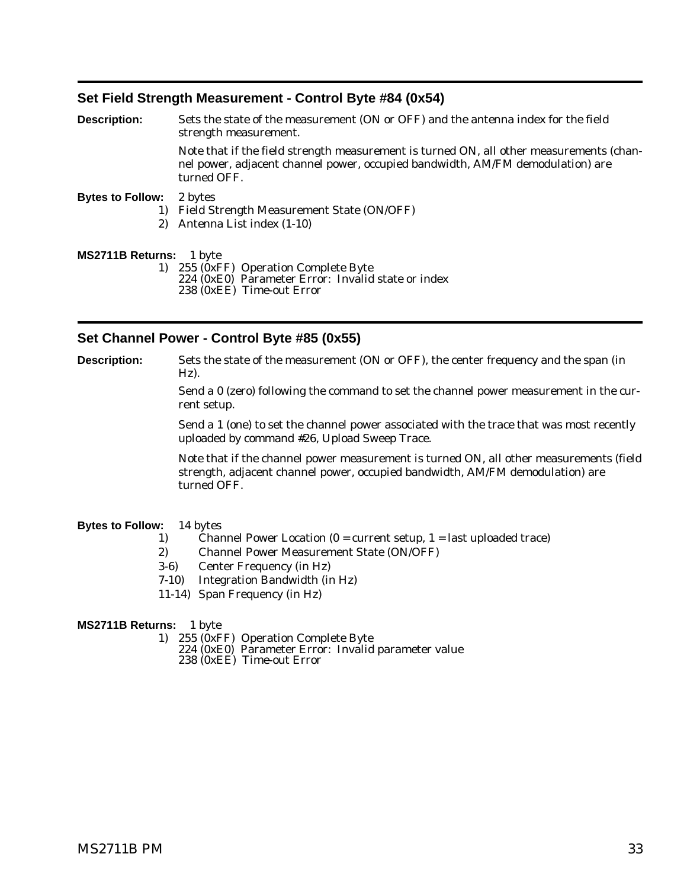## Set Field Strength Measurement - Control Byte #84 (0x54)

**Description:** Sets the state of the measurement (ON or OFF) and the antenna index for the field strength measurement.

Note that if the field strength measurement is turned ON, all other measurements (channel power, adjacent channel power, occupied bandwidth, AM/FM demodulation) are turned OFF.

**Bytes to Follow:** 2 bytes

1) Field Strength Measurement State (ON/OFF)
2) Antenna List index (1-10)

**MS2711B Returns:** 1 byte

1) 255 (0xFF) Operation Complete Byte
   224 (0xE0) Parameter Error: Invalid state or index
   238 (0xEE) Time-out Error

## Set Channel Power - Control Byte #85 (0x55)

**Description:** Sets the state of the measurement (ON or OFF), the center frequency and the span (in Hz).

Send a 0 (zero) following the command to set the channel power measurement in the current setup.

Send a 1 (one) to set the channel power associated with the trace that was most recently uploaded by command #26, Upload Sweep Trace.

Note that if the channel power measurement is turned ON, all other measurements (field strength, adjacent channel power, occupied bandwidth, AM/FM demodulation) are turned OFF.

**Bytes to Follow:** 14 bytes

1) Channel Power Location (0 = current setup, 1 = last uploaded trace)
2) Channel Power Measurement State (ON/OFF)

3-6) Center Frequency (in Hz)

7-10) Integration Bandwidth (in Hz)

11-14) Span Frequency (in Hz)

**MS2711B Returns:** 1 byte

1) 255 (0xFF) Operation Complete Byte
   224 (0xE0) Parameter Error: Invalid parameter value
   238 (0xEE) Time-out Error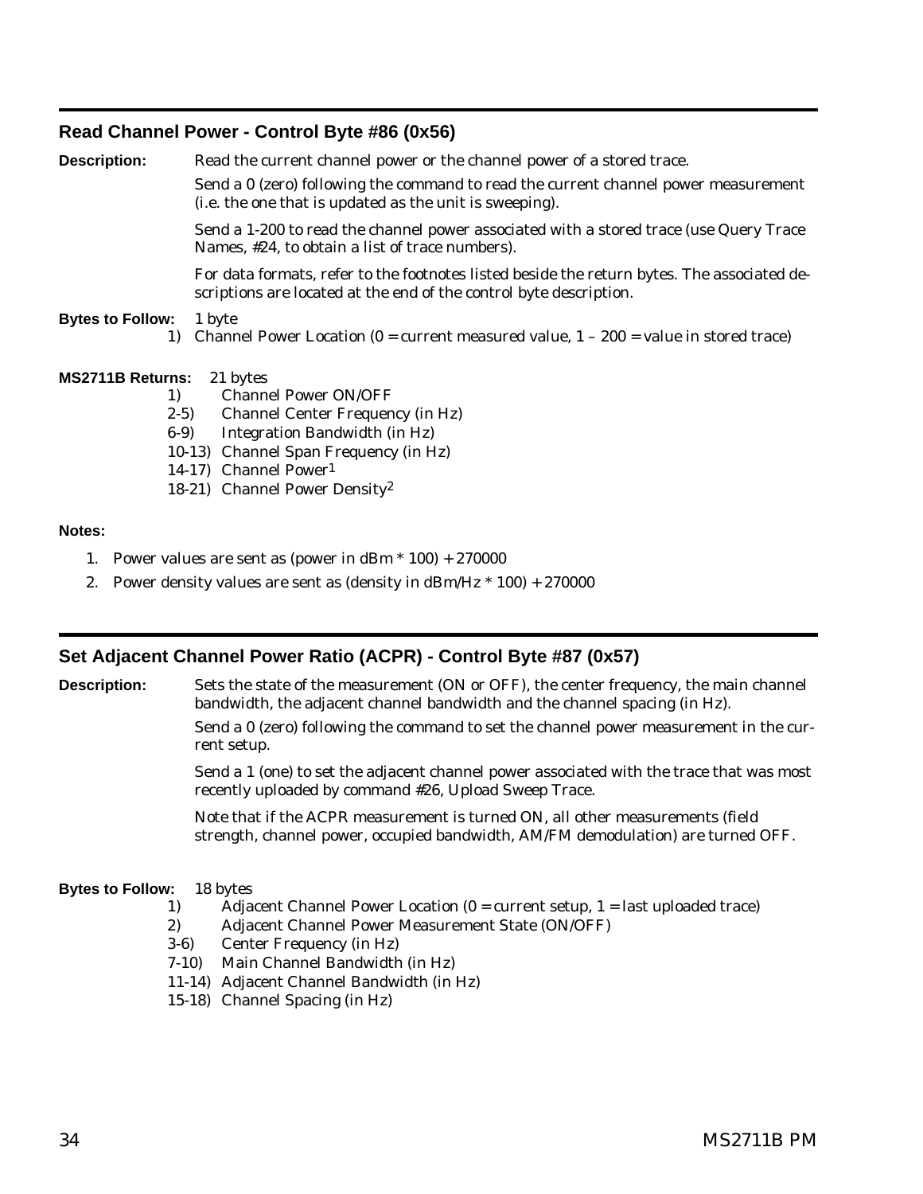## Read Channel Power - Control Byte #86 (0x56)

**Description:** Read the current channel power or the channel power of a stored trace.

Send a 0 (zero) following the command to read the current channel power measurement (i.e. the one that is updated as the unit is sweeping).

Send a 1-200 to read the channel power associated with a stored trace (use Query Trace Names, #24, to obtain a list of trace numbers).

For data formats, refer to the footnotes listed beside the return bytes. The associated descriptions are located at the end of the control byte description.

**Bytes to Follow:** 1 byte

1) Channel Power Location (0 = current measured value, 1 – 200 = value in stored trace)

**MS2711B Returns:** 21 bytes

- 1) Channel Power ON/OFF
- 2-5) Channel Center Frequency (in Hz)
- 6-9) Integration Bandwidth (in Hz)
- 10-13) Channel Span Frequency (in Hz)
- 14-17) Channel Power[1]
- 18-21) Channel Power Density[2]

**Notes:**

1. Power values are sent as (power in dBm * 100) + 270000
2. Power density values are sent as (density in dBm/Hz * 100) + 270000

## Set Adjacent Channel Power Ratio (ACPR) - Control Byte #87 (0x57)

**Description:** Sets the state of the measurement (ON or OFF), the center frequency, the main channel bandwidth, the adjacent channel bandwidth and the channel spacing (in Hz).

Send a 0 (zero) following the command to set the channel power measurement in the current setup.

Send a 1 (one) to set the adjacent channel power associated with the trace that was most recently uploaded by command #26, Upload Sweep Trace.

Note that if the ACPR measurement is turned ON, all other measurements (field strength, channel power, occupied bandwidth, AM/FM demodulation) are turned OFF.

**Bytes to Follow:** 18 bytes

- 1) Adjacent Channel Power Location (0 = current setup, 1 = last uploaded trace)
- 2) Adjacent Channel Power Measurement State (ON/OFF)
- 3-6) Center Frequency (in Hz)
- 7-10) Main Channel Bandwidth (in Hz)
- 11-14) Adjacent Channel Bandwidth (in Hz)
- 15-18) Channel Spacing (in Hz)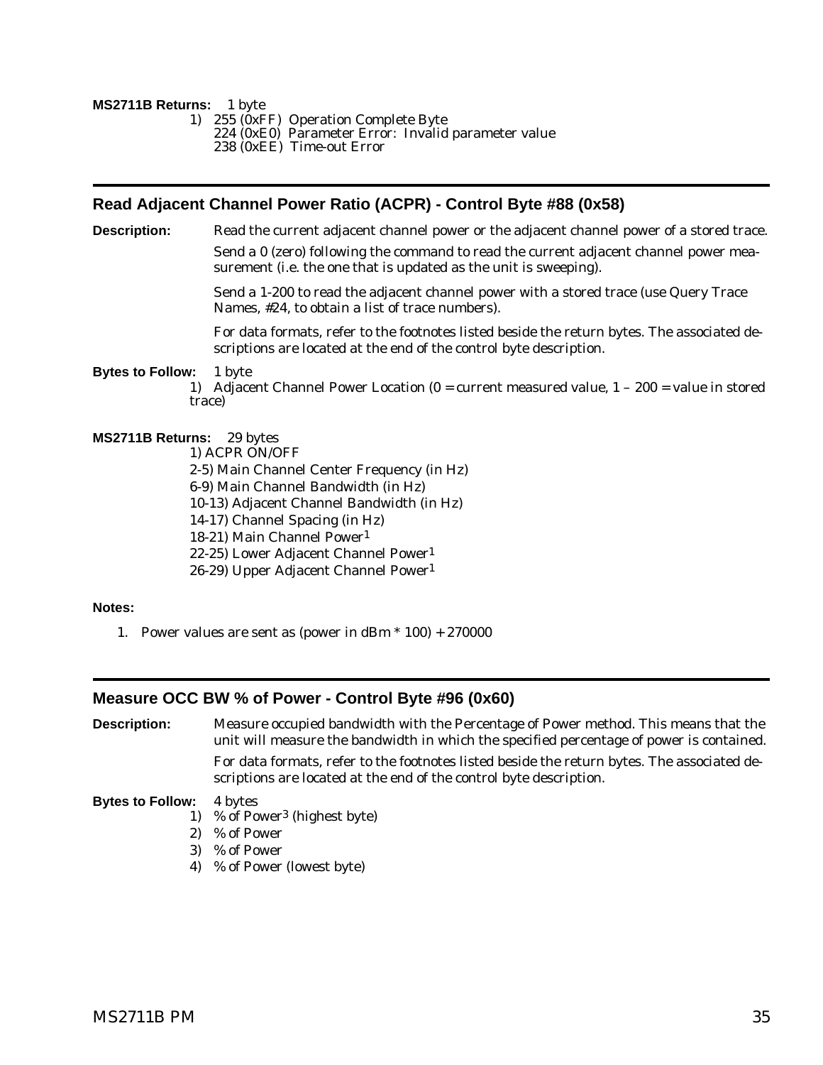**MS2711B Returns:** 1 byte

1) 255 (0xFF) Operation Complete Byte
   224 (0xE0) Parameter Error: Invalid parameter value
   238 (0xEE) Time-out Error

## Read Adjacent Channel Power Ratio (ACPR) - Control Byte #88 (0x58)

**Description:** Read the current adjacent channel power or the adjacent channel power of a stored trace.

Send a 0 (zero) following the command to read the current adjacent channel power measurement (i.e. the one that is updated as the unit is sweeping).

Send a 1-200 to read the adjacent channel power with a stored trace (use Query Trace Names, #24, to obtain a list of trace numbers).

For data formats, refer to the footnotes listed beside the return bytes. The associated descriptions are located at the end of the control byte description.

**Bytes to Follow:** 1 byte

1) Adjacent Channel Power Location (0 = current measured value, 1 – 200 = value in stored trace)

**MS2711B Returns:** 29 bytes

1) ACPR ON/OFF
2-5) Main Channel Center Frequency (in Hz)
6-9) Main Channel Bandwidth (in Hz)
10-13) Adjacent Channel Bandwidth (in Hz)
14-17) Channel Spacing (in Hz)
18-21) Main Channel Power[1]
22-25) Lower Adjacent Channel Power[1]
26-29) Upper Adjacent Channel Power[1]

**Notes:**

1. Power values are sent as (power in dBm * 100) + 270000

## Measure OCC BW % of Power - Control Byte #96 (0x60)

**Description:** Measure occupied bandwidth with the Percentage of Power method. This means that the unit will measure the bandwidth in which the specified percentage of power is contained.

For data formats, refer to the footnotes listed beside the return bytes. The associated descriptions are located at the end of the control byte description.

**Bytes to Follow:** 4 bytes

1) % of Power[3] (highest byte)
2) % of Power
3) % of Power
4) % of Power (lowest byte)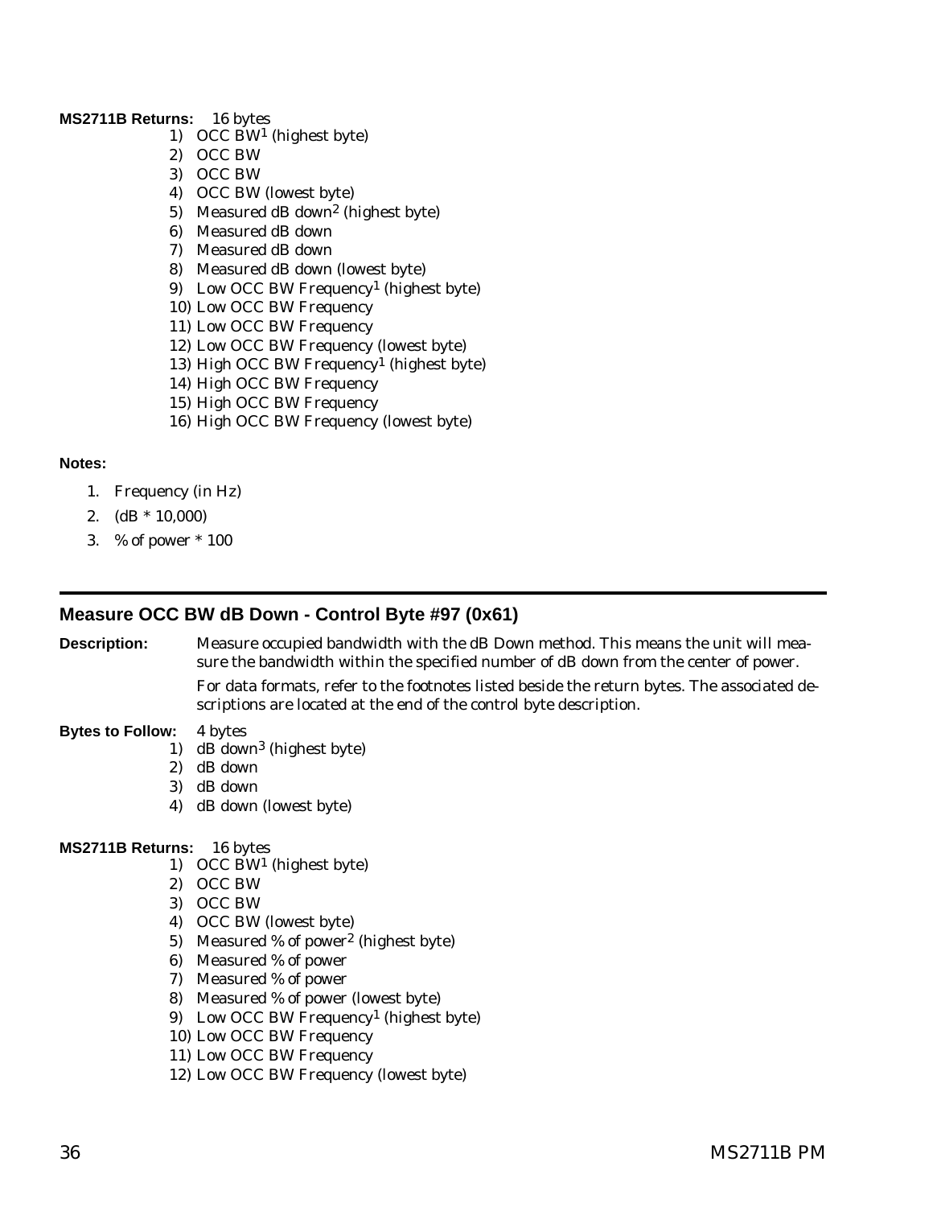**MS2711B Returns:** 16 bytes

1) OCC BW[1] (highest byte)
2) OCC BW
3) OCC BW
4) OCC BW (lowest byte)
5) Measured dB down[2] (highest byte)
6) Measured dB down
7) Measured dB down
8) Measured dB down (lowest byte)
9) Low OCC BW Frequency[1] (highest byte)
10) Low OCC BW Frequency
11) Low OCC BW Frequency
12) Low OCC BW Frequency (lowest byte)
13) High OCC BW Frequency[1] (highest byte)
14) High OCC BW Frequency
15) High OCC BW Frequency
16) High OCC BW Frequency (lowest byte)

**Notes:**

1. Frequency (in Hz)
2. (dB * 10,000)
3. % of power * 100

---

## Measure OCC BW dB Down - Control Byte #97 (0x61)

**Description:** Measure occupied bandwidth with the dB Down method. This means the unit will measure the bandwidth within the specified number of dB down from the center of power.

For data formats, refer to the footnotes listed beside the return bytes. The associated descriptions are located at the end of the control byte description.

**Bytes to Follow:** 4 bytes

1) dB down[3] (highest byte)
2) dB down
3) dB down
4) dB down (lowest byte)

**MS2711B Returns:** 16 bytes

1) OCC BW[1] (highest byte)
2) OCC BW
3) OCC BW
4) OCC BW (lowest byte)
5) Measured % of power[2] (highest byte)
6) Measured % of power
7) Measured % of power
8) Measured % of power (lowest byte)
9) Low OCC BW Frequency[1] (highest byte)
10) Low OCC BW Frequency
11) Low OCC BW Frequency
12) Low OCC BW Frequency (lowest byte)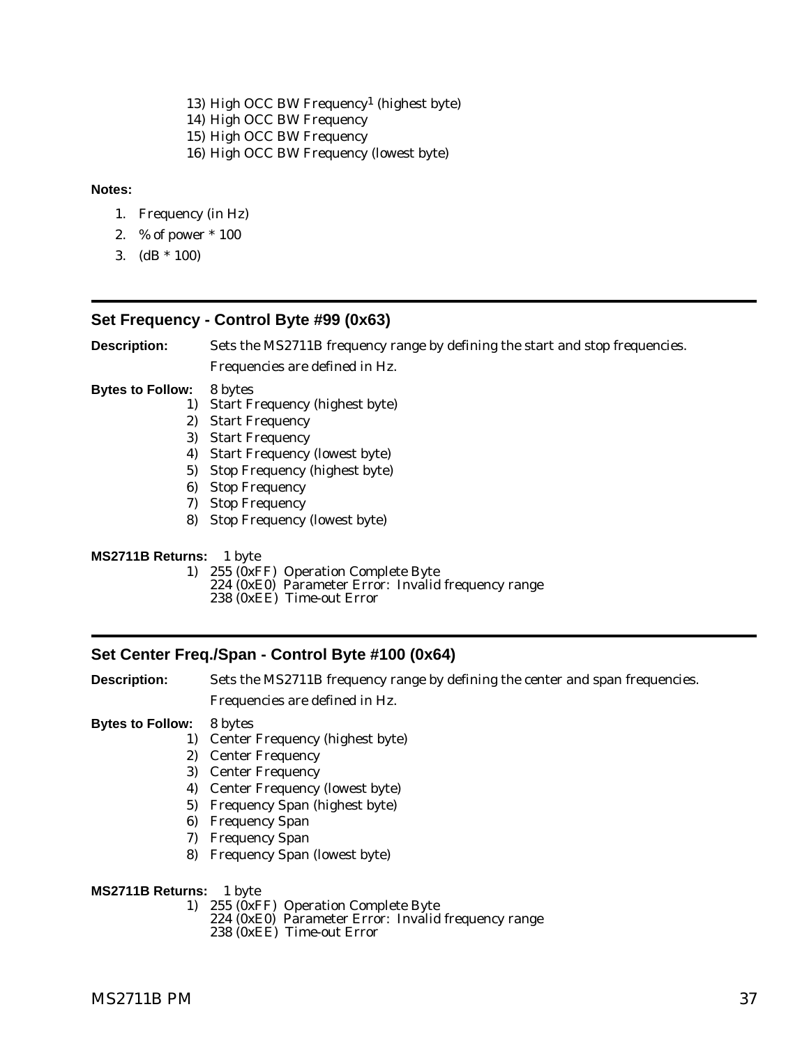13) High OCC BW Frequency[1] (highest byte)
14) High OCC BW Frequency
15) High OCC BW Frequency
16) High OCC BW Frequency (lowest byte)

**Notes:**

1. Frequency (in Hz)
2. % of power * 100
3. (dB * 100)

---

## Set Frequency - Control Byte #99 (0x63)

**Description:** Sets the MS2711B frequency range by defining the start and stop frequencies. Frequencies are defined in Hz.

**Bytes to Follow:** 8 bytes

1) Start Frequency (highest byte)
2) Start Frequency
3) Start Frequency
4) Start Frequency (lowest byte)
5) Stop Frequency (highest byte)
6) Stop Frequency
7) Stop Frequency
8) Stop Frequency (lowest byte)

**MS2711B Returns:** 1 byte

1) 255 (0xFF) Operation Complete Byte
   224 (0xE0) Parameter Error: Invalid frequency range
   238 (0xEE) Time-out Error

---

## Set Center Freq./Span - Control Byte #100 (0x64)

**Description:** Sets the MS2711B frequency range by defining the center and span frequencies. Frequencies are defined in Hz.

**Bytes to Follow:** 8 bytes

1) Center Frequency (highest byte)
2) Center Frequency
3) Center Frequency
4) Center Frequency (lowest byte)
5) Frequency Span (highest byte)
6) Frequency Span
7) Frequency Span
8) Frequency Span (lowest byte)

**MS2711B Returns:** 1 byte

1) 255 (0xFF) Operation Complete Byte
   224 (0xE0) Parameter Error: Invalid frequency range
   238 (0xEE) Time-out Error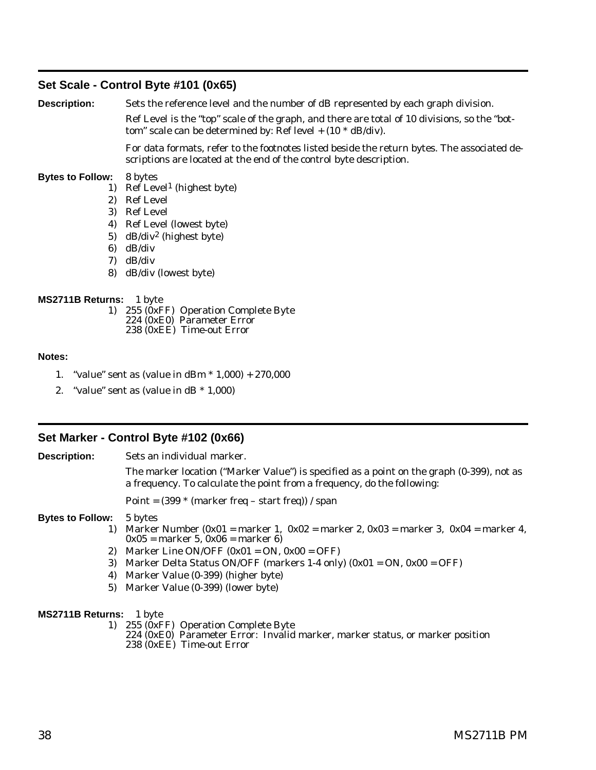## Set Scale - Control Byte #101 (0x65)

**Description:** Sets the reference level and the number of dB represented by each graph division.

Ref Level is the "top" scale of the graph, and there are total of 10 divisions, so the "bottom" scale can be determined by: Ref level + (10 * dB/div).

For data formats, refer to the footnotes listed beside the return bytes. The associated descriptions are located at the end of the control byte description.

**Bytes to Follow:** 8 bytes

1) Ref Level[1] (highest byte)
2) Ref Level
3) Ref Level
4) Ref Level (lowest byte)
5) dB/div[2] (highest byte)
6) dB/div
7) dB/div
8) dB/div (lowest byte)

**MS2711B Returns:** 1 byte

1) 255 (0xFF) Operation Complete Byte
   224 (0xE0) Parameter Error
   238 (0xEE) Time-out Error

**Notes:**

1. "value" sent as (value in dBm * 1,000) + 270,000
2. "value" sent as (value in dB * 1,000)

## Set Marker - Control Byte #102 (0x66)

**Description:** Sets an individual marker.

The marker location ("Marker Value") is specified as a point on the graph (0-399), not as a frequency. To calculate the point from a frequency, do the following:

Point = (399 * (marker freq – start freq)) / span

**Bytes to Follow:** 5 bytes

1) Marker Number (0x01 = marker 1, 0x02 = marker 2, 0x03 = marker 3, 0x04 = marker 4, 0x05 = marker 5, 0x06 = marker 6)
2) Marker Line ON/OFF (0x01 = ON, 0x00 = OFF)
3) Marker Delta Status ON/OFF (markers 1-4 only) (0x01 = ON, 0x00 = OFF)
4) Marker Value (0-399) (higher byte)
5) Marker Value (0-399) (lower byte)

**MS2711B Returns:** 1 byte

1) 255 (0xFF) Operation Complete Byte
   224 (0xE0) Parameter Error: Invalid marker, marker status, or marker position
   238 (0xEE) Time-out Error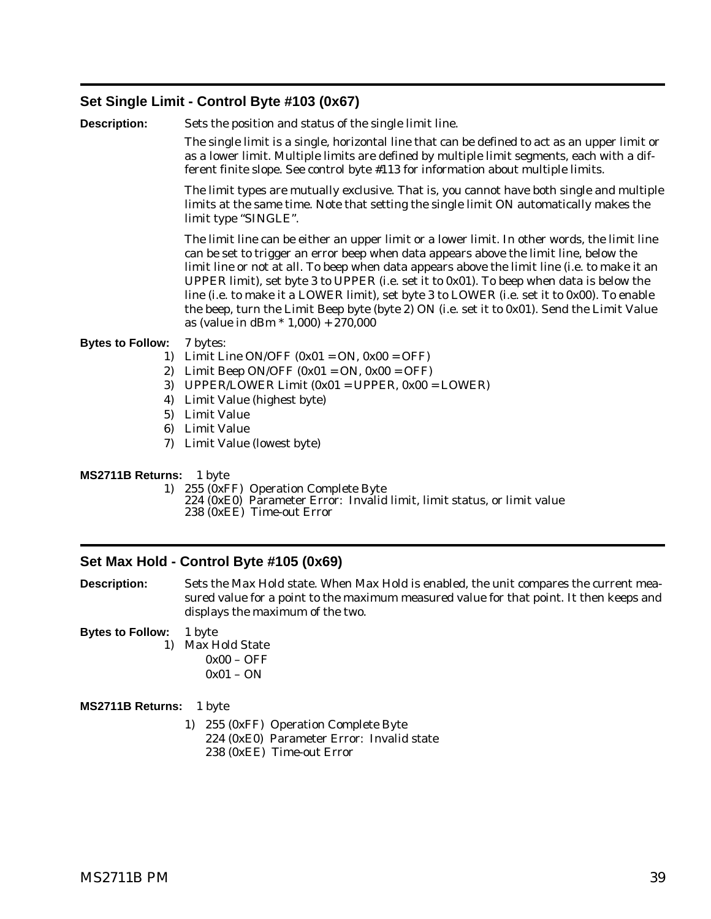## Set Single Limit - Control Byte #103 (0x67)

**Description:** Sets the position and status of the single limit line.

The single limit is a single, horizontal line that can be defined to act as an upper limit or as a lower limit. Multiple limits are defined by multiple limit segments, each with a different finite slope. See control byte #113 for information about multiple limits.

The limit types are mutually exclusive. That is, you cannot have both single and multiple limits at the same time. Note that setting the single limit ON automatically makes the limit type "SINGLE".

The limit line can be either an upper limit or a lower limit. In other words, the limit line can be set to trigger an error beep when data appears above the limit line, below the limit line or not at all. To beep when data appears above the limit line (i.e. to make it an UPPER limit), set byte 3 to UPPER (i.e. set it to 0x01). To beep when data is below the line (i.e. to make it a LOWER limit), set byte 3 to LOWER (i.e. set it to 0x00). To enable the beep, turn the Limit Beep byte (byte 2) ON (i.e. set it to 0x01). Send the Limit Value as (value in dBm * 1,000) + 270,000

**Bytes to Follow:** 7 bytes:

1) Limit Line ON/OFF (0x01 = ON, 0x00 = OFF)
2) Limit Beep ON/OFF (0x01 = ON, 0x00 = OFF)
3) UPPER/LOWER Limit (0x01 = UPPER, 0x00 = LOWER)
4) Limit Value (highest byte)
5) Limit Value
6) Limit Value
7) Limit Value (lowest byte)

**MS2711B Returns:** 1 byte

1) 255 (0xFF) Operation Complete Byte
   224 (0xE0) Parameter Error: Invalid limit, limit status, or limit value
   238 (0xEE) Time-out Error

## Set Max Hold - Control Byte #105 (0x69)

**Description:** Sets the Max Hold state. When Max Hold is enabled, the unit compares the current measured value for a point to the maximum measured value for that point. It then keeps and displays the maximum of the two.

**Bytes to Follow:** 1 byte

1) Max Hold State
   0x00 – OFF
   0x01 – ON

**MS2711B Returns:** 1 byte

1) 255 (0xFF) Operation Complete Byte
   224 (0xE0) Parameter Error: Invalid state
   238 (0xEE) Time-out Error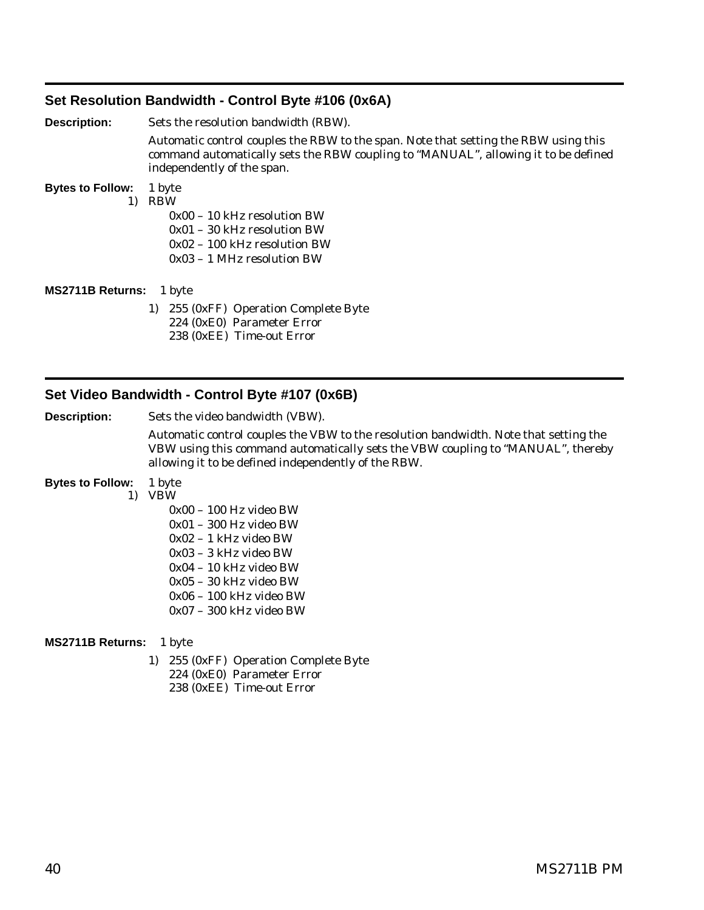## Set Resolution Bandwidth - Control Byte #106 (0x6A)

**Description:** Sets the resolution bandwidth (RBW).

Automatic control couples the RBW to the span. Note that setting the RBW using this command automatically sets the RBW coupling to "MANUAL", allowing it to be defined independently of the span.

**Bytes to Follow:** 1 byte

1) RBW
   - 0x00 – 10 kHz resolution BW
   - 0x01 – 30 kHz resolution BW
   - 0x02 – 100 kHz resolution BW
   - 0x03 – 1 MHz resolution BW

**MS2711B Returns:** 1 byte

1) 255 (0xFF) Operation Complete Byte
   224 (0xE0) Parameter Error
   238 (0xEE) Time-out Error

## Set Video Bandwidth - Control Byte #107 (0x6B)

**Description:** Sets the video bandwidth (VBW).

Automatic control couples the VBW to the resolution bandwidth. Note that setting the VBW using this command automatically sets the VBW coupling to "MANUAL", thereby allowing it to be defined independently of the RBW.

**Bytes to Follow:** 1 byte

1) VBW
   - 0x00 – 100 Hz video BW
   - 0x01 – 300 Hz video BW
   - 0x02 – 1 kHz video BW
   - 0x03 – 3 kHz video BW
   - 0x04 – 10 kHz video BW
   - 0x05 – 30 kHz video BW
   - 0x06 – 100 kHz video BW
   - 0x07 – 300 kHz video BW

**MS2711B Returns:** 1 byte

1) 255 (0xFF) Operation Complete Byte
   224 (0xE0) Parameter Error
   238 (0xEE) Time-out Error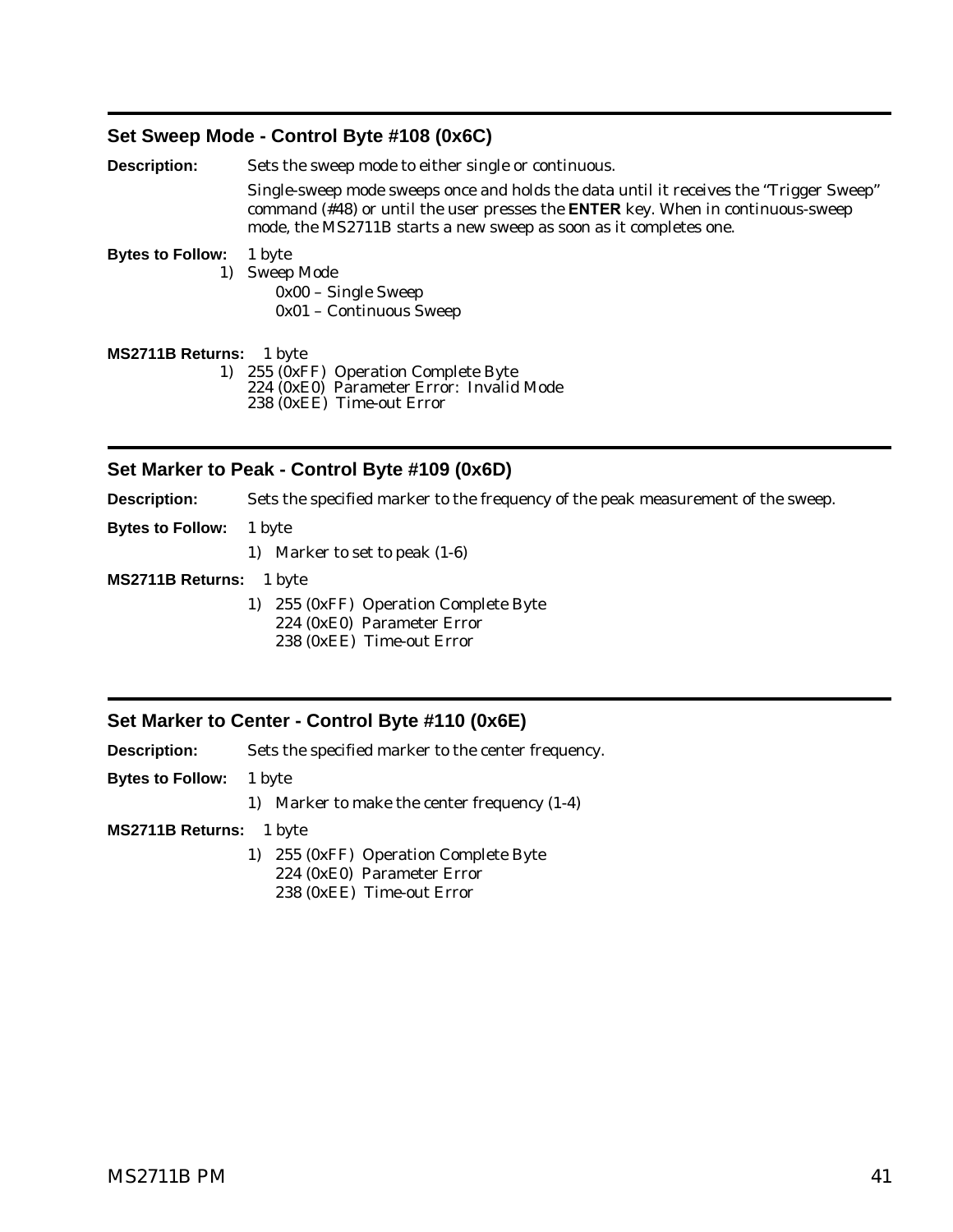## Set Sweep Mode - Control Byte #108 (0x6C)

**Description:** Sets the sweep mode to either single or continuous.

Single-sweep mode sweeps once and holds the data until it receives the "Trigger Sweep" command (#48) or until the user presses the **ENTER** key. When in continuous-sweep mode, the MS2711B starts a new sweep as soon as it completes one.

**Bytes to Follow:** 1 byte

1) Sweep Mode
   - 0x00 – Single Sweep
   - 0x01 – Continuous Sweep

**MS2711B Returns:** 1 byte

1) 255 (0xFF) Operation Complete Byte
   224 (0xE0) Parameter Error: Invalid Mode
   238 (0xEE) Time-out Error

## Set Marker to Peak - Control Byte #109 (0x6D)

**Description:** Sets the specified marker to the frequency of the peak measurement of the sweep.

**Bytes to Follow:** 1 byte

1) Marker to set to peak (1-6)

**MS2711B Returns:** 1 byte

1) 255 (0xFF) Operation Complete Byte
   224 (0xE0) Parameter Error
   238 (0xEE) Time-out Error

## Set Marker to Center - Control Byte #110 (0x6E)

**Description:** Sets the specified marker to the center frequency.

**Bytes to Follow:** 1 byte

1) Marker to make the center frequency (1-4)

**MS2711B Returns:** 1 byte

1) 255 (0xFF) Operation Complete Byte
   224 (0xE0) Parameter Error
   238 (0xEE) Time-out Error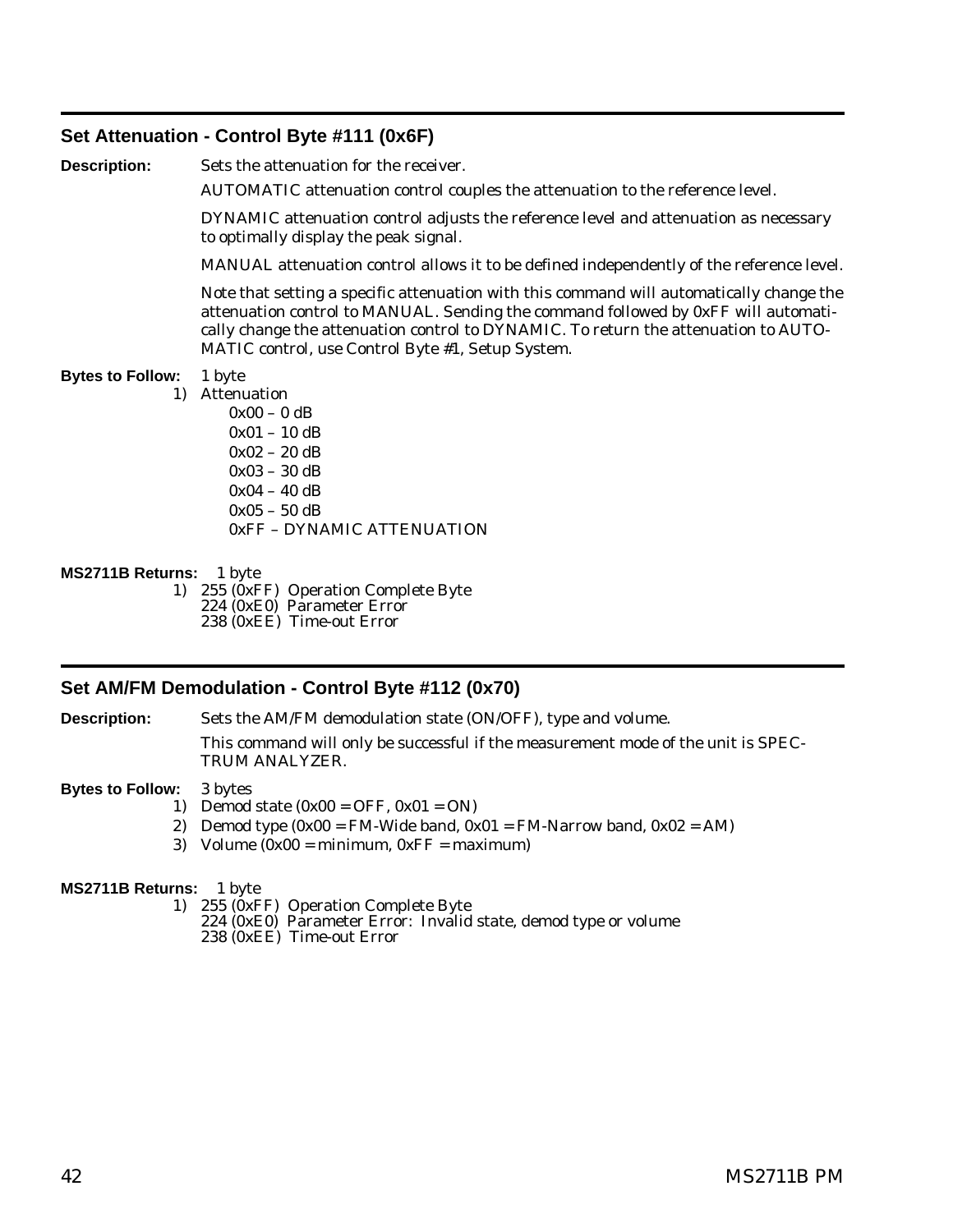## Set Attenuation - Control Byte #111 (0x6F)

**Description:** Sets the attenuation for the receiver.

AUTOMATIC attenuation control couples the attenuation to the reference level.

DYNAMIC attenuation control adjusts the reference level and attenuation as necessary to optimally display the peak signal.

MANUAL attenuation control allows it to be defined independently of the reference level.

Note that setting a specific attenuation with this command will automatically change the attenuation control to MANUAL. Sending the command followed by 0xFF will automatically change the attenuation control to DYNAMIC. To return the attenuation to AUTOMATIC control, use Control Byte #1, Setup System.

**Bytes to Follow:** 1 byte

1) Attenuation
   - 0x00 – 0 dB
   - 0x01 – 10 dB
   - 0x02 – 20 dB
   - 0x03 – 30 dB
   - 0x04 – 40 dB
   - 0x05 – 50 dB
   - 0xFF – DYNAMIC ATTENUATION

**MS2711B Returns:** 1 byte

1) 255 (0xFF) Operation Complete Byte
   224 (0xE0) Parameter Error
   238 (0xEE) Time-out Error

## Set AM/FM Demodulation - Control Byte #112 (0x70)

**Description:** Sets the AM/FM demodulation state (ON/OFF), type and volume.

This command will only be successful if the measurement mode of the unit is SPECTRUM ANALYZER.

**Bytes to Follow:** 3 bytes

1) Demod state (0x00 = OFF, 0x01 = ON)
2) Demod type (0x00 = FM-Wide band, 0x01 = FM-Narrow band, 0x02 = AM)
3) Volume (0x00 = minimum, 0xFF = maximum)

**MS2711B Returns:** 1 byte

1) 255 (0xFF) Operation Complete Byte
   224 (0xE0) Parameter Error: Invalid state, demod type or volume
   238 (0xEE) Time-out Error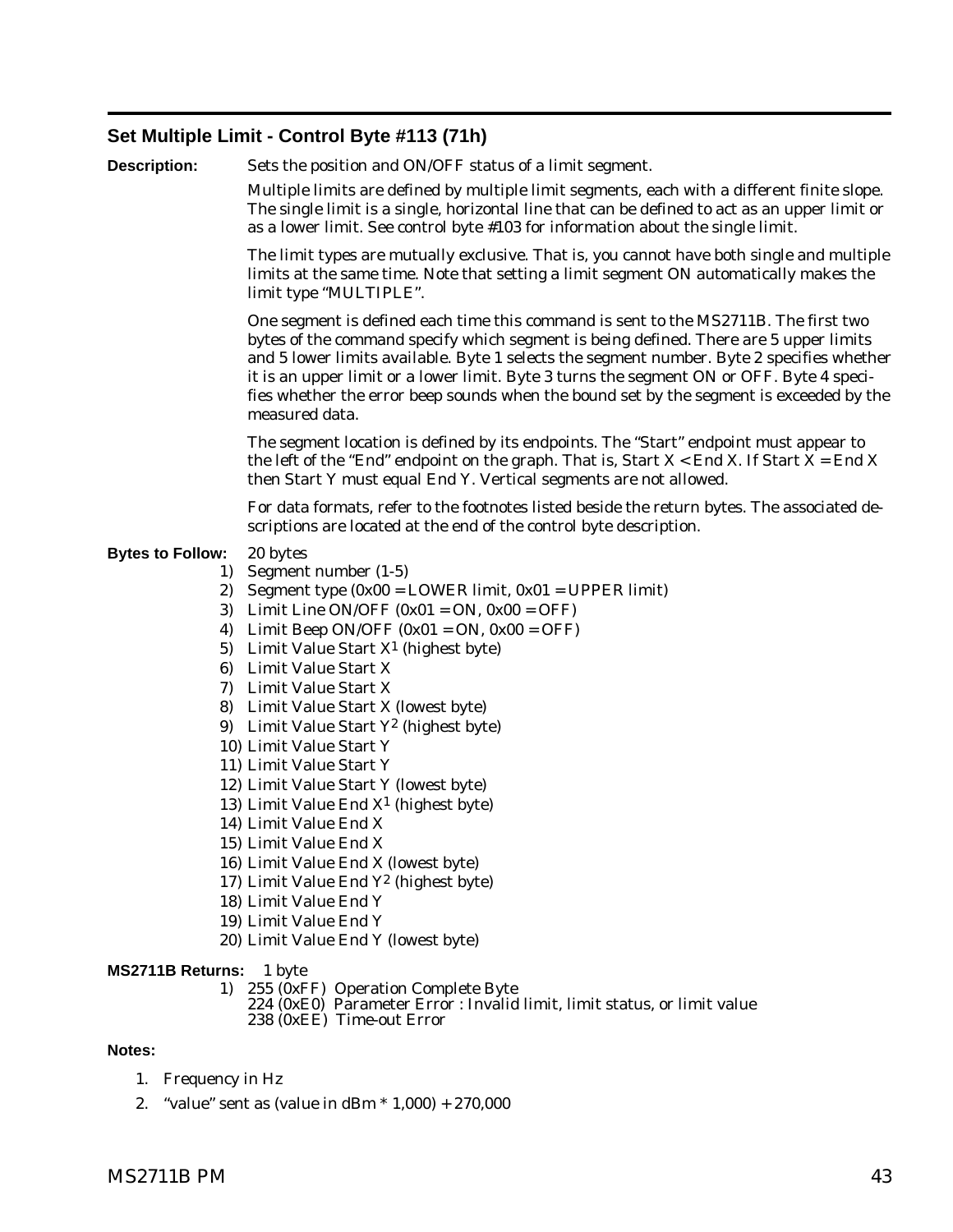## Set Multiple Limit - Control Byte #113 (71h)

**Description:** Sets the position and ON/OFF status of a limit segment.

Multiple limits are defined by multiple limit segments, each with a different finite slope. The single limit is a single, horizontal line that can be defined to act as an upper limit or as a lower limit. See control byte #103 for information about the single limit.

The limit types are mutually exclusive. That is, you cannot have both single and multiple limits at the same time. Note that setting a limit segment ON automatically makes the limit type "MULTIPLE".

One segment is defined each time this command is sent to the MS2711B. The first two bytes of the command specify which segment is being defined. There are 5 upper limits and 5 lower limits available. Byte 1 selects the segment number. Byte 2 specifies whether it is an upper limit or a lower limit. Byte 3 turns the segment ON or OFF. Byte 4 specifies whether the error beep sounds when the bound set by the segment is exceeded by the measured data.

The segment location is defined by its endpoints. The "Start" endpoint must appear to the left of the "End" endpoint on the graph. That is, Start X < End X. If Start X = End X then Start Y must equal End Y. Vertical segments are not allowed.

For data formats, refer to the footnotes listed beside the return bytes. The associated descriptions are located at the end of the control byte description.

**Bytes to Follow:** 20 bytes

1) Segment number (1-5)
2) Segment type (0x00 = LOWER limit, 0x01 = UPPER limit)
3) Limit Line ON/OFF (0x01 = ON, 0x00 = OFF)
4) Limit Beep ON/OFF (0x01 = ON, 0x00 = OFF)
5) Limit Value Start X[1] (highest byte)
6) Limit Value Start X
7) Limit Value Start X
8) Limit Value Start X (lowest byte)
9) Limit Value Start Y[2] (highest byte)
10) Limit Value Start Y
11) Limit Value Start Y
12) Limit Value Start Y (lowest byte)
13) Limit Value End X[1] (highest byte)
14) Limit Value End X
15) Limit Value End X
16) Limit Value End X (lowest byte)
17) Limit Value End Y[2] (highest byte)
18) Limit Value End Y
19) Limit Value End Y
20) Limit Value End Y (lowest byte)

**MS2711B Returns:** 1 byte

1) 255 (0xFF) Operation Complete Byte
   224 (0xE0) Parameter Error : Invalid limit, limit status, or limit value
   238 (0xEE) Time-out Error

**Notes:**

1. Frequency in Hz
2. "value" sent as (value in dBm * 1,000) + 270,000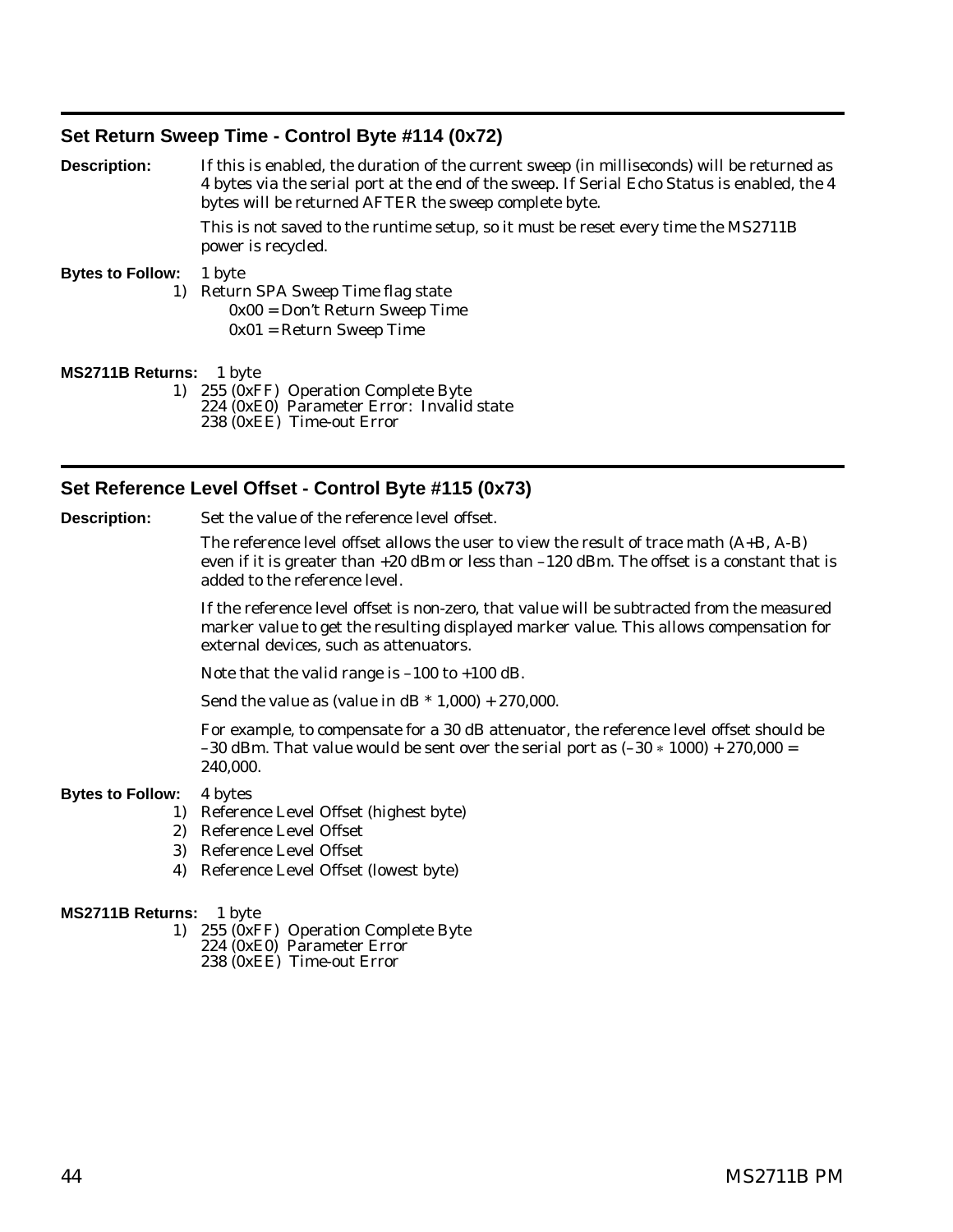## Set Return Sweep Time - Control Byte #114 (0x72)

**Description:** If this is enabled, the duration of the current sweep (in milliseconds) will be returned as 4 bytes via the serial port at the end of the sweep. If Serial Echo Status is enabled, the 4 bytes will be returned AFTER the sweep complete byte.

This is not saved to the runtime setup, so it must be reset every time the MS2711B power is recycled.

**Bytes to Follow:** 1 byte

1) Return SPA Sweep Time flag state
   - 0x00 = Don't Return Sweep Time
   - 0x01 = Return Sweep Time

**MS2711B Returns:** 1 byte

1) 255 (0xFF) Operation Complete Byte
   224 (0xE0) Parameter Error: Invalid state
   238 (0xEE) Time-out Error

## Set Reference Level Offset - Control Byte #115 (0x73)

**Description:** Set the value of the reference level offset.

The reference level offset allows the user to view the result of trace math (A+B, A-B) even if it is greater than +20 dBm or less than –120 dBm. The offset is a constant that is added to the reference level.

If the reference level offset is non-zero, that value will be subtracted from the measured marker value to get the resulting displayed marker value. This allows compensation for external devices, such as attenuators.

Note that the valid range is –100 to +100 dB.

Send the value as (value in dB * 1,000) + 270,000.

For example, to compensate for a 30 dB attenuator, the reference level offset should be –30 dBm. That value would be sent over the serial port as (–30 * 1000) + 270,000 = 240,000.

**Bytes to Follow:** 4 bytes

1) Reference Level Offset (highest byte)
2) Reference Level Offset
3) Reference Level Offset
4) Reference Level Offset (lowest byte)

**MS2711B Returns:** 1 byte

1) 255 (0xFF) Operation Complete Byte
   224 (0xE0) Parameter Error
   238 (0xEE) Time-out Error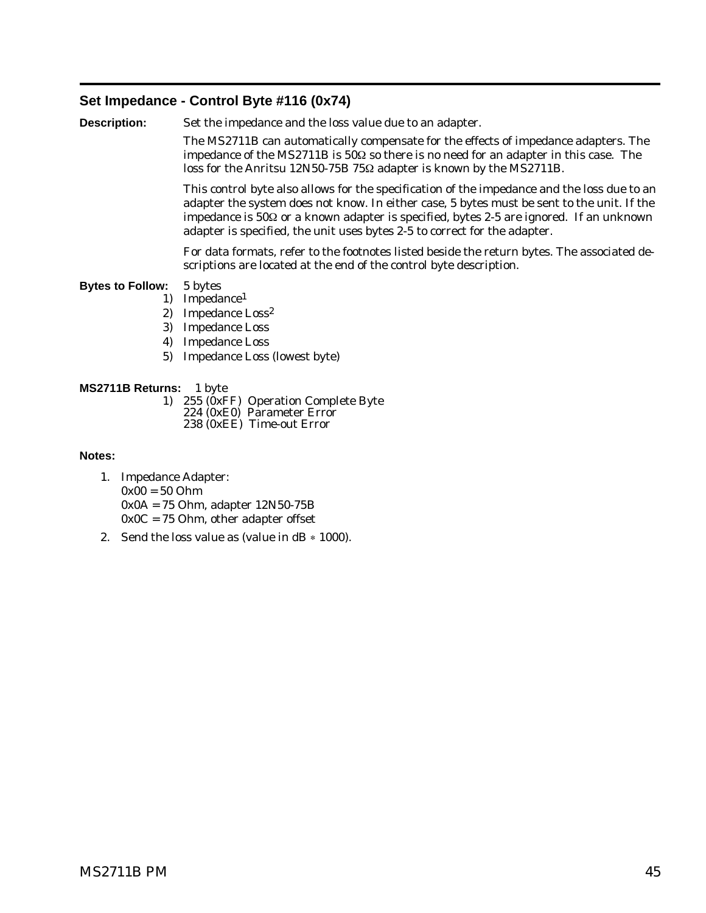## Set Impedance - Control Byte #116 (0x74)

**Description:** Set the impedance and the loss value due to an adapter.

The MS2711B can automatically compensate for the effects of impedance adapters. The impedance of the MS2711B is 50Ω so there is no need for an adapter in this case. The loss for the Anritsu 12N50-75B 75Ω adapter is known by the MS2711B.

This control byte also allows for the specification of the impedance and the loss due to an adapter the system does not know. In either case, 5 bytes must be sent to the unit. If the impedance is 50Ω or a known adapter is specified, bytes 2-5 are ignored. If an unknown adapter is specified, the unit uses bytes 2-5 to correct for the adapter.

For data formats, refer to the footnotes listed beside the return bytes. The associated descriptions are located at the end of the control byte description.

**Bytes to Follow:** 5 bytes

1) Impedance[1]
2) Impedance Loss[2]
3) Impedance Loss
4) Impedance Loss
5) Impedance Loss (lowest byte)

**MS2711B Returns:** 1 byte

1) 255 (0xFF) Operation Complete Byte
   224 (0xE0) Parameter Error
   238 (0xEE) Time-out Error

**Notes:**

1. Impedance Adapter:
   0x00 = 50 Ohm
   0x0A = 75 Ohm, adapter 12N50-75B
   0x0C = 75 Ohm, other adapter offset
2. Send the loss value as (value in dB ∗ 1000).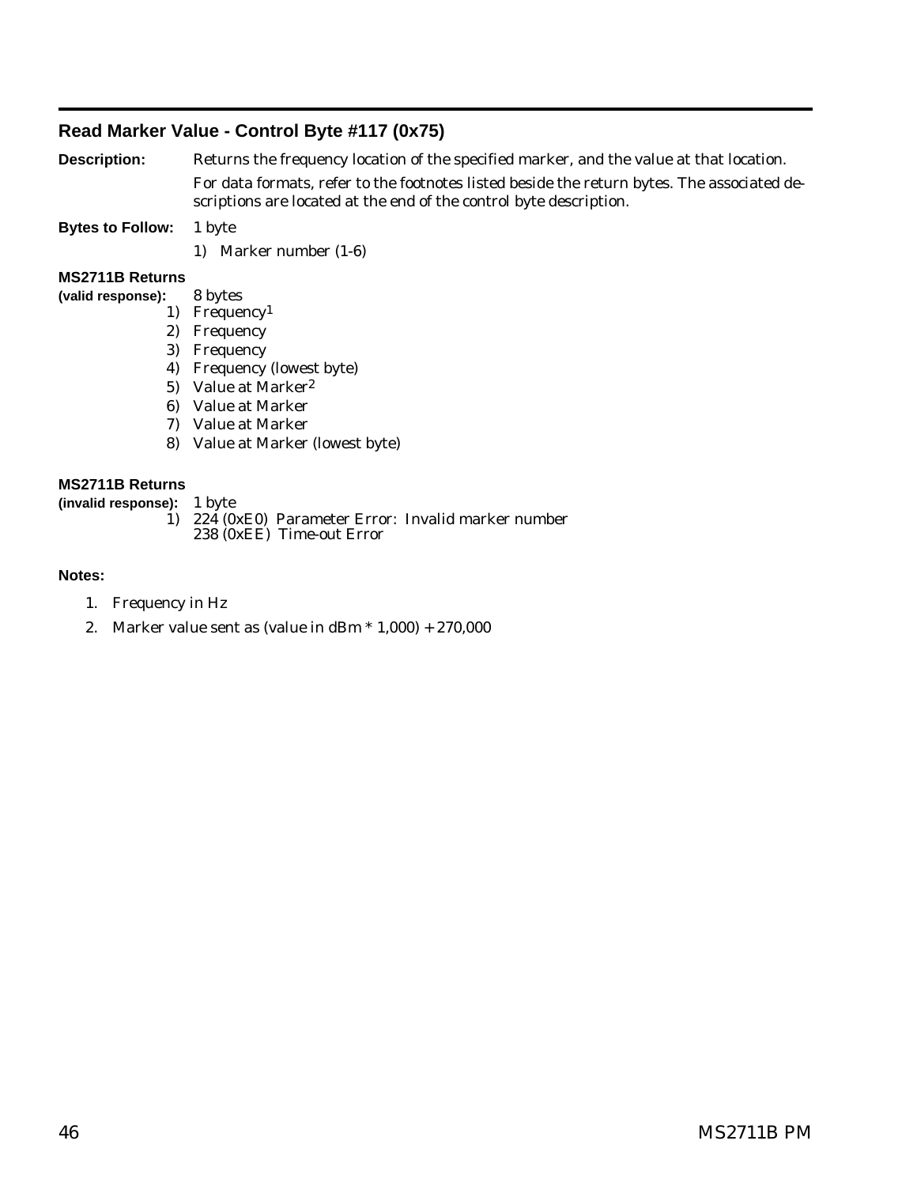## Read Marker Value - Control Byte #117 (0x75)

**Description:** Returns the frequency location of the specified marker, and the value at that location.

For data formats, refer to the footnotes listed beside the return bytes. The associated descriptions are located at the end of the control byte description.

**Bytes to Follow:** 1 byte

1) Marker number (1-6)

**MS2711B Returns (valid response):** 8 bytes

1) Frequency[1]
2) Frequency
3) Frequency
4) Frequency (lowest byte)
5) Value at Marker[2]
6) Value at Marker
7) Value at Marker
8) Value at Marker (lowest byte)

**MS2711B Returns (invalid response):** 1 byte

1) 224 (0xE0) Parameter Error: Invalid marker number
   238 (0xEE) Time-out Error

**Notes:**

1. Frequency in Hz
2. Marker value sent as (value in dBm * 1,000) + 270,000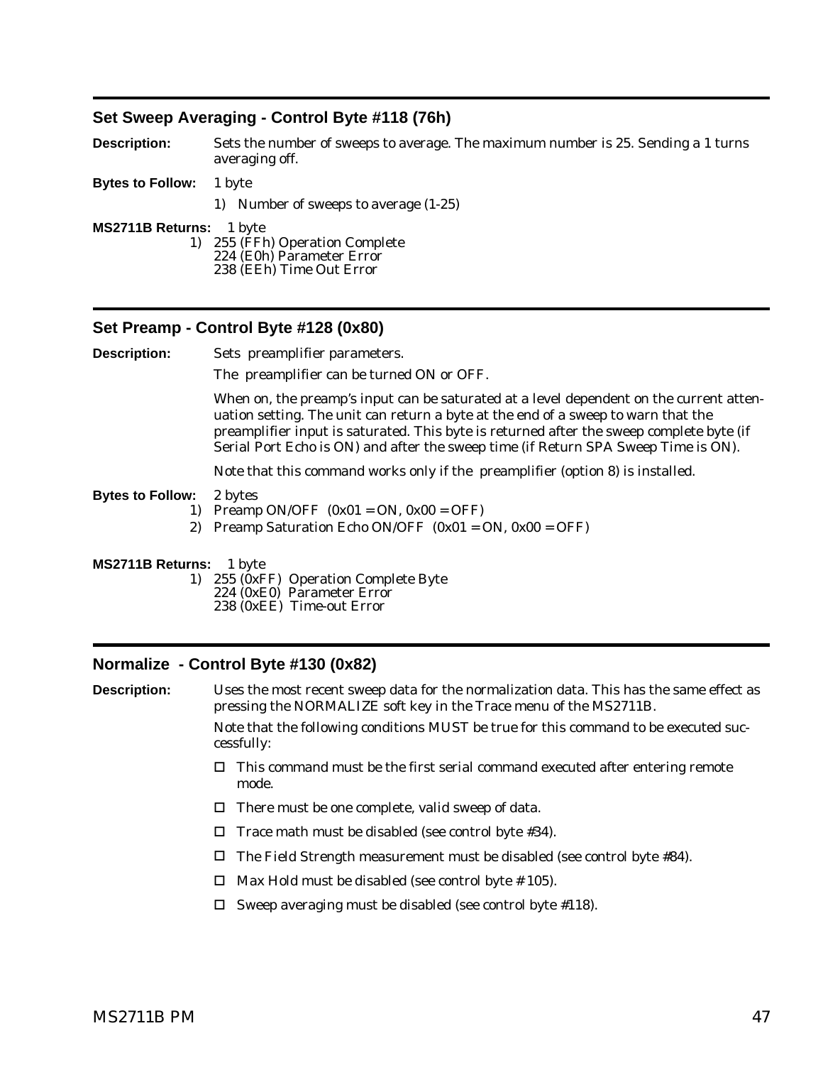## Set Sweep Averaging - Control Byte #118 (76h)

**Description:** Sets the number of sweeps to average. The maximum number is 25. Sending a 1 turns averaging off.

**Bytes to Follow:** 1 byte

1) Number of sweeps to average (1-25)

**MS2711B Returns:** 1 byte

1) 255 (FFh) Operation Complete
   224 (E0h) Parameter Error
   238 (EEh) Time Out Error

## Set Preamp - Control Byte #128 (0x80)

**Description:** Sets preamplifier parameters.

The preamplifier can be turned ON or OFF.

When on, the preamp's input can be saturated at a level dependent on the current attenuation setting. The unit can return a byte at the end of a sweep to warn that the preamplifier input is saturated. This byte is returned after the sweep complete byte (if Serial Port Echo is ON) and after the sweep time (if Return SPA Sweep Time is ON).

Note that this command works only if the preamplifier (option 8) is installed.

**Bytes to Follow:** 2 bytes

1) Preamp ON/OFF (0x01 = ON, 0x00 = OFF)
2) Preamp Saturation Echo ON/OFF (0x01 = ON, 0x00 = OFF)

**MS2711B Returns:** 1 byte

1) 255 (0xFF) Operation Complete Byte
   224 (0xE0) Parameter Error
   238 (0xEE) Time-out Error

## Normalize - Control Byte #130 (0x82)

**Description:** Uses the most recent sweep data for the normalization data. This has the same effect as pressing the NORMALIZE soft key in the Trace menu of the MS2711B.

Note that the following conditions MUST be true for this command to be executed successfully:

- This command must be the first serial command executed after entering remote mode.
- There must be one complete, valid sweep of data.
- Trace math must be disabled (see control byte #34).
- The Field Strength measurement must be disabled (see control byte #84).
- Max Hold must be disabled (see control byte # 105).
- Sweep averaging must be disabled (see control byte #118).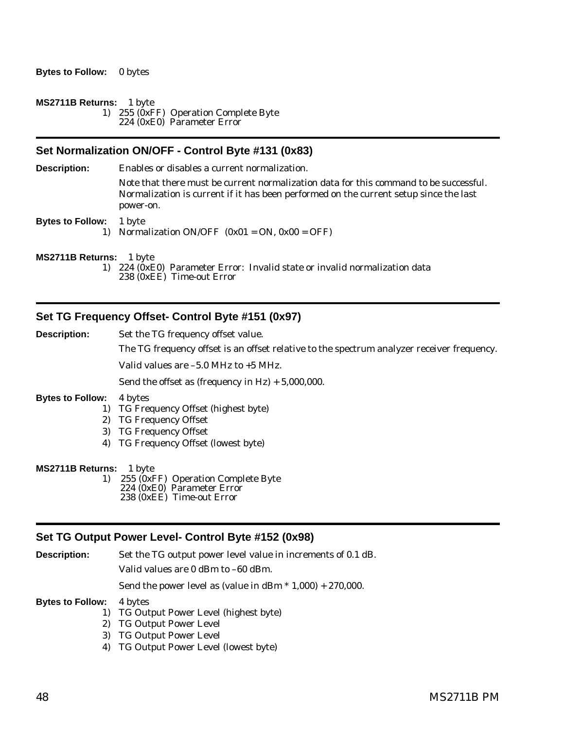**Bytes to Follow:** 0 bytes

**MS2711B Returns:** 1 byte

1) 255 (0xFF) Operation Complete Byte
   224 (0xE0) Parameter Error

---

## Set Normalization ON/OFF - Control Byte #131 (0x83)

**Description:** Enables or disables a current normalization.

Note that there must be current normalization data for this command to be successful. Normalization is current if it has been performed on the current setup since the last power-on.

**Bytes to Follow:** 1 byte

1) Normalization ON/OFF (0x01 = ON, 0x00 = OFF)

**MS2711B Returns:** 1 byte

1) 224 (0xE0) Parameter Error: Invalid state or invalid normalization data
   238 (0xEE) Time-out Error

---

## Set TG Frequency Offset- Control Byte #151 (0x97)

**Description:** Set the TG frequency offset value.

The TG frequency offset is an offset relative to the spectrum analyzer receiver frequency.

Valid values are –5.0 MHz to +5 MHz.

Send the offset as (frequency in Hz) + 5,000,000.

**Bytes to Follow:** 4 bytes

1) TG Frequency Offset (highest byte)
2) TG Frequency Offset
3) TG Frequency Offset
4) TG Frequency Offset (lowest byte)

**MS2711B Returns:** 1 byte

1) 255 (0xFF) Operation Complete Byte
   224 (0xE0) Parameter Error
   238 (0xEE) Time-out Error

---

## Set TG Output Power Level- Control Byte #152 (0x98)

**Description:** Set the TG output power level value in increments of 0.1 dB.

Valid values are 0 dBm to –60 dBm.

Send the power level as (value in dBm * 1,000) + 270,000.

**Bytes to Follow:** 4 bytes

1) TG Output Power Level (highest byte)
2) TG Output Power Level
3) TG Output Power Level
4) TG Output Power Level (lowest byte)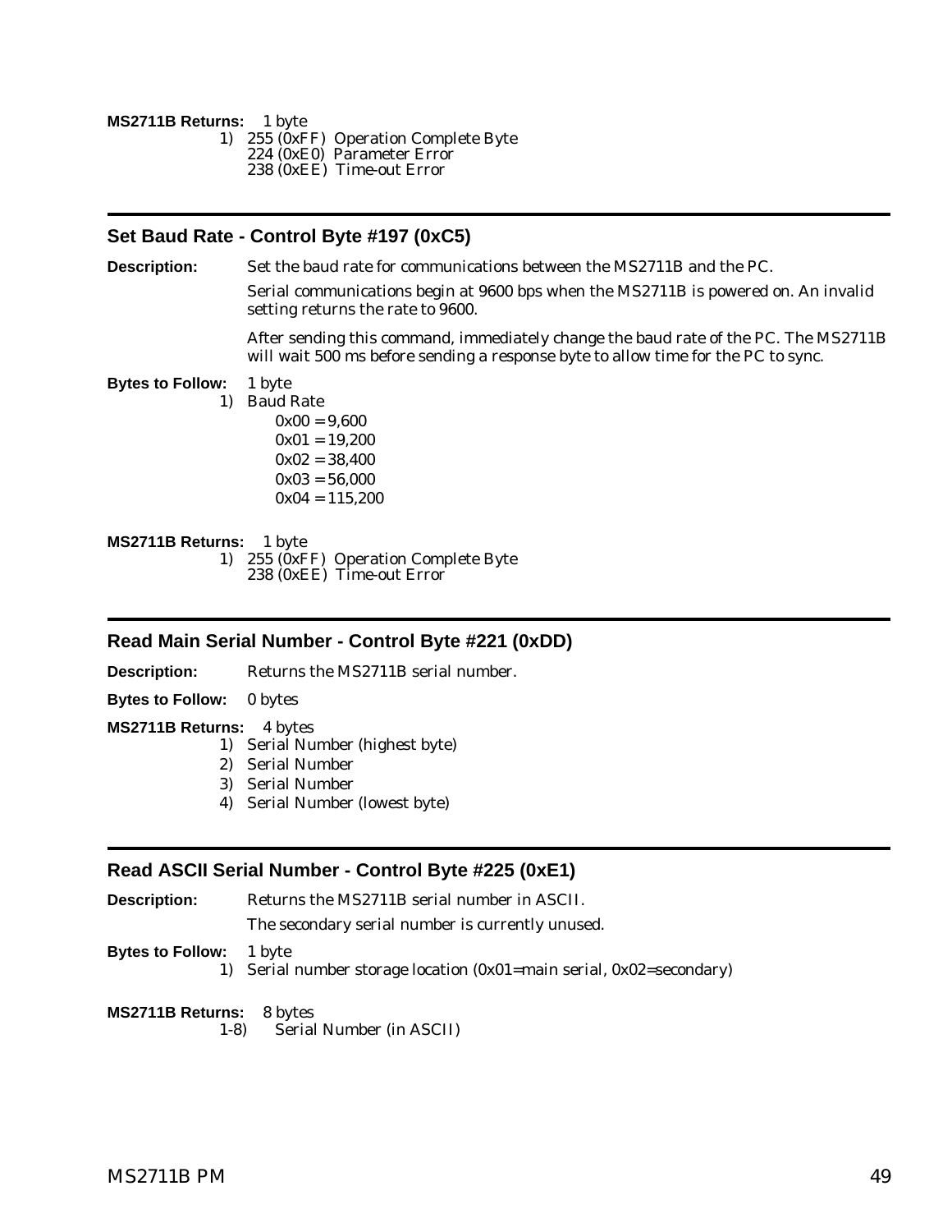**MS2711B Returns:** 1 byte

1) 255 (0xFF) Operation Complete Byte
   224 (0xE0) Parameter Error
   238 (0xEE) Time-out Error

## Set Baud Rate - Control Byte #197 (0xC5)

**Description:** Set the baud rate for communications between the MS2711B and the PC.

Serial communications begin at 9600 bps when the MS2711B is powered on. An invalid setting returns the rate to 9600.

After sending this command, immediately change the baud rate of the PC. The MS2711B will wait 500 ms before sending a response byte to allow time for the PC to sync.

**Bytes to Follow:** 1 byte

1) Baud Rate
   - 0x00 = 9,600
   - 0x01 = 19,200
   - 0x02 = 38,400
   - 0x03 = 56,000
   - 0x04 = 115,200

**MS2711B Returns:** 1 byte

1) 255 (0xFF) Operation Complete Byte
   238 (0xEE) Time-out Error

## Read Main Serial Number - Control Byte #221 (0xDD)

**Description:** Returns the MS2711B serial number.

**Bytes to Follow:** 0 bytes

**MS2711B Returns:** 4 bytes

1) Serial Number (highest byte)
2) Serial Number
3) Serial Number
4) Serial Number (lowest byte)

## Read ASCII Serial Number - Control Byte #225 (0xE1)

**Description:** Returns the MS2711B serial number in ASCII.

The secondary serial number is currently unused.

**Bytes to Follow:** 1 byte

1) Serial number storage location (0x01=main serial, 0x02=secondary)

**MS2711B Returns:** 8 bytes

1-8) Serial Number (in ASCII)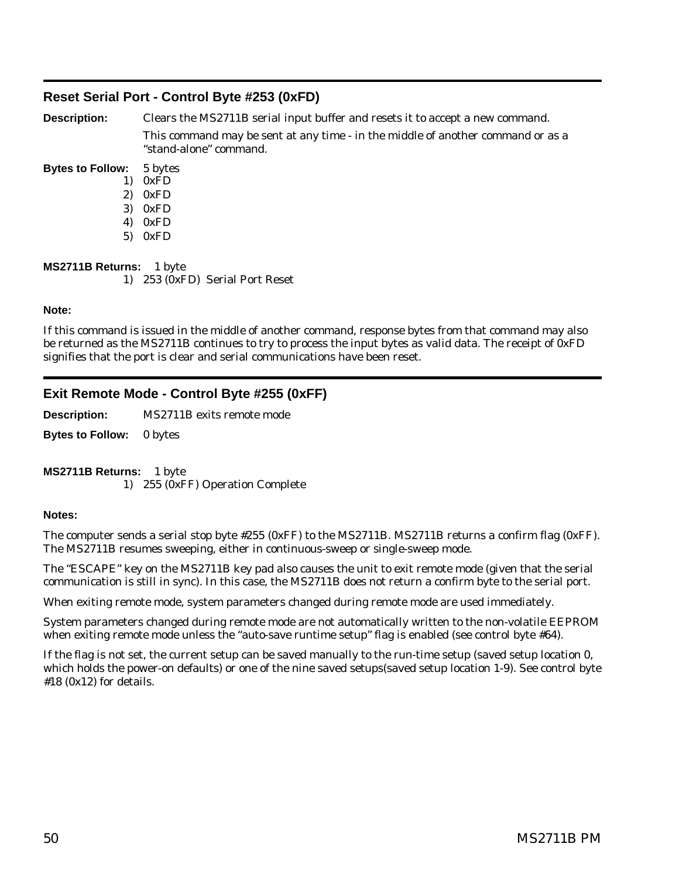## Reset Serial Port - Control Byte #253 (0xFD)

**Description:** Clears the MS2711B serial input buffer and resets it to accept a new command.

This command may be sent at any time - in the middle of another command or as a "stand-alone" command.

**Bytes to Follow:** 5 bytes

1) 0xFD
2) 0xFD
3) 0xFD
4) 0xFD
5) 0xFD

**MS2711B Returns:** 1 byte

1) 253 (0xFD) Serial Port Reset

**Note:**

If this command is issued in the middle of another command, response bytes from that command may also be returned as the MS2711B continues to try to process the input bytes as valid data. The receipt of 0xFD signifies that the port is clear and serial communications have been reset.

## Exit Remote Mode - Control Byte #255 (0xFF)

**Description:** MS2711B exits remote mode

**Bytes to Follow:** 0 bytes

**MS2711B Returns:** 1 byte

1) 255 (0xFF) Operation Complete

**Notes:**

The computer sends a serial stop byte #255 (0xFF) to the MS2711B. MS2711B returns a confirm flag (0xFF). The MS2711B resumes sweeping, either in continuous-sweep or single-sweep mode.

The "ESCAPE" key on the MS2711B key pad also causes the unit to exit remote mode (given that the serial communication is still in sync). In this case, the MS2711B does not return a confirm byte to the serial port.

When exiting remote mode, system parameters changed during remote mode are used immediately.

System parameters changed during remote mode are not automatically written to the non-volatile EEPROM when exiting remote mode unless the "auto-save runtime setup" flag is enabled (see control byte #64).

If the flag is not set, the current setup can be saved manually to the run-time setup (saved setup location 0, which holds the power-on defaults) or one of the nine saved setups(saved setup location 1-9). See control byte #18 (0x12) for details.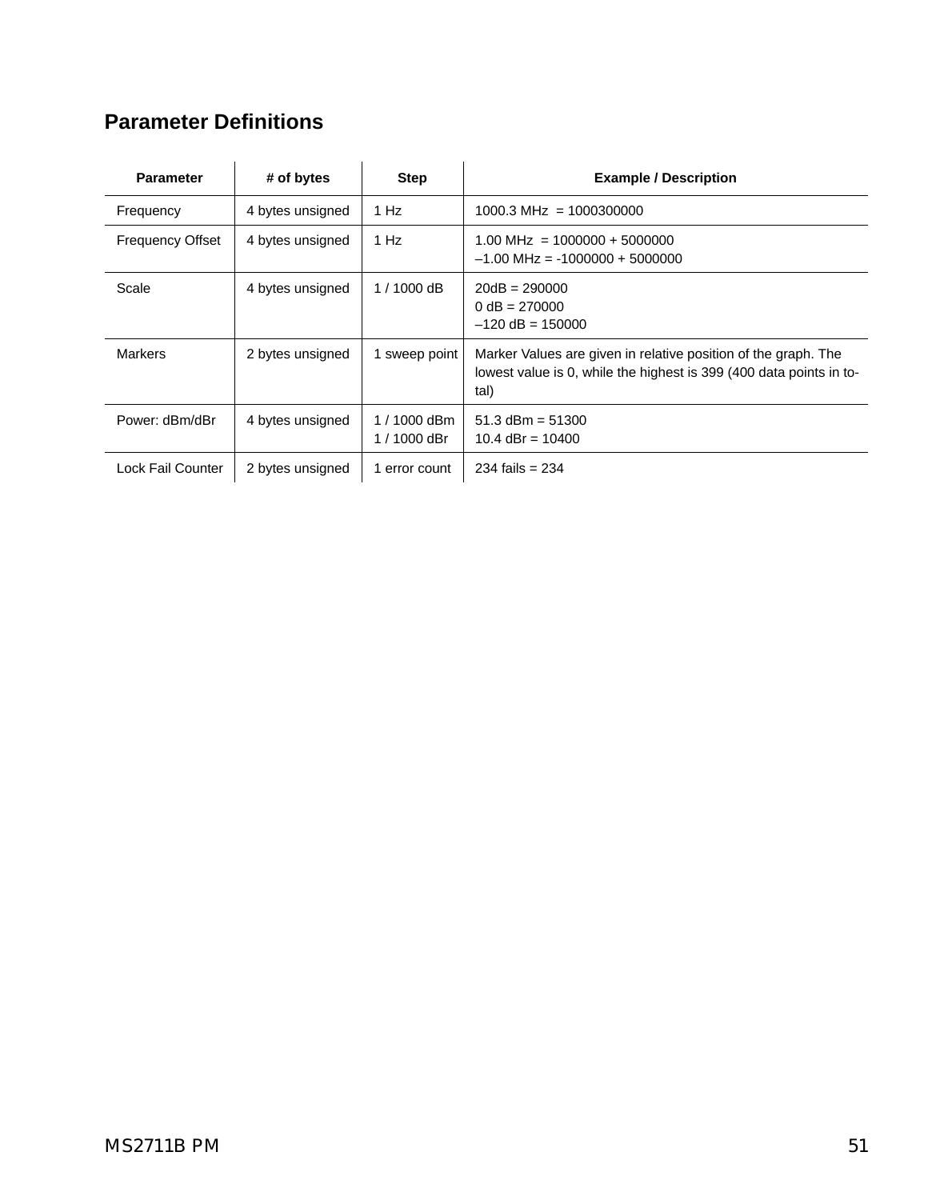## Parameter Definitions

| Parameter | # of bytes | Step | Example / Description |
|---|---|---|---|
| Frequency | 4 bytes unsigned | 1 Hz | 1000.3 MHz = 1000300000 |
| Frequency Offset | 4 bytes unsigned | 1 Hz | 1.00 MHz = 1000000 + 5000000<br>–1.00 MHz = -1000000 + 5000000 |
| Scale | 4 bytes unsigned | 1 / 1000 dB | 20dB = 290000<br>0 dB = 270000<br>–120 dB = 150000 |
| Markers | 2 bytes unsigned | 1 sweep point | Marker Values are given in relative position of the graph. The lowest value is 0, while the highest is 399 (400 data points in total) |
| Power: dBm/dBr | 4 bytes unsigned | 1 / 1000 dBm<br>1 / 1000 dBr | 51.3 dBm = 51300<br>10.4 dBr = 10400 |
| Lock Fail Counter | 2 bytes unsigned | 1 error count | 234 fails = 234 |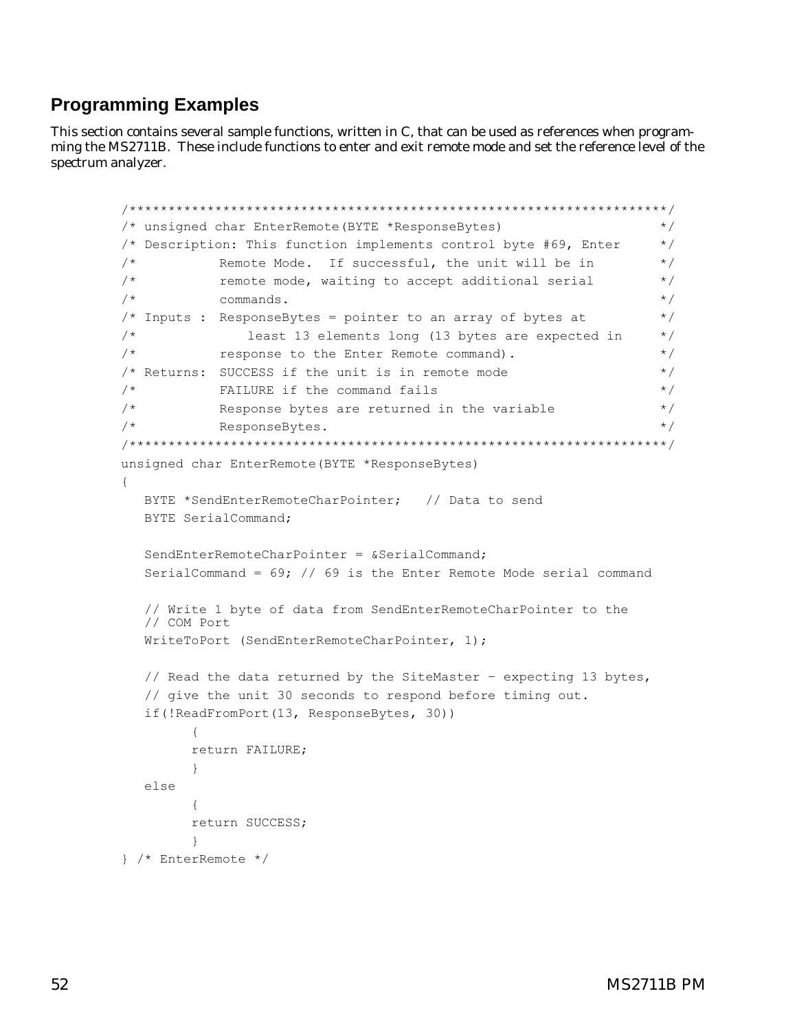## Programming Examples

This section contains several sample functions, written in C, that can be used as references when programming the MS2711B. These include functions to enter and exit remote mode and set the reference level of the spectrum analyzer.

```
/*******************************************************************/
/* unsigned char EnterRemote(BYTE *ResponseBytes)                  */
/* Description: This function implements control byte #69, Enter   */
/*           Remote Mode.  If successful, the unit will be in      */
/*           remote mode, waiting to accept additional serial      */
/*           commands.                                             */
/* Inputs :  ResponseBytes = pointer to an array of bytes at       */
/*              least 13 elements long (13 bytes are expected in   */
/*           response to the Enter Remote command).                */
/* Returns:  SUCCESS if the unit is in remote mode                 */
/*           FAILURE if the command fails                          */
/*           Response bytes are returned in the variable           */
/*           ResponseBytes.                                        */
/*******************************************************************/
unsigned char EnterRemote(BYTE *ResponseBytes)
{
   BYTE *SendEnterRemoteCharPointer;   // Data to send
   BYTE SerialCommand;

   SendEnterRemoteCharPointer = &SerialCommand;
   SerialCommand = 69; // 69 is the Enter Remote Mode serial command

   // Write 1 byte of data from SendEnterRemoteCharPointer to the
   // COM Port
   WriteToPort (SendEnterRemoteCharPointer, 1);

   // Read the data returned by the SiteMaster - expecting 13 bytes,
   // give the unit 30 seconds to respond before timing out.
   if(!ReadFromPort(13, ResponseBytes, 30))
         {
         return FAILURE;
         }
   else
         {
         return SUCCESS;
         }
} /* EnterRemote */
```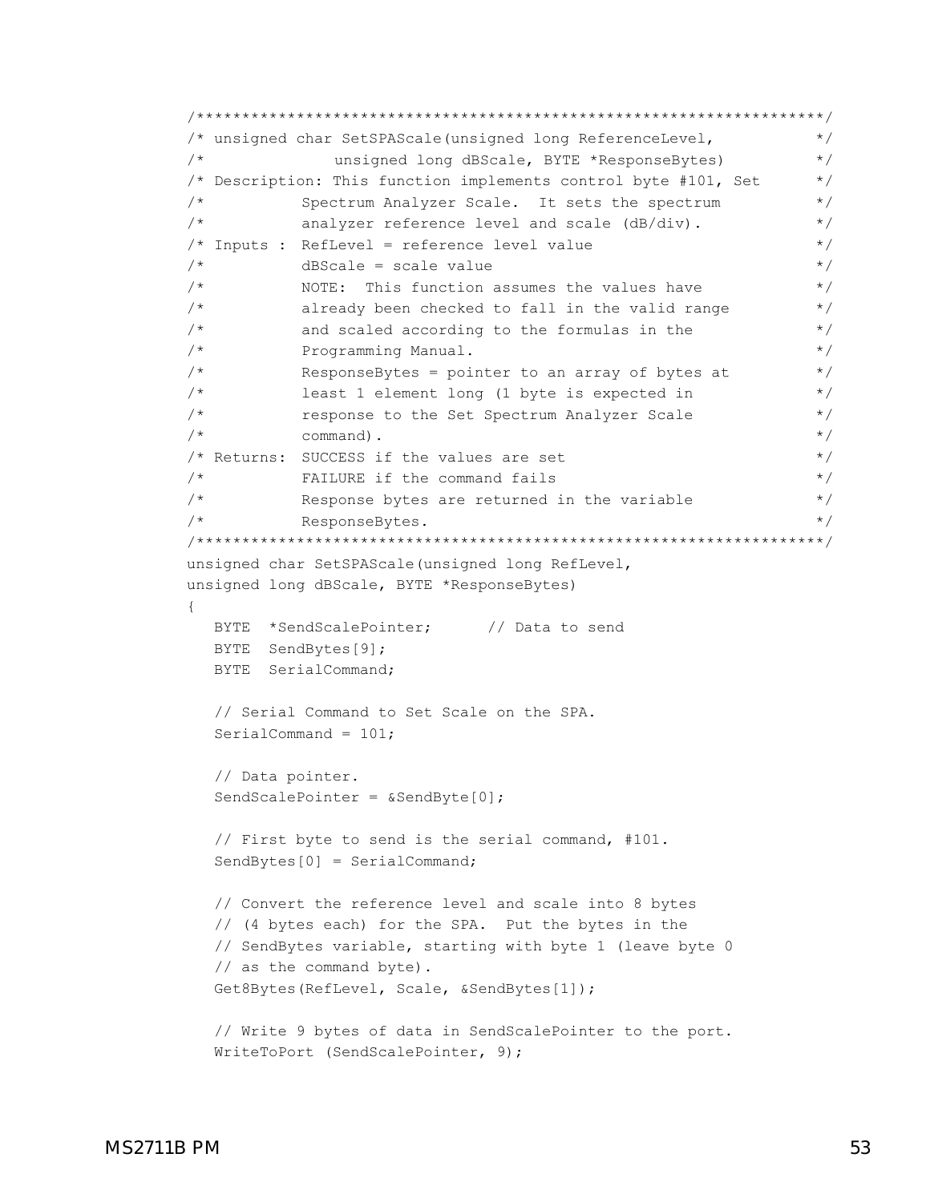```
/*******************************************************************/
/* unsigned char SetSPAScale(unsigned long ReferenceLevel,         */
/*              unsigned long dBScale, BYTE *ResponseBytes)        */
/* Description: This function implements control byte #101, Set    */
/*          Spectrum Analyzer Scale.  It sets the spectrum         */
/*          analyzer reference level and scale (dB/div).           */
/* Inputs :  RefLevel = reference level value                      */
/*          dBScale = scale value                                  */
/*          NOTE:  This function assumes the values have           */
/*          already been checked to fall in the valid range        */
/*          and scaled according to the formulas in the            */
/*          Programming Manual.                                    */
/*          ResponseBytes = pointer to an array of bytes at        */
/*          least 1 element long (1 byte is expected in            */
/*          response to the Set Spectrum Analyzer Scale            */
/*          command).                                              */
/* Returns:  SUCCESS if the values are set                         */
/*          FAILURE if the command fails                           */
/*          Response bytes are returned in the variable            */
/*          ResponseBytes.                                         */
/*******************************************************************/
unsigned char SetSPAScale(unsigned long RefLevel,
unsigned long dBScale, BYTE *ResponseBytes)
{
   BYTE  *SendScalePointer;      // Data to send
   BYTE  SendBytes[9];
   BYTE  SerialCommand;

   // Serial Command to Set Scale on the SPA.
   SerialCommand = 101;

   // Data pointer.
   SendScalePointer = &SendByte[0];

   // First byte to send is the serial command, #101.
   SendBytes[0] = SerialCommand;

   // Convert the reference level and scale into 8 bytes
   // (4 bytes each) for the SPA.  Put the bytes in the
   // SendBytes variable, starting with byte 1 (leave byte 0
   // as the command byte).
   Get8Bytes(RefLevel, Scale, &SendBytes[1]);

   // Write 9 bytes of data in SendScalePointer to the port.
   WriteToPort (SendScalePointer, 9);
```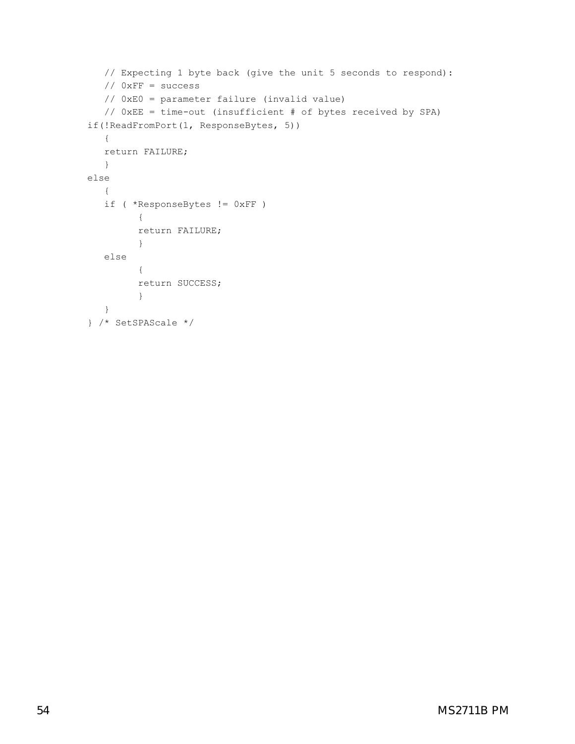```
   // Expecting 1 byte back (give the unit 5 seconds to respond):
   // 0xFF = success
   // 0xE0 = parameter failure (invalid value)
   // 0xEE = time-out (insufficient # of bytes received by SPA)
if(!ReadFromPort(1, ResponseBytes, 5))
   {
   return FAILURE;
   }
else
   {
   if ( *ResponseBytes != 0xFF )
         {
         return FAILURE;
         }
   else
         {
         return SUCCESS;
         }
   }
} /* SetSPAScale */
```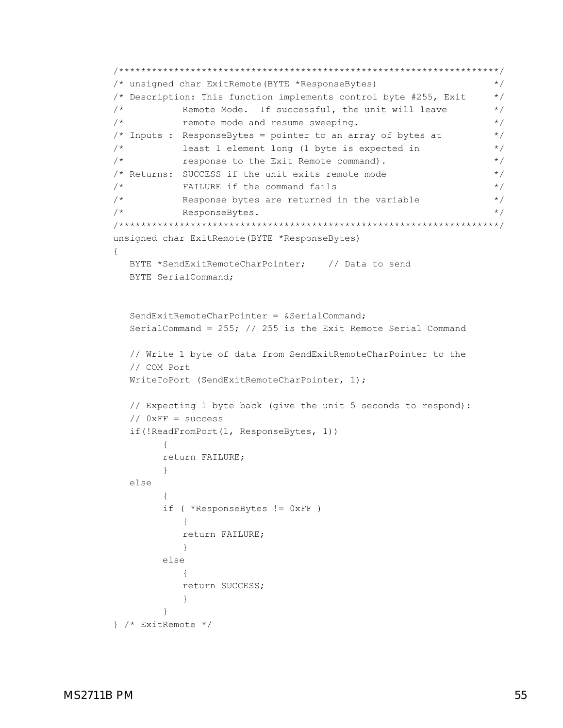```
/*******************************************************************/
/* unsigned char ExitRemote(BYTE *ResponseBytes)                   */
/* Description: This function implements control byte #255, Exit   */
/*          Remote Mode.  If successful, the unit will leave       */
/*          remote mode and resume sweeping.                       */
/* Inputs :  ResponseBytes = pointer to an array of bytes at       */
/*          least 1 element long (1 byte is expected in            */
/*          response to the Exit Remote command).                  */
/* Returns:  SUCCESS if the unit exits remote mode                 */
/*          FAILURE if the command fails                           */
/*          Response bytes are returned in the variable            */
/*          ResponseBytes.                                         */
/*******************************************************************/
unsigned char ExitRemote(BYTE *ResponseBytes)
{
   BYTE *SendExitRemoteCharPointer;    // Data to send
   BYTE SerialCommand;


   SendExitRemoteCharPointer = &SerialCommand;
   SerialCommand = 255; // 255 is the Exit Remote Serial Command

   // Write 1 byte of data from SendExitRemoteCharPointer to the
   // COM Port
   WriteToPort (SendExitRemoteCharPointer, 1);

   // Expecting 1 byte back (give the unit 5 seconds to respond):
   // 0xFF = success
   if(!ReadFromPort(1, ResponseBytes, 1))
         {
         return FAILURE;
         }
   else
         {
         if ( *ResponseBytes != 0xFF )
            {
            return FAILURE;
            }
         else
            {
            return SUCCESS;
            }
         }
} /* ExitRemote */
```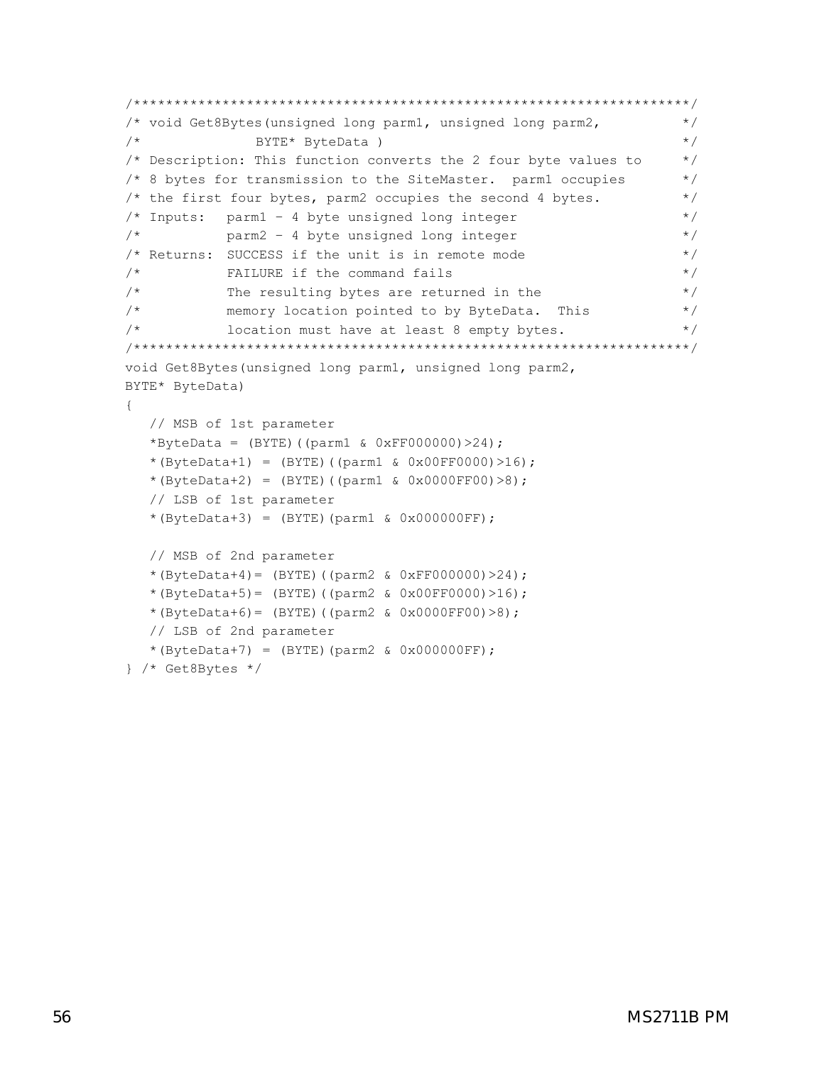```
/*******************************************************************/
/* void Get8Bytes(unsigned long parm1, unsigned long parm2,         */
/*              BYTE* ByteData )                                    */
/* Description: This function converts the 2 four byte values to    */
/* 8 bytes for transmission to the SiteMaster.  parm1 occupies      */
/* the first four bytes, parm2 occupies the second 4 bytes.         */
/* Inputs:   parm1 - 4 byte unsigned long integer                   */
/*           parm2 - 4 byte unsigned long integer                   */
/* Returns:  SUCCESS if the unit is in remote mode                  */
/*           FAILURE if the command fails                           */
/*           The resulting bytes are returned in the                */
/*           memory location pointed to by ByteData.  This          */
/*           location must have at least 8 empty bytes.             */
/*******************************************************************/
void Get8Bytes(unsigned long parm1, unsigned long parm2,
BYTE* ByteData)
{
   // MSB of 1st parameter
   *ByteData = (BYTE)((parm1 & 0xFF000000)>24);
   *(ByteData+1) = (BYTE)((parm1 & 0x00FF0000)>16);
   *(ByteData+2) = (BYTE)((parm1 & 0x0000FF00)>8);
   // LSB of 1st parameter
   *(ByteData+3) = (BYTE)(parm1 & 0x000000FF);

   // MSB of 2nd parameter
   *(ByteData+4)= (BYTE)((parm2 & 0xFF000000)>24);
   *(ByteData+5)= (BYTE)((parm2 & 0x00FF0000)>16);
   *(ByteData+6)= (BYTE)((parm2 & 0x0000FF00)>8);
   // LSB of 2nd parameter
   *(ByteData+7) = (BYTE)(parm2 & 0x000000FF);
} /* Get8Bytes */
```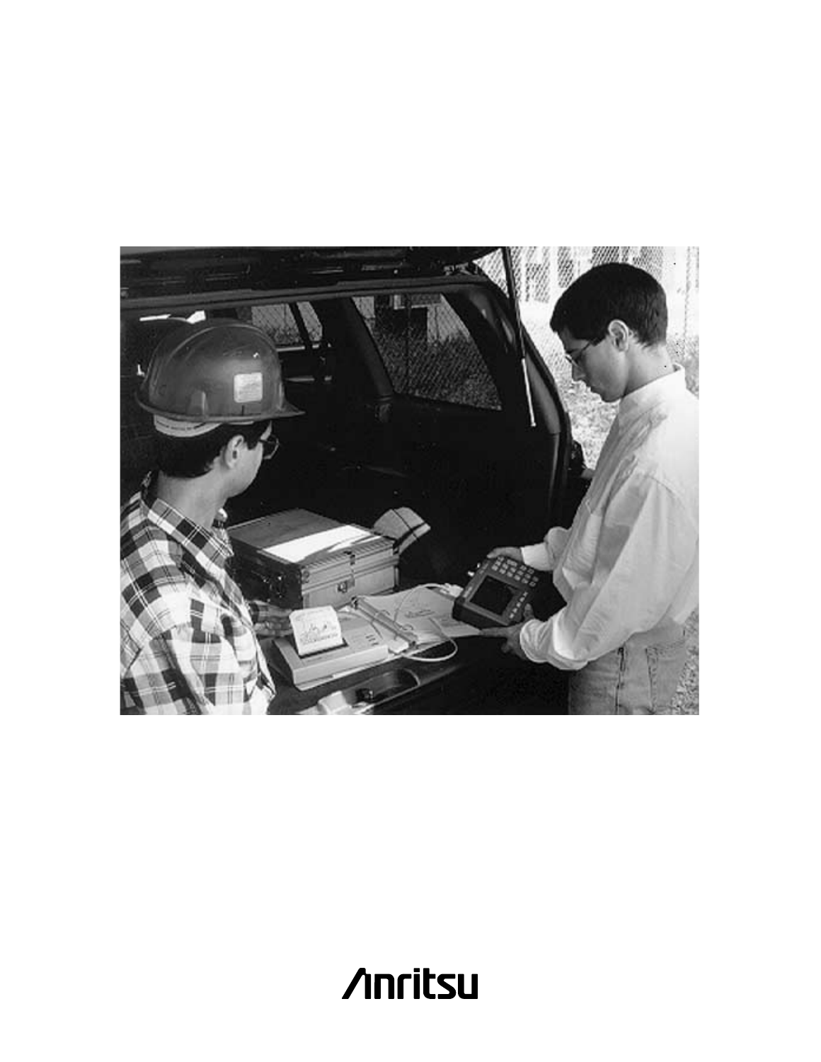Anritsu